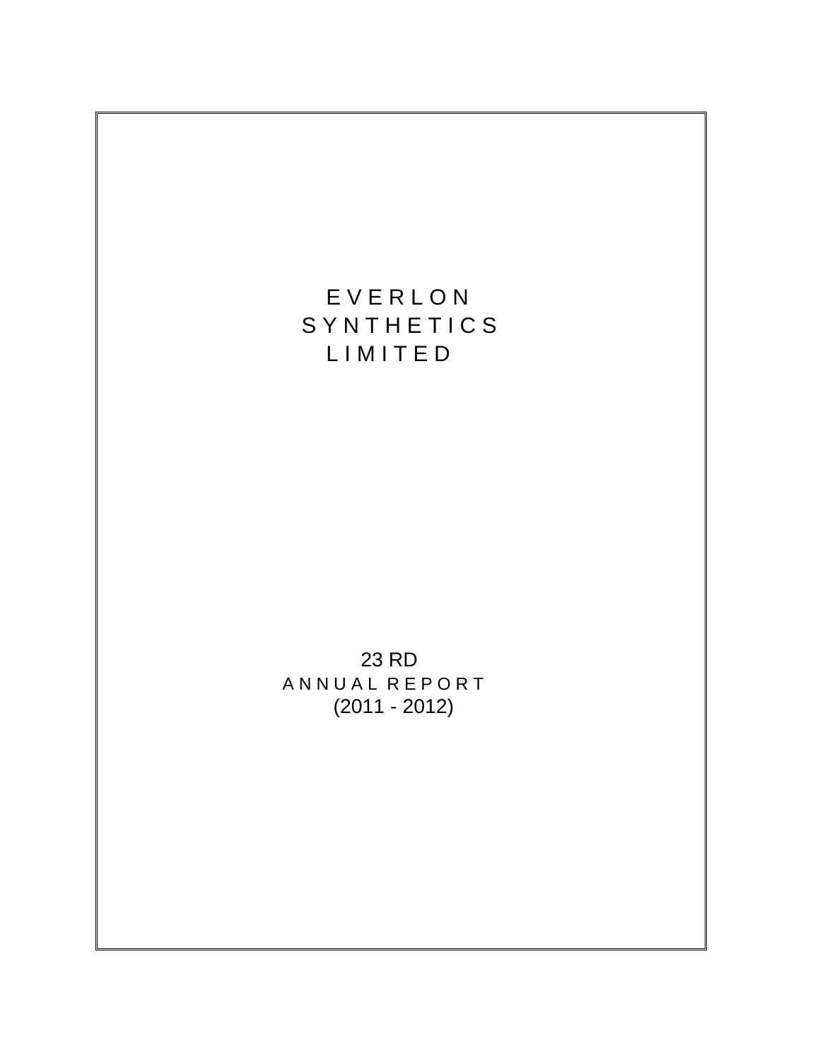# EVERLON SYNTHETICS LIMITED

23 RD

ANNUAL REPORT

(2011 - 2012)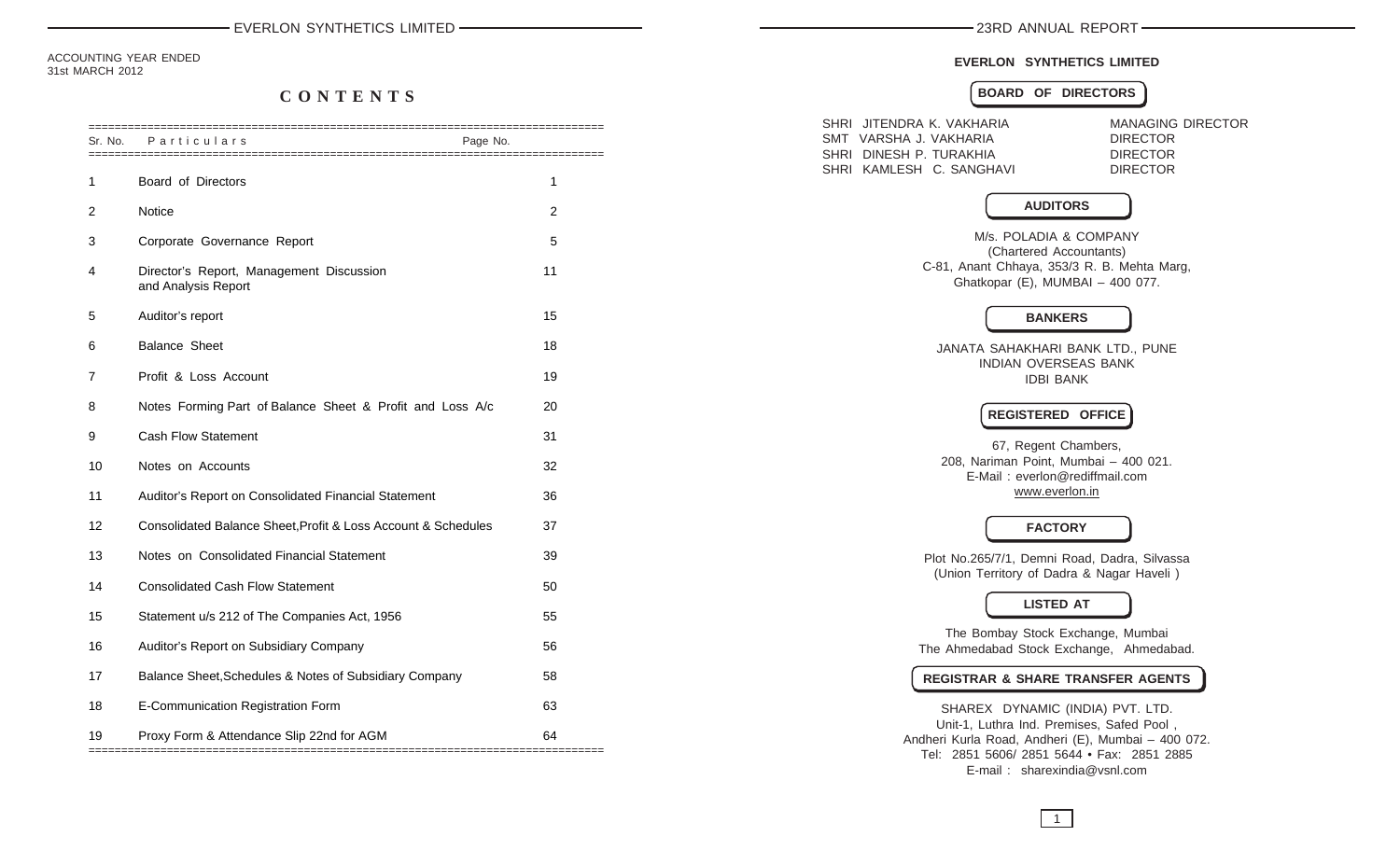ACCOUNTING YEAR ENDED
31st MARCH 2012

# CONTENTS

| Sr. No. | Particulars | Page No. |
|---|---|---|
| 1 | Board of Directors | 1 |
| 2 | Notice | 2 |
| 3 | Corporate Governance Report | 5 |
| 4 | Director's Report, Management Discussion and Analysis Report | 11 |
| 5 | Auditor's report | 15 |
| 6 | Balance Sheet | 18 |
| 7 | Profit & Loss Account | 19 |
| 8 | Notes Forming Part of Balance Sheet & Profit and Loss A/c | 20 |
| 9 | Cash Flow Statement | 31 |
| 10 | Notes on Accounts | 32 |
| 11 | Auditor's Report on Consolidated Financial Statement | 36 |
| 12 | Consolidated Balance Sheet,Profit & Loss Account & Schedules | 37 |
| 13 | Notes on Consolidated Financial Statement | 39 |
| 14 | Consolidated Cash Flow Statement | 50 |
| 15 | Statement u/s 212 of The Companies Act, 1956 | 55 |
| 16 | Auditor's Report on Subsidiary Company | 56 |
| 17 | Balance Sheet,Schedules & Notes of Subsidiary Company | 58 |
| 18 | E-Communication Registration Form | 63 |
| 19 | Proxy Form & Attendance Slip 22nd for AGM | 64 |

## EVERLON SYNTHETICS LIMITED

### BOARD OF DIRECTORS

| | |
|---|---|
| SHRI JITENDRA K. VAKHARIA | MANAGING DIRECTOR |
| SMT VARSHA J. VAKHARIA | DIRECTOR |
| SHRI DINESH P. TURAKHIA | DIRECTOR |
| SHRI KAMLESH C. SANGHAVI | DIRECTOR |

### AUDITORS

M/s. POLADIA & COMPANY
(Chartered Accountants)
C-81, Anant Chhaya, 353/3 R. B. Mehta Marg,
Ghatkopar (E), MUMBAI – 400 077.

### BANKERS

JANATA SAHAKHARI BANK LTD., PUNE
INDIAN OVERSEAS BANK
IDBI BANK

### REGISTERED OFFICE

67, Regent Chambers,
208, Nariman Point, Mumbai – 400 021.
E-Mail : everlon@rediffmail.com
www.everlon.in

### FACTORY

Plot No.265/7/1, Demni Road, Dadra, Silvassa
(Union Territory of Dadra & Nagar Haveli )

### LISTED AT

The Bombay Stock Exchange, Mumbai
The Ahmedabad Stock Exchange, Ahmedabad.

### REGISTRAR & SHARE TRANSFER AGENTS

SHAREX DYNAMIC (INDIA) PVT. LTD.
Unit-1, Luthra Ind. Premises, Safed Pool ,
Andheri Kurla Road, Andheri (E), Mumbai – 400 072.
Tel: 2851 5606/ 2851 5644 • Fax: 2851 2885
E-mail : sharexindia@vsnl.com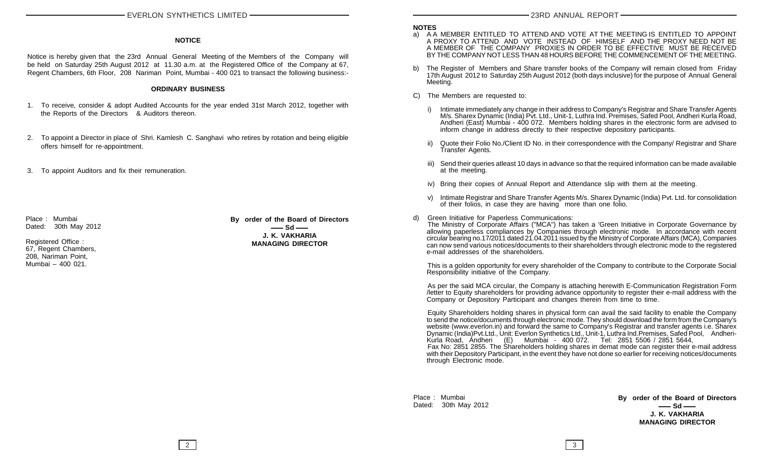## NOTICE

Notice is hereby given that the 23rd Annual General Meeting of the Members of the Company will be held on Saturday 25th August 2012 at 11.30 a.m. at the Registered Office of the Company at 67, Regent Chambers, 6th Floor, 208 Nariman Point, Mumbai - 400 021 to transact the following business:-

### ORDINARY BUSINESS

1. To receive, consider & adopt Audited Accounts for the year ended 31st March 2012, together with the Reports of the Directors & Auditors thereon.

2. To appoint a Director in place of Shri. Kamlesh C. Sanghavi who retires by rotation and being eligible offers himself for re-appointment.

3. To appoint Auditors and fix their remuneration.

Place : Mumbai
Dated: 30th May 2012

Registered Office :
67, Regent Chambers,
208, Nariman Point,
Mumbai – 400 021.

**By order of the Board of Directors**
**—— Sd ——**
**J. K. VAKHARIA**
**MANAGING DIRECTOR**

**NOTES**

a) A A MEMBER ENTITLED TO ATTEND AND VOTE AT THE MEETING IS ENTITLED TO APPOINT A PROXY TO ATTEND AND VOTE INSTEAD OF HIMSELF AND THE PROXY NEED NOT BE A MEMBER OF THE COMPANY PROXIES IN ORDER TO BE EFFECTIVE MUST BE RECEIVED BY THE COMPANY NOT LESS THAN 48 HOURS BEFORE THE COMMENCEMENT OF THE MEETING.

b) The Register of Members and Share transfer books of the Company will remain closed from Friday 17th August 2012 to Saturday 25th August 2012 (both days inclusive) for the purpose of Annual General Meeting.

C) The Members are requested to:

   i) Intimate immediately any change in their address to Company's Registrar and Share Transfer Agents M/s. Sharex Dynamic (India) Pvt. Ltd., Unit-1, Luthra Ind. Premises, Safed Pool, Andheri Kurla Road, Andheri (East) Mumbai - 400 072. Members holding shares in the electronic form are advised to inform change in address directly to their respective depository participants.

   ii) Quote their Folio No./Client ID No. in their correspondence with the Company/ Registrar and Share Transfer Agents.

   iii) Send their queries atleast 10 days in advance so that the required information can be made available at the meeting.

   iv) Bring their copies of Annual Report and Attendance slip with them at the meeting.

   v) Intimate Registrar and Share Transfer Agents M/s. Sharex Dynamic (India) Pvt. Ltd. for consolidation of their folios, in case they are having more than one folio.

d) Green Initiative for Paperless Communications:

   The Ministry of Corporate Affairs ("MCA") has taken a 'Green Initiative in Corporate Governance by allowing paperless compliances by Companies through electronic mode. In accordance with recent circular bearing no.17/2011 dated 21.04.2011 issued by the Ministry of Corporate Affairs (MCA), Companies can now send various notices/documents to their shareholders through electronic mode to the registered e-mail addresses of the shareholders.

   This is a golden opportunity for every shareholder of the Company to contribute to the Corporate Social Responsibility initiative of the Company.

   As per the said MCA circular, the Company is attaching herewith E-Communication Registration Form /letter to Equity shareholders for providing advance opportunity to register their e-mail address with the Company or Depository Participant and changes therein from time to time.

   Equity Shareholders holding shares in physical form can avail the said facility to enable the Company to send the notice/documents through electronic mode. They should download the form from the Company's website (www.everlon.in) and forward the same to Company's Registrar and transfer agents i.e. Sharex Dynamic (India)Pvt.Ltd., Unit: Everlon Synthetics Ltd., Unit-1, Luthra Ind.Premises, Safed Pool, Andheri-Kurla Road, Andheri (E) Mumbai - 400 072. Tel: 2851 5506 / 2851 5644, Fax No: 2851 2855. The Shareholders holding shares in demat mode can register their e-mail address with their Depository Participant, in the event they have not done so earlier for receiving notices/documents through Electronic mode.

Place : Mumbai
Dated: 30th May 2012

**By order of the Board of Directors**
**—— Sd ——**
**J. K. VAKHARIA**
**MANAGING DIRECTOR**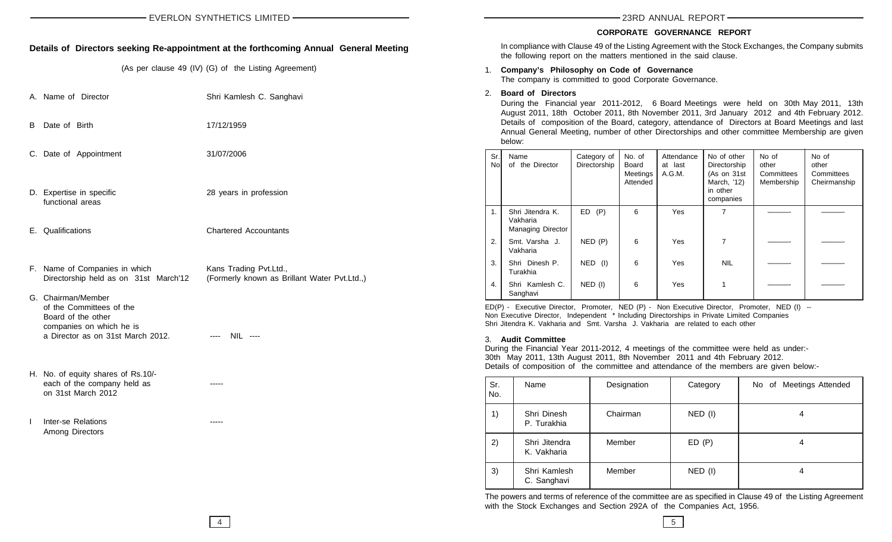## Details of Directors seeking Re-appointment at the forthcoming Annual General Meeting

(As per clause 49 (IV) (G) of the Listing Agreement)

| | |
|---|---|
| A. Name of Director | Shri Kamlesh C. Sanghavi |
| B Date of Birth | 17/12/1959 |
| C. Date of Appointment | 31/07/2006 |
| D. Expertise in specific functional areas | 28 years in profession |
| E. Qualifications | Chartered Accountants |
| F. Name of Companies in which Directorship held as on 31st March'12 | Kans Trading Pvt.Ltd., (Formerly known as Brillant Water Pvt.Ltd.,) |
| G. Chairman/Member of the Committees of the Board of the other companies on which he is a Director as on 31st March 2012. | ---- NIL ---- |
| H. No. of equity shares of Rs.10/- each of the company held as on 31st March 2012 | ----- |
| I Inter-se Relations Among Directors | ----- |

## CORPORATE GOVERNANCE REPORT

In compliance with Clause 49 of the Listing Agreement with the Stock Exchanges, the Company submits the following report on the matters mentioned in the said clause.

1. **Company's Philosophy on Code of Governance**

   The company is committed to good Corporate Governance.

2. **Board of Directors**

   During the Financial year 2011-2012, 6 Board Meetings were held on 30th May 2011, 13th August 2011, 18th October 2011, 8th November 2011, 3rd January 2012 and 4th February 2012. Details of composition of the Board, category, attendance of Directors at Board Meetings and last Annual General Meeting, number of other Directorships and other committee Membership are given below:

| Sr. No | Name of the Director | Category of Directorship | No. of Board Meetings Attended | Attendance at last A.G.M. | No of other Directorship (As on 31st March, '12) in other companies | No of other Committees Membership | No of other Committees Cheirmanship |
|---|---|---|---|---|---|---|---|
| 1. | Shri Jitendra K. Vakharia Managing Director | ED (P) | 6 | Yes | 7 | ———- | ———- |
| 2. | Smt. Varsha J. Vakharia | NED (P) | 6 | Yes | 7 | ———- | ———- |
| 3. | Shri Dinesh P. Turakhia | NED (I) | 6 | Yes | NIL | ———- | ———- |
| 4. | Shri Kamlesh C. Sanghavi | NED (I) | 6 | Yes | 1 | ———- | ———- |

ED(P) - Executive Director, Promoter, NED (P) - Non Executive Director, Promoter, NED (I) -- Non Executive Director, Independent * Including Directorships in Private Limited Companies
Shri Jitendra K. Vakharia and Smt. Varsha J. Vakharia are related to each other

3. **Audit Committee**

During the Financial Year 2011-2012, 4 meetings of the committee were held as under:-
30th May 2011, 13th August 2011, 8th November 2011 and 4th February 2012.
Details of composition of the committee and attendance of the members are given below:-

| Sr. No. | Name | Designation | Category | No of Meetings Attended |
|---|---|---|---|---|
| 1) | Shri Dinesh P. Turakhia | Chairman | NED (I) | 4 |
| 2) | Shri Jitendra K. Vakharia | Member | ED (P) | 4 |
| 3) | Shri Kamlesh C. Sanghavi | Member | NED (I) | 4 |

The powers and terms of reference of the committee are as specified in Clause 49 of the Listing Agreement with the Stock Exchanges and Section 292A of the Companies Act, 1956.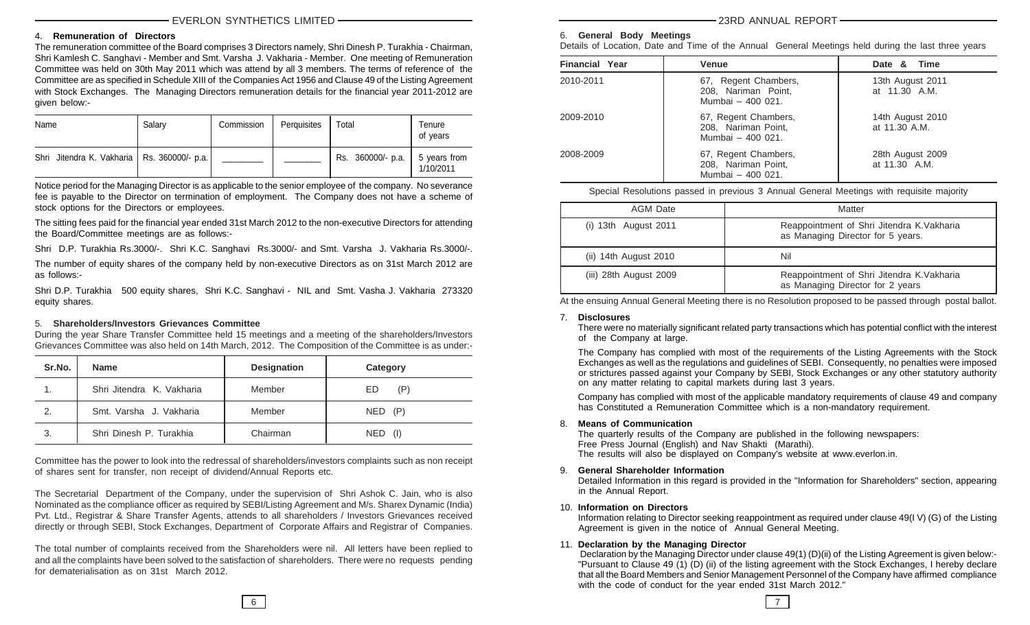### 4. Remuneration of Directors

The remuneration committee of the Board comprises 3 Directors namely, Shri Dinesh P. Turakhia - Chairman, Shri Kamlesh C. Sanghavi - Member and Smt. Varsha J. Vakharia - Member. One meeting of Remuneration Committee was held on 30th May 2011 which was attend by all 3 members. The terms of reference of the Committee are as specified in Schedule XIII of the Companies Act 1956 and Clause 49 of the Listing Agreement with Stock Exchanges. The Managing Directors remuneration details for the financial year 2011-2012 are given below:-

| Name | Salary | Commission | Perquisites | Total | Tenure of years |
|---|---|---|---|---|---|
| Shri Jitendra K. Vakharia | Rs. 360000/- p.a. | ________ | ________ | Rs. 360000/- p.a. | 5 years from 1/10/2011 |

Notice period for the Managing Director is as applicable to the senior employee of the company. No severance fee is payable to the Director on termination of employment. The Company does not have a scheme of stock options for the Directors or employees.

The sitting fees paid for the financial year ended 31st March 2012 to the non-executive Directors for attending the Board/Committee meetings are as follows:-

Shri D.P. Turakhia Rs.3000/-. Shri K.C. Sanghavi Rs.3000/- and Smt. Varsha J. Vakharia Rs.3000/-.

The number of equity shares of the company held by non-executive Directors as on 31st March 2012 are as follows:-

Shri D.P. Turakhia 500 equity shares, Shri K.C. Sanghavi - NIL and Smt. Vasha J. Vakharia 273320 equity shares.

### 5. Shareholders/Investors Grievances Committee

During the year Share Transfer Committee held 15 meetings and a meeting of the shareholders/Investors Grievances Committee was also held on 14th March, 2012. The Composition of the Committee is as under:-

| Sr.No. | Name | Designation | Category |
|---|---|---|---|
| 1. | Shri Jitendra K. Vakharia | Member | ED (P) |
| 2. | Smt. Varsha J. Vakharia | Member | NED (P) |
| 3. | Shri Dinesh P. Turakhia | Chairman | NED (I) |

Committee has the power to look into the redressal of shareholders/investors complaints such as non receipt of shares sent for transfer, non receipt of dividend/Annual Reports etc.

The Secretarial Department of the Company, under the supervision of Shri Ashok C. Jain, who is also Nominated as the compliance officer as required by SEBI/Listing Agreement and M/s. Sharex Dynamic (India) Pvt. Ltd., Registrar & Share Transfer Agents, attends to all shareholders / Investors Grievances received directly or through SEBI, Stock Exchanges, Department of Corporate Affairs and Registrar of Companies.

The total number of complaints received from the Shareholders were nil. All letters have been replied to and all the complaints have been solved to the satisfaction of shareholders. There were no requests pending for dematerialisation as on 31st March 2012.

### 6. General Body Meetings

Details of Location, Date and Time of the Annual General Meetings held during the last three years

| Financial Year | Venue | Date & Time |
|---|---|---|
| 2010-2011 | 67, Regent Chambers, 208, Nariman Point, Mumbai – 400 021. | 13th August 2011 at 11.30 A.M. |
| 2009-2010 | 67, Regent Chambers, 208, Nariman Point, Mumbai – 400 021. | 14th August 2010 at 11.30 A.M. |
| 2008-2009 | 67, Regent Chambers, 208, Nariman Point, Mumbai – 400 021. | 28th August 2009 at 11.30 A.M. |

Special Resolutions passed in previous 3 Annual General Meetings with requisite majority

| AGM Date | Matter |
|---|---|
| (i) 13th August 2011 | Reappointment of Shri Jitendra K.Vakharia as Managing Director for 5 years. |
| (ii) 14th August 2010 | Nil |
| (iii) 28th August 2009 | Reappointment of Shri Jitendra K.Vakharia as Managing Director for 2 years |

At the ensuing Annual General Meeting there is no Resolution proposed to be passed through postal ballot.

### 7. Disclosures

There were no materially significant related party transactions which has potential conflict with the interest of the Company at large.

The Company has complied with most of the requirements of the Listing Agreements with the Stock Exchanges as well as the regulations and guidelines of SEBI. Consequently, no penalties were imposed or strictures passed against your Company by SEBI, Stock Exchanges or any other statutory authority on any matter relating to capital markets during last 3 years.

Company has complied with most of the applicable mandatory requirements of clause 49 and company has Constituted a Remuneration Committee which is a non-mandatory requirement.

### 8. Means of Communication

The quarterly results of the Company are published in the following newspapers:
Free Press Journal (English) and Nav Shakti (Marathi).
The results will also be displayed on Company's website at www.everlon.in.

### 9. General Shareholder Information

Detailed Information in this regard is provided in the "Information for Shareholders" section, appearing in the Annual Report.

### 10. Information on Directors

Information relating to Director seeking reappointment as required under clause 49(I V) (G) of the Listing Agreement is given in the notice of Annual General Meeting.

### 11. Declaration by the Managing Director

Declaration by the Managing Director under clause 49(1) (D)(ii) of the Listing Agreement is given below:- "Pursuant to Clause 49 (1) (D) (ii) of the listing agreement with the Stock Exchanges, I hereby declare that all the Board Members and Senior Management Personnel of the Company have affirmed compliance with the code of conduct for the year ended 31st March 2012."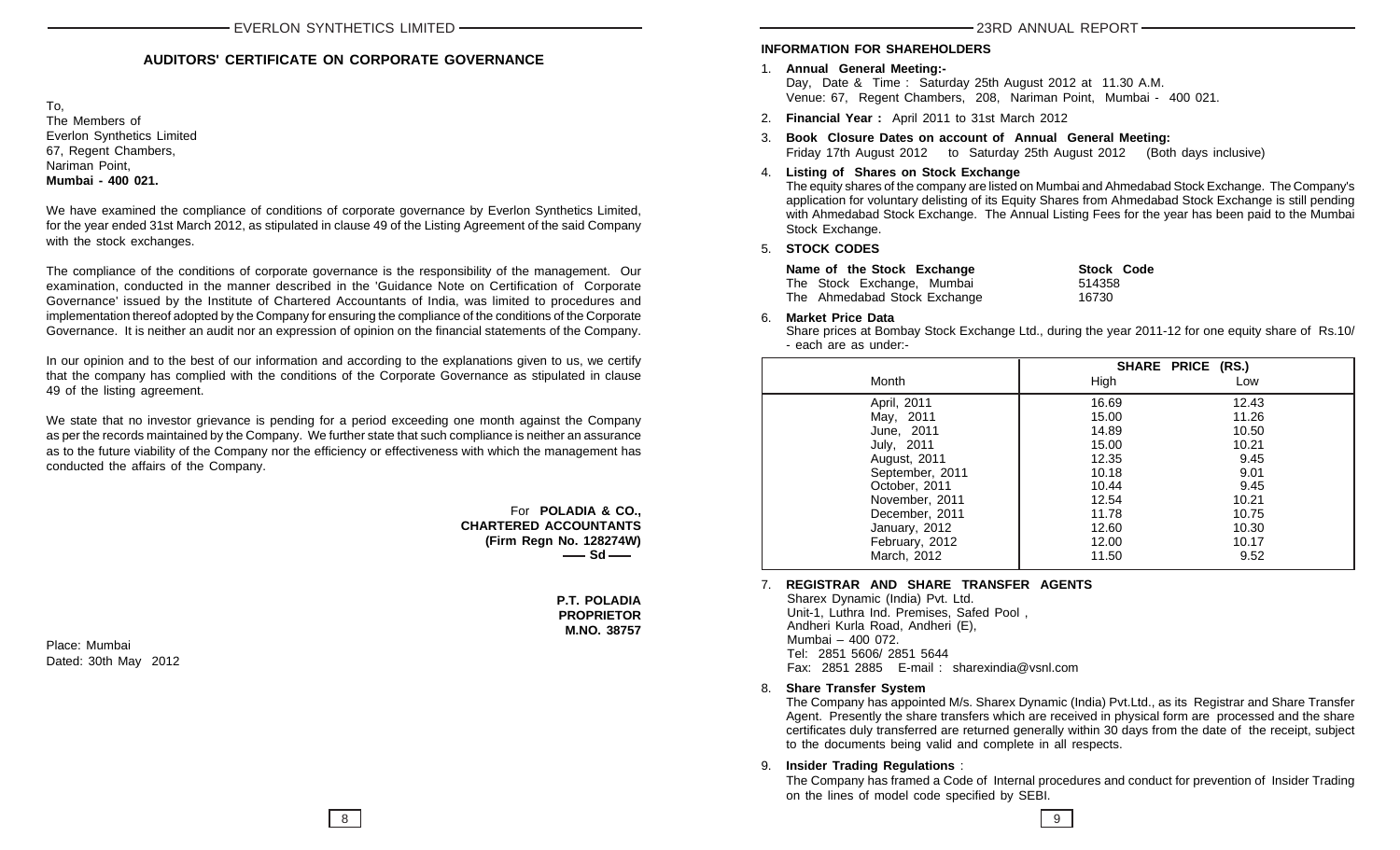## AUDITORS' CERTIFICATE ON CORPORATE GOVERNANCE

To,
The Members of
Everlon Synthetics Limited
67, Regent Chambers,
Nariman Point,
**Mumbai - 400 021.**

We have examined the compliance of conditions of corporate governance by Everlon Synthetics Limited, for the year ended 31st March 2012, as stipulated in clause 49 of the Listing Agreement of the said Company with the stock exchanges.

The compliance of the conditions of corporate governance is the responsibility of the management. Our examination, conducted in the manner described in the 'Guidance Note on Certification of Corporate Governance' issued by the Institute of Chartered Accountants of India, was limited to procedures and implementation thereof adopted by the Company for ensuring the compliance of the conditions of the Corporate Governance. It is neither an audit nor an expression of opinion on the financial statements of the Company.

In our opinion and to the best of our information and according to the explanations given to us, we certify that the company has complied with the conditions of the Corporate Governance as stipulated in clause 49 of the listing agreement.

We state that no investor grievance is pending for a period exceeding one month against the Company as per the records maintained by the Company. We further state that such compliance is neither an assurance as to the future viability of the Company nor the efficiency or effectiveness with which the management has conducted the affairs of the Company.

For **POLADIA & CO.,**
**CHARTERED ACCOUNTANTS**
**(Firm Regn No. 128274W)**
— **Sd** —

**P.T. POLADIA**
**PROPRIETOR**
**M.NO. 38757**

Place: Mumbai
Dated: 30th May 2012

## INFORMATION FOR SHAREHOLDERS

1. **Annual General Meeting:-**
   Day, Date & Time : Saturday 25th August 2012 at 11.30 A.M.
   Venue: 67, Regent Chambers, 208, Nariman Point, Mumbai - 400 021.

2. **Financial Year :** April 2011 to 31st March 2012

3. **Book Closure Dates on account of Annual General Meeting:**
   Friday 17th August 2012 to Saturday 25th August 2012 (Both days inclusive)

4. **Listing of Shares on Stock Exchange**
   The equity shares of the company are listed on Mumbai and Ahmedabad Stock Exchange. The Company's application for voluntary delisting of its Equity Shares from Ahmedabad Stock Exchange is still pending with Ahmedabad Stock Exchange. The Annual Listing Fees for the year has been paid to the Mumbai Stock Exchange.

5. **STOCK CODES**

| Name of the Stock Exchange | Stock Code |
|---|---|
| The Stock Exchange, Mumbai | 514358 |
| The Ahmedabad Stock Exchange | 16730 |

6. **Market Price Data**
   Share prices at Bombay Stock Exchange Ltd., during the year 2011-12 for one equity share of Rs.10/- each are as under:-

| Month | SHARE PRICE (RS.) High | Low |
|---|---|---|
| April, 2011 | 16.69 | 12.43 |
| May, 2011 | 15.00 | 11.26 |
| June, 2011 | 14.89 | 10.50 |
| July, 2011 | 15.00 | 10.21 |
| August, 2011 | 12.35 | 9.45 |
| September, 2011 | 10.18 | 9.01 |
| October, 2011 | 10.44 | 9.45 |
| November, 2011 | 12.54 | 10.21 |
| December, 2011 | 11.78 | 10.75 |
| January, 2012 | 12.60 | 10.30 |
| February, 2012 | 12.00 | 10.17 |
| March, 2012 | 11.50 | 9.52 |

7. **REGISTRAR AND SHARE TRANSFER AGENTS**
   Sharex Dynamic (India) Pvt. Ltd.
   Unit-1, Luthra Ind. Premises, Safed Pool ,
   Andheri Kurla Road, Andheri (E),
   Mumbai – 400 072.
   Tel: 2851 5606/ 2851 5644
   Fax: 2851 2885 E-mail : sharexindia@vsnl.com

8. **Share Transfer System**
   The Company has appointed M/s. Sharex Dynamic (India) Pvt.Ltd., as its Registrar and Share Transfer Agent. Presently the share transfers which are received in physical form are processed and the share certificates duly transferred are returned generally within 30 days from the date of the receipt, subject to the documents being valid and complete in all respects.

9. **Insider Trading Regulations** :
   The Company has framed a Code of Internal procedures and conduct for prevention of Insider Trading on the lines of model code specified by SEBI.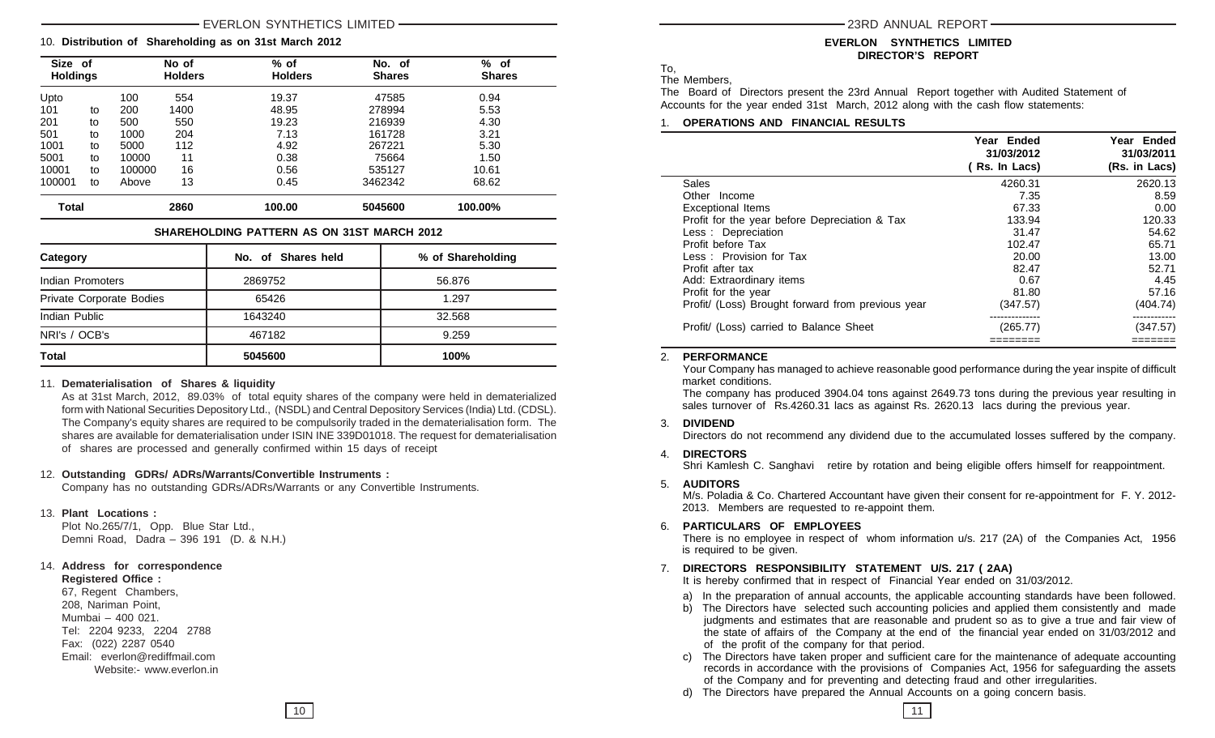### 10. Distribution of Shareholding as on 31st March 2012

| Size of Holdings | No of Holders | % of Holders | No. of Shares | % of Shares |
|---|---|---|---|---|
| Upto 100 | 554 | 19.37 | 47585 | 0.94 |
| 101 to 200 | 1400 | 48.95 | 278994 | 5.53 |
| 201 to 500 | 550 | 19.23 | 216939 | 4.30 |
| 501 to 1000 | 204 | 7.13 | 161728 | 3.21 |
| 1001 to 5000 | 112 | 4.92 | 267221 | 5.30 |
| 5001 to 10000 | 11 | 0.38 | 75664 | 1.50 |
| 10001 to 100000 | 16 | 0.56 | 535127 | 10.61 |
| 100001 to Above | 13 | 0.45 | 3462342 | 68.62 |
| **Total** | **2860** | **100.00** | **5045600** | **100.00%** |

**SHAREHOLDING PATTERN AS ON 31ST MARCH 2012**

| Category | No. of Shares held | % of Shareholding |
|---|---|---|
| Indian Promoters | 2869752 | 56.876 |
| Private Corporate Bodies | 65426 | 1.297 |
| Indian Public | 1643240 | 32.568 |
| NRI's / OCB's | 467182 | 9.259 |
| **Total** | **5045600** | **100%** |

### 11. Dematerialisation of Shares & liquidity

As at 31st March, 2012, 89.03% of total equity shares of the company were held in dematerialized form with National Securities Depository Ltd., (NSDL) and Central Depository Services (India) Ltd. (CDSL). The Company's equity shares are required to be compulsorily traded in the dematerialisation form. The shares are available for dematerialisation under ISIN INE 339D01018. The request for dematerialisation of shares are processed and generally confirmed within 15 days of receipt

### 12. Outstanding GDRs/ ADRs/Warrants/Convertible Instruments :

Company has no outstanding GDRs/ADRs/Warrants or any Convertible Instruments.

### 13. Plant Locations :

Plot No.265/7/1, Opp. Blue Star Ltd.,
Demni Road, Dadra – 396 191 (D. & N.H.)

### 14. Address for correspondence

**Registered Office :**

67, Regent Chambers,
208, Nariman Point,
Mumbai – 400 021.
Tel: 2204 9233, 2204 2788
Fax: (022) 2287 0540
Email: everlon@rediffmail.com
Website:- www.everlon.in

## EVERLON SYNTHETICS LIMITED
## DIRECTOR'S REPORT

To,
The Members,

The Board of Directors present the 23rd Annual Report together with Audited Statement of Accounts for the year ended 31st March, 2012 along with the cash flow statements:

### 1. OPERATIONS AND FINANCIAL RESULTS

| | Year Ended 31/03/2012 ( Rs. In Lacs) | Year Ended 31/03/2011 (Rs. in Lacs) |
|---|---|---|
| Sales | 4260.31 | 2620.13 |
| Other Income | 7.35 | 8.59 |
| Exceptional Items | 67.33 | 0.00 |
| Profit for the year before Depreciation & Tax | 133.94 | 120.33 |
| Less : Depreciation | 31.47 | 54.62 |
| Profit before Tax | 102.47 | 65.71 |
| Less : Provision for Tax | 20.00 | 13.00 |
| Profit after tax | 82.47 | 52.71 |
| Add: Extraordinary items | 0.67 | 4.45 |
| Profit for the year | 81.80 | 57.16 |
| Profit/ (Loss) Brought forward from previous year | (347.57) | (404.74) |
| Profit/ (Loss) carried to Balance Sheet | (265.77) | (347.57) |

### 2. PERFORMANCE

Your Company has managed to achieve reasonable good performance during the year inspite of difficult market conditions.

The company has produced 3904.04 tons against 2649.73 tons during the previous year resulting in sales turnover of Rs.4260.31 lacs as against Rs. 2620.13 lacs during the previous year.

### 3. DIVIDEND

Directors do not recommend any dividend due to the accumulated losses suffered by the company.

### 4. DIRECTORS

Shri Kamlesh C. Sanghavi retire by rotation and being eligible offers himself for reappointment.

### 5. AUDITORS

M/s. Poladia & Co. Chartered Accountant have given their consent for re-appointment for F. Y. 2012-2013. Members are requested to re-appoint them.

### 6. PARTICULARS OF EMPLOYEES

There is no employee in respect of whom information u/s. 217 (2A) of the Companies Act, 1956 is required to be given.

### 7. DIRECTORS RESPONSIBILITY STATEMENT U/S. 217 ( 2AA)

It is hereby confirmed that in respect of Financial Year ended on 31/03/2012.

a) In the preparation of annual accounts, the applicable accounting standards have been followed.
b) The Directors have selected such accounting policies and applied them consistently and made judgments and estimates that are reasonable and prudent so as to give a true and fair view of the state of affairs of the Company at the end of the financial year ended on 31/03/2012 and of the profit of the company for that period.
c) The Directors have taken proper and sufficient care for the maintenance of adequate accounting records in accordance with the provisions of Companies Act, 1956 for safeguarding the assets of the Company and for preventing and detecting fraud and other irregularities.
d) The Directors have prepared the Annual Accounts on a going concern basis.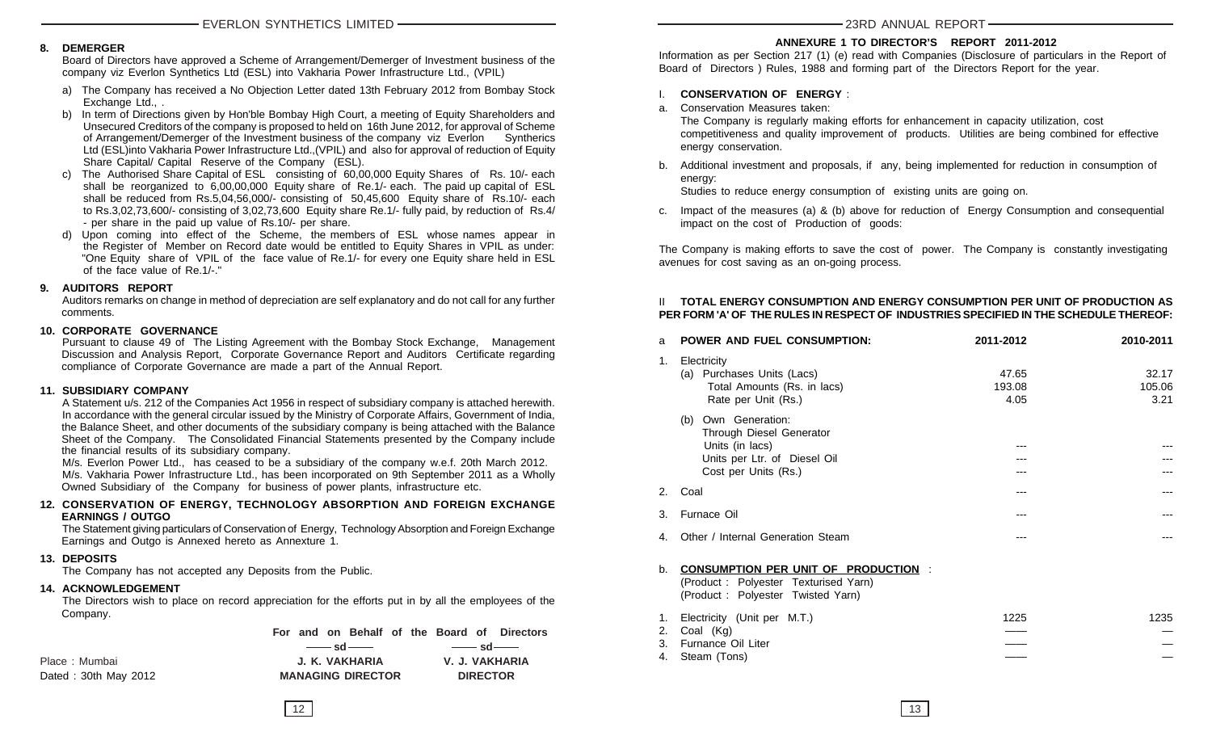## 8. DEMERGER

Board of Directors have approved a Scheme of Arrangement/Demerger of Investment business of the company viz Everlon Synthetics Ltd (ESL) into Vakharia Power Infrastructure Ltd., (VPIL)

a) The Company has received a No Objection Letter dated 13th February 2012 from Bombay Stock Exchange Ltd., .

b) In term of Directions given by Hon'ble Bombay High Court, a meeting of Equity Shareholders and Unsecured Creditors of the company is proposed to held on 16th June 2012, for approval of Scheme of Arrangement/Demerger of the Investment business of the company viz Everlon Synthetics Ltd (ESL)into Vakharia Power Infrastructure Ltd.,(VPIL) and also for approval of reduction of Equity Share Capital/ Capital Reserve of the Company (ESL).

c) The Authorised Share Capital of ESL consisting of 60,00,000 Equity Shares of Rs. 10/- each shall be reorganized to 6,00,00,000 Equity share of Re.1/- each. The paid up capital of ESL shall be reduced from Rs.5,04,56,000/- consisting of 50,45,600 Equity share of Rs.10/- each to Rs.3,02,73,600/- consisting of 3,02,73,600 Equity share Re.1/- fully paid, by reduction of Rs.4/- per share in the paid up value of Rs.10/- per share.

d) Upon coming into effect of the Scheme, the members of ESL whose names appear in the Register of Member on Record date would be entitled to Equity Shares in VPIL as under: "One Equity share of VPIL of the face value of Re.1/- for every one Equity share held in ESL of the face value of Re.1/-."

## 9. AUDITORS REPORT

Auditors remarks on change in method of depreciation are self explanatory and do not call for any further comments.

## 10. CORPORATE GOVERNANCE

Pursuant to clause 49 of The Listing Agreement with the Bombay Stock Exchange, Management Discussion and Analysis Report, Corporate Governance Report and Auditors Certificate regarding compliance of Corporate Governance are made a part of the Annual Report.

## 11. SUBSIDIARY COMPANY

A Statement u/s. 212 of the Companies Act 1956 in respect of subsidiary company is attached herewith. In accordance with the general circular issued by the Ministry of Corporate Affairs, Government of India, the Balance Sheet, and other documents of the subsidiary company is being attached with the Balance Sheet of the Company. The Consolidated Financial Statements presented by the Company include the financial results of its subsidiary company.

M/s. Everlon Power Ltd., has ceased to be a subsidiary of the company w.e.f. 20th March 2012.

M/s. Vakharia Power Infrastructure Ltd., has been incorporated on 9th September 2011 as a Wholly Owned Subsidiary of the Company for business of power plants, infrastructure etc.

## 12. CONSERVATION OF ENERGY, TECHNOLOGY ABSORPTION AND FOREIGN EXCHANGE EARNINGS / OUTGO

The Statement giving particulars of Conservation of Energy, Technology Absorption and Foreign Exchange Earnings and Outgo is Annexed hereto as Annexture 1.

## 13. DEPOSITS

The Company has not accepted any Deposits from the Public.

## 14. ACKNOWLEDGEMENT

The Directors wish to place on record appreciation for the efforts put in by all the employees of the Company.

For and on Behalf of the Board of Directors

| | —— sd —— | —— sd —— |
|---|---|---|
| Place : Mumbai | **J. K. VAKHARIA** | **V. J. VAKHARIA** |
| Dated : 30th May 2012 | **MANAGING DIRECTOR** | **DIRECTOR** |

## ANNEXURE 1 TO DIRECTOR'S REPORT 2011-2012

Information as per Section 217 (1) (e) read with Companies (Disclosure of particulars in the Report of Board of Directors ) Rules, 1988 and forming part of the Directors Report for the year.

### I. CONSERVATION OF ENERGY :

a. Conservation Measures taken:
The Company is regularly making efforts for enhancement in capacity utilization, cost competitiveness and quality improvement of products. Utilities are being combined for effective energy conservation.

b. Additional investment and proposals, if any, being implemented for reduction in consumption of energy:
Studies to reduce energy consumption of existing units are going on.

c. Impact of the measures (a) & (b) above for reduction of Energy Consumption and consequential impact on the cost of Production of goods:

The Company is making efforts to save the cost of power. The Company is constantly investigating avenues for cost saving as an on-going process.

### II TOTAL ENERGY CONSUMPTION AND ENERGY CONSUMPTION PER UNIT OF PRODUCTION AS PER FORM 'A' OF THE RULES IN RESPECT OF INDUSTRIES SPECIFIED IN THE SCHEDULE THEREOF:

| a | **POWER AND FUEL CONSUMPTION:** | **2011-2012** | **2010-2011** |
|---|---|---|---|
| 1. | Electricity | | |
| | (a) Purchases Units (Lacs) | 47.65 | 32.17 |
| | Total Amounts (Rs. in lacs) | 193.08 | 105.06 |
| | Rate per Unit (Rs.) | 4.05 | 3.21 |
| | (b) Own Generation: | | |
| | Through Diesel Generator | | |
| | Units (in lacs) | --- | --- |
| | Units per Ltr. of Diesel Oil | --- | --- |
| | Cost per Units (Rs.) | --- | --- |
| 2. | Coal | --- | --- |
| 3. | Furnace Oil | --- | --- |
| 4. | Other / Internal Generation Steam | --- | --- |

b. **CONSUMPTION PER UNIT OF PRODUCTION** :
(Product : Polyester Texturised Yarn)
(Product : Polyester Twisted Yarn)

| | | 2011-2012 | 2010-2011 |
|---|---|---|---|
| 1. | Electricity (Unit per M.T.) | 1225 | 1235 |
| 2. | Coal (Kg) | —— | — |
| 3. | Furnance Oil Liter | —— | — |
| 4. | Steam (Tons) | —— | — |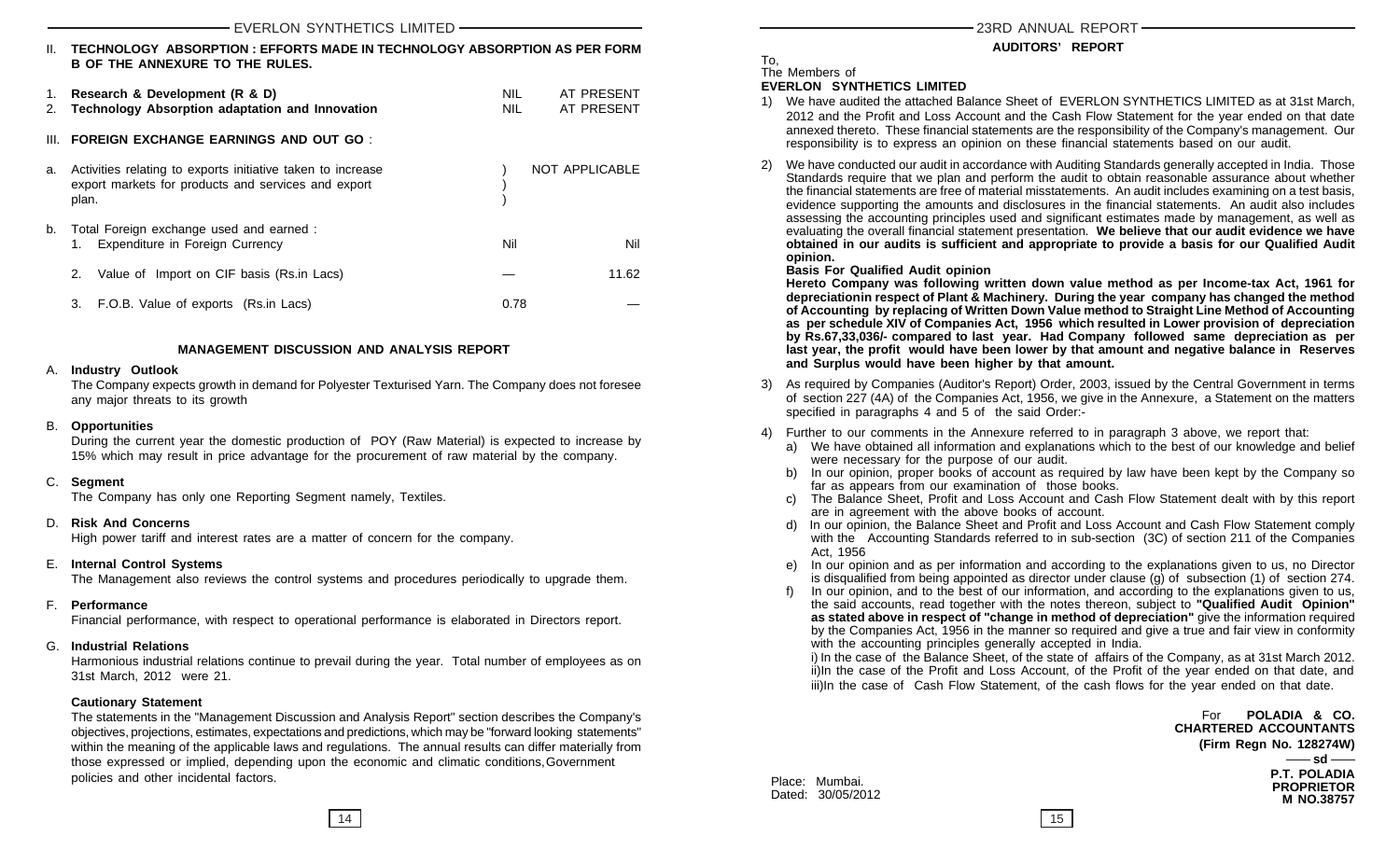II. **TECHNOLOGY ABSORPTION : EFFORTS MADE IN TECHNOLOGY ABSORPTION AS PER FORM B OF THE ANNEXURE TO THE RULES.**

| | | | |
|---|---|---|---|
| 1. | **Research & Development (R & D)** | NIL | AT PRESENT |
| 2. | **Technology Absorption adaptation and Innovation** | NIL | AT PRESENT |

III. **FOREIGN EXCHANGE EARNINGS AND OUT GO** :

a. Activities relating to exports initiative taken to increase export markets for products and services and export plan. — NOT APPLICABLE

b. Total Foreign exchange used and earned :

| | | |
|---|---|---|
| 1. Expenditure in Foreign Currency | Nil | Nil |
| 2. Value of Import on CIF basis (Rs.in Lacs) | — | 11.62 |
| 3. F.O.B. Value of exports (Rs.in Lacs) | 0.78 | — |

## MANAGEMENT DISCUSSION AND ANALYSIS REPORT

A. **Industry Outlook**

The Company expects growth in demand for Polyester Texturised Yarn. The Company does not foresee any major threats to its growth

B. **Opportunities**

During the current year the domestic production of POY (Raw Material) is expected to increase by 15% which may result in price advantage for the procurement of raw material by the company.

C. **Segment**

The Company has only one Reporting Segment namely, Textiles.

D. **Risk And Concerns**

High power tariff and interest rates are a matter of concern for the company.

E. **Internal Control Systems**

The Management also reviews the control systems and procedures periodically to upgrade them.

F. **Performance**

Financial performance, with respect to operational performance is elaborated in Directors report.

G. **Industrial Relations**

Harmonious industrial relations continue to prevail during the year. Total number of employees as on 31st March, 2012 were 21.

**Cautionary Statement**

The statements in the "Management Discussion and Analysis Report" section describes the Company's objectives, projections, estimates, expectations and predictions, which may be "forward looking statements" within the meaning of the applicable laws and regulations. The annual results can differ materially from those expressed or implied, depending upon the economic and climatic conditions,Government policies and other incidental factors.

## AUDITORS' REPORT

To,
The Members of
**EVERLON SYNTHETICS LIMITED**

1) We have audited the attached Balance Sheet of EVERLON SYNTHETICS LIMITED as at 31st March, 2012 and the Profit and Loss Account and the Cash Flow Statement for the year ended on that date annexed thereto. These financial statements are the responsibility of the Company's management. Our responsibility is to express an opinion on these financial statements based on our audit.

2) We have conducted our audit in accordance with Auditing Standards generally accepted in India. Those Standards require that we plan and perform the audit to obtain reasonable assurance about whether the financial statements are free of material misstatements. An audit includes examining on a test basis, evidence supporting the amounts and disclosures in the financial statements. An audit also includes assessing the accounting principles used and significant estimates made by management, as well as evaluating the overall financial statement presentation. **We believe that our audit evidence we have obtained in our audits is sufficient and appropriate to provide a basis for our Qualified Audit opinion.**

**Basis For Qualified Audit opinion**

**Hereto Company was following written down value method as per Income-tax Act, 1961 for depreciationin respect of Plant & Machinery. During the year company has changed the method of Accounting by replacing of Written Down Value method to Straight Line Method of Accounting as per schedule XIV of Companies Act, 1956 which resulted in Lower provision of depreciation by Rs.67,33,036/- compared to last year. Had Company followed same depreciation as per last year, the profit would have been lower by that amount and negative balance in Reserves and Surplus would have been higher by that amount.**

3) As required by Companies (Auditor's Report) Order, 2003, issued by the Central Government in terms of section 227 (4A) of the Companies Act, 1956, we give in the Annexure, a Statement on the matters specified in paragraphs 4 and 5 of the said Order:-

4) Further to our comments in the Annexure referred to in paragraph 3 above, we report that:

   a) We have obtained all information and explanations which to the best of our knowledge and belief were necessary for the purpose of our audit.
   b) In our opinion, proper books of account as required by law have been kept by the Company so far as appears from our examination of those books.
   c) The Balance Sheet, Profit and Loss Account and Cash Flow Statement dealt with by this report are in agreement with the above books of account.
   d) In our opinion, the Balance Sheet and Profit and Loss Account and Cash Flow Statement comply with the Accounting Standards referred to in sub-section (3C) of section 211 of the Companies Act, 1956
   e) In our opinion and as per information and according to the explanations given to us, no Director is disqualified from being appointed as director under clause (g) of subsection (1) of section 274.
   f) In our opinion, and to the best of our information, and according to the explanations given to us, the said accounts, read together with the notes thereon, subject to **"Qualified Audit Opinion" as stated above in respect of "change in method of depreciation"** give the information required by the Companies Act, 1956 in the manner so required and give a true and fair view in conformity with the accounting principles generally accepted in India.

   i) In the case of the Balance Sheet, of the state of affairs of the Company, as at 31st March 2012.
   ii)In the case of the Profit and Loss Account, of the Profit of the year ended on that date, and
   iii)In the case of Cash Flow Statement, of the cash flows for the year ended on that date.

For **POLADIA & CO.**
**CHARTERED ACCOUNTANTS**
**(Firm Regn No. 128274W)**
**—— sd ——**
**P.T. POLADIA**
**PROPRIETOR**
**M NO.38757**

Place: Mumbai.
Dated: 30/05/2012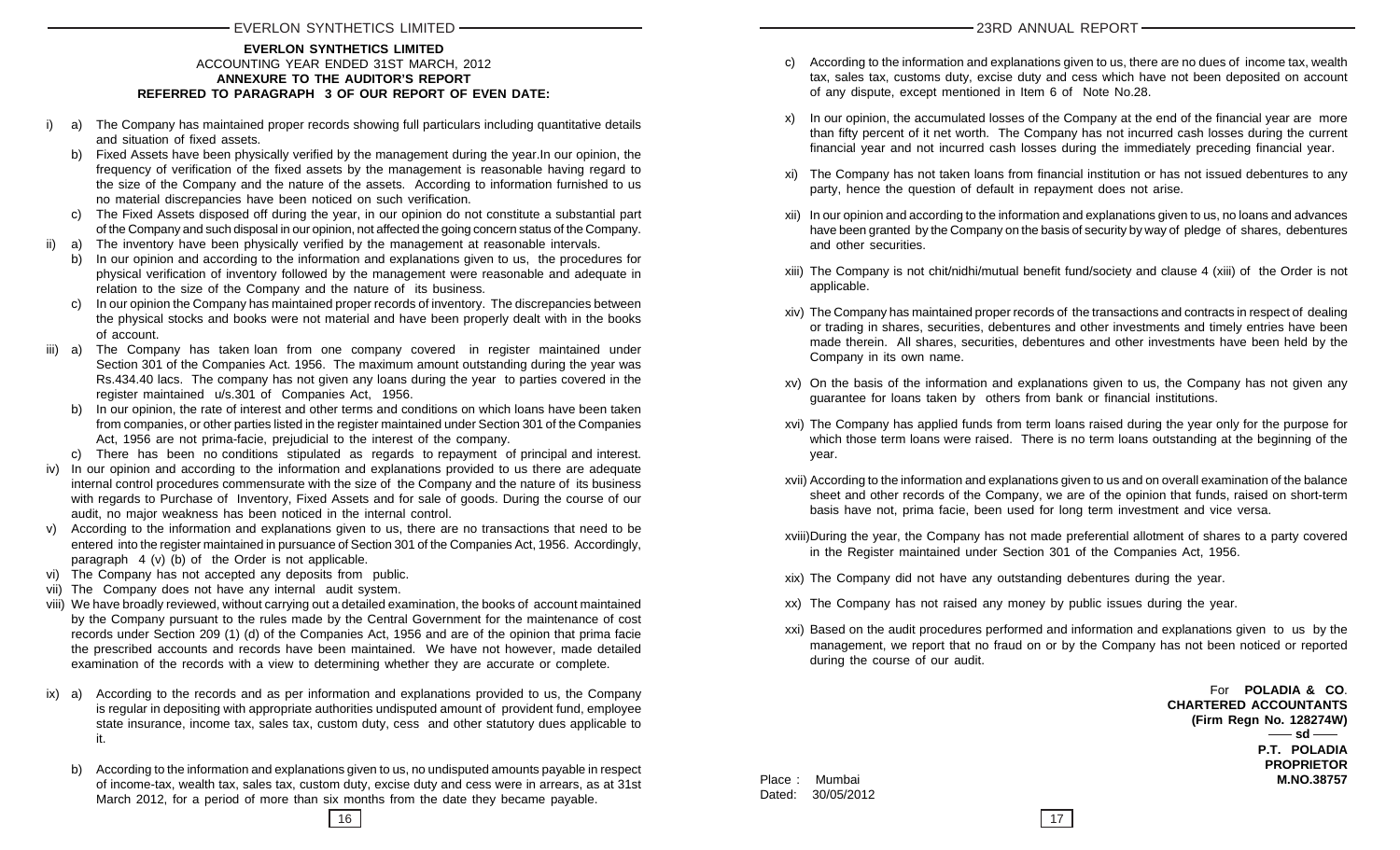**EVERLON SYNTHETICS LIMITED**

ACCOUNTING YEAR ENDED 31ST MARCH, 2012

**ANNEXURE TO THE AUDITOR'S REPORT**

**REFERRED TO PARAGRAPH 3 OF OUR REPORT OF EVEN DATE:**

i) a) The Company has maintained proper records showing full particulars including quantitative details and situation of fixed assets.

b) Fixed Assets have been physically verified by the management during the year.In our opinion, the frequency of verification of the fixed assets by the management is reasonable having regard to the size of the Company and the nature of the assets. According to information furnished to us no material discrepancies have been noticed on such verification.

c) The Fixed Assets disposed off during the year, in our opinion do not constitute a substantial part of the Company and such disposal in our opinion, not affected the going concern status of the Company.

ii) a) The inventory have been physically verified by the management at reasonable intervals.

b) In our opinion and according to the information and explanations given to us, the procedures for physical verification of inventory followed by the management were reasonable and adequate in relation to the size of the Company and the nature of its business.

c) In our opinion the Company has maintained proper records of inventory. The discrepancies between the physical stocks and books were not material and have been properly dealt with in the books of account.

iii) a) The Company has taken loan from one company covered in register maintained under Section 301 of the Companies Act. 1956. The maximum amount outstanding during the year was Rs.434.40 lacs. The company has not given any loans during the year to parties covered in the register maintained u/s.301 of Companies Act, 1956.

b) In our opinion, the rate of interest and other terms and conditions on which loans have been taken from companies, or other parties listed in the register maintained under Section 301 of the Companies Act, 1956 are not prima-facie, prejudicial to the interest of the company.

c) There has been no conditions stipulated as regards to repayment of principal and interest.

iv) In our opinion and according to the information and explanations provided to us there are adequate internal control procedures commensurate with the size of the Company and the nature of its business with regards to Purchase of Inventory, Fixed Assets and for sale of goods. During the course of our audit, no major weakness has been noticed in the internal control.

v) According to the information and explanations given to us, there are no transactions that need to be entered into the register maintained in pursuance of Section 301 of the Companies Act, 1956. Accordingly, paragraph 4 (v) (b) of the Order is not applicable.

vi) The Company has not accepted any deposits from public.

vii) The Company does not have any internal audit system.

viii) We have broadly reviewed, without carrying out a detailed examination, the books of account maintained by the Company pursuant to the rules made by the Central Government for the maintenance of cost records under Section 209 (1) (d) of the Companies Act, 1956 and are of the opinion that prima facie the prescribed accounts and records have been maintained. We have not however, made detailed examination of the records with a view to determining whether they are accurate or complete.

ix) a) According to the records and as per information and explanations provided to us, the Company is regular in depositing with appropriate authorities undisputed amount of provident fund, employee state insurance, income tax, sales tax, custom duty, cess and other statutory dues applicable to it.

b) According to the information and explanations given to us, no undisputed amounts payable in respect of income-tax, wealth tax, sales tax, custom duty, excise duty and cess were in arrears, as at 31st March 2012, for a period of more than six months from the date they became payable.

c) According to the information and explanations given to us, there are no dues of income tax, wealth tax, sales tax, customs duty, excise duty and cess which have not been deposited on account of any dispute, except mentioned in Item 6 of Note No.28.

x) In our opinion, the accumulated losses of the Company at the end of the financial year are more than fifty percent of it net worth. The Company has not incurred cash losses during the current financial year and not incurred cash losses during the immediately preceding financial year.

xi) The Company has not taken loans from financial institution or has not issued debentures to any party, hence the question of default in repayment does not arise.

xii) In our opinion and according to the information and explanations given to us, no loans and advances have been granted by the Company on the basis of security by way of pledge of shares, debentures and other securities.

xiii) The Company is not chit/nidhi/mutual benefit fund/society and clause 4 (xiii) of the Order is not applicable.

xiv) The Company has maintained proper records of the transactions and contracts in respect of dealing or trading in shares, securities, debentures and other investments and timely entries have been made therein. All shares, securities, debentures and other investments have been held by the Company in its own name.

xv) On the basis of the information and explanations given to us, the Company has not given any guarantee for loans taken by others from bank or financial institutions.

xvi) The Company has applied funds from term loans raised during the year only for the purpose for which those term loans were raised. There is no term loans outstanding at the beginning of the year.

xvii) According to the information and explanations given to us and on overall examination of the balance sheet and other records of the Company, we are of the opinion that funds, raised on short-term basis have not, prima facie, been used for long term investment and vice versa.

xviii) During the year, the Company has not made preferential allotment of shares to a party covered in the Register maintained under Section 301 of the Companies Act, 1956.

xix) The Company did not have any outstanding debentures during the year.

xx) The Company has not raised any money by public issues during the year.

xxi) Based on the audit procedures performed and information and explanations given to us by the management, we report that no fraud on or by the Company has not been noticed or reported during the course of our audit.

For **POLADIA & CO**.
**CHARTERED ACCOUNTANTS**
**(Firm Regn No. 128274W)**
**—— sd ——**
**P.T. POLADIA**
**PROPRIETOR**
**M.NO.38757**

Place : Mumbai
Dated: 30/05/2012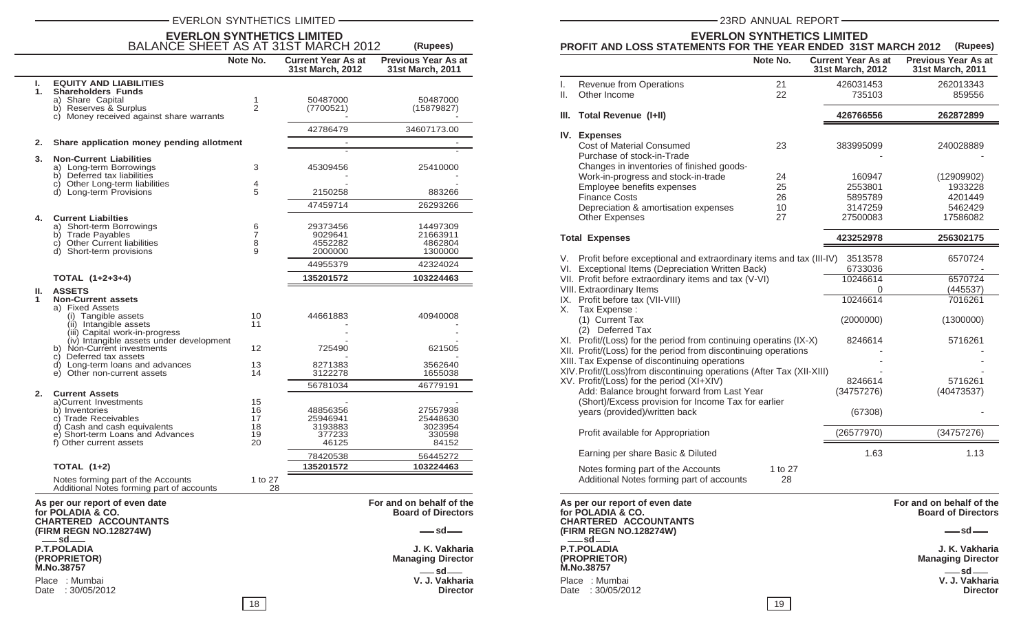# EVERLON SYNTHETICS LIMITED

## BALANCE SHEET AS AT 31ST MARCH 2012

(Rupees)

| | | Note No. | Current Year As at 31st March, 2012 | Previous Year As at 31st March, 2011 |
|---|---|---|---|---|
| **I.** | **EQUITY AND LIABILITIES** | | | |
| **1.** | **Shareholders Funds** | | | |
| | a) Share Capital | 1 | 50487000 | 50487000 |
| | b) Reserves & Surplus | 2 | (7700521) | (15879827) |
| | c) Money received against share warrants | | - | - |
| | | | 42786479 | 34607173.00 |
| **2.** | **Share application money pending allotment** | | - | - |
| | | | - | - |
| **3.** | **Non-Current Liabilities** | | | |
| | a) Long-term Borrowings | 3 | 45309456 | 25410000 |
| | b) Deferred tax liabilities | | - | - |
| | c) Other Long-term liabilities | 4 | - | - |
| | d) Long-term Provisions | 5 | 2150258 | 883266 |
| | | | 47459714 | 26293266 |
| **4.** | **Current Liabilties** | | | |
| | a) Short-term Borrowings | 6 | 29373456 | 14497309 |
| | b) Trade Payables | 7 | 9029641 | 21663911 |
| | c) Other Current liabilities | 8 | 4552282 | 4862804 |
| | d) Short-term provisions | 9 | 2000000 | 1300000 |
| | | | 44955379 | 42324024 |
| | **TOTAL (1+2+3+4)** | | **135201572** | **103224463** |
| **II.** | **ASSETS** | | | |
| **1** | **Non-Current assets** | | | |
| | a) Fixed Assets | | | |
| | (i) Tangible assets | 10 | 44661883 | 40940008 |
| | (ii) Intangible assets | 11 | - | - |
| | (iii) Capital work-in-progress | | - | - |
| | (iv) Intangible assets under development | | - | - |
| | b) Non-Current investments | 12 | 725490 | 621505 |
| | c) Deferred tax assets | | - | - |
| | d) Long-term loans and advances | 13 | 8271383 | 3562640 |
| | e) Other non-current assets | 14 | 3122278 | 1655038 |
| | | | 56781034 | 46779191 |
| **2.** | **Current Assets** | | | |
| | a)Current Investments | 15 | - | - |
| | b) Inventories | 16 | 48856356 | 27557938 |
| | c) Trade Receivables | 17 | 25946941 | 25448630 |
| | d) Cash and cash equivalents | 18 | 3193883 | 3023954 |
| | e) Short-term Loans and Advances | 19 | 377233 | 330598 |
| | f) Other current assets | 20 | 46125 | 84152 |
| | | | 78420538 | 56445272 |
| | **TOTAL (1+2)** | | **135201572** | **103224463** |
| | Notes forming part of the Accounts | 1 to 27 | | |
| | Additional Notes forming part of accounts | 28 | | |

**As per our report of even date**
**for POLADIA & CO.**
**CHARTERED ACCOUNTANTS**
**(FIRM REGN NO.128274W)**
—sd—
**P.T.POLADIA**
**(PROPRIETOR)**
**M.No.38757**

Place : Mumbai
Date : 30/05/2012

**For and on behalf of the Board of Directors**

—sd—
**J. K. Vakharia**
**Managing Director**

—sd—
**V. J. Vakharia**
**Director**

# EVERLON SYNTHETICS LIMITED

## PROFIT AND LOSS STATEMENTS FOR THE YEAR ENDED 31ST MARCH 2012

(Rupees)

| | | Note No. | Current Year As at 31st March, 2012 | Previous Year As at 31st March, 2011 |
|---|---|---|---|---|
| I. | Revenue from Operations | 21 | 426031453 | 262013343 |
| II. | Other Income | 22 | 735103 | 859556 |
| **III.** | **Total Revenue (I+II)** | | **426766556** | **262872899** |
| **IV.** | **Expenses** | | | |
| | Cost of Material Consumed | 23 | 383995099 | 240028889 |
| | Purchase of stock-in-Trade | | - | - |
| | Changes in inventories of finished goods-Work-in-progress and stock-in-trade | 24 | 160947 | (12909902) |
| | Employee benefits expenses | 25 | 2553801 | 1933228 |
| | Finance Costs | 26 | 5895789 | 4201449 |
| | Depreciation & amortisation expenses | 10 | 3147259 | 5462429 |
| | Other Expenses | 27 | 27500083 | 17586082 |
| | **Total Expenses** | | **423252978** | **256302175** |
| V. | Profit before exceptional and extraordinary items and tax (III-IV) | | 3513578 | 6570724 |
| VI. | Exceptional Items (Depreciation Written Back) | | 6733036 | - |
| VII. | Profit before extraordinary items and tax (V-VI) | | 10246614 | 6570724 |
| VIII. | Extraordinary Items | | 0 | (445537) |
| IX. | Profit before tax (VII-VIII) | | 10246614 | 7016261 |
| X. | Tax Expense : | | | |
| | (1) Current Tax | | (2000000) | (1300000) |
| | (2) Deferred Tax | | | |
| XI. | Profit/(Loss) for the period from continuing operatins (IX-X) | | 8246614 | 5716261 |
| XII. | Profit/(Loss) for the period from discontinuing operations | | - | - |
| XIII. | Tax Expense of discontinuing operations | | - | - |
| XIV. | Profit/(Loss)from discontinuing operations (After Tax (XII-XIII) | | - | - |
| XV. | Profit/(Loss) for the period (XI+XIV) | | 8246614 | 5716261 |
| | Add: Balance brought forward from Last Year | | (34757276) | (40473537) |
| | (Short)/Excess provision for Income Tax for earlier years (provided)/written back | | (67308) | - |
| | Profit available for Appropriation | | (26577970) | (34757276) |
| | Earning per share Basic & Diluted | | 1.63 | 1.13 |
| | Notes forming part of the Accounts | 1 to 27 | | |
| | Additional Notes forming part of accounts | 28 | | |

**As per our report of even date**
**for POLADIA & CO.**
**CHARTERED ACCOUNTANTS**
**(FIRM REGN NO.128274W)**
—sd—
**P.T.POLADIA**
**(PROPRIETOR)**
**M.No.38757**

Place : Mumbai
Date : 30/05/2012

**For and on behalf of the Board of Directors**

—sd—
**J. K. Vakharia**
**Managing Director**

—sd—
**V. J. Vakharia**
**Director**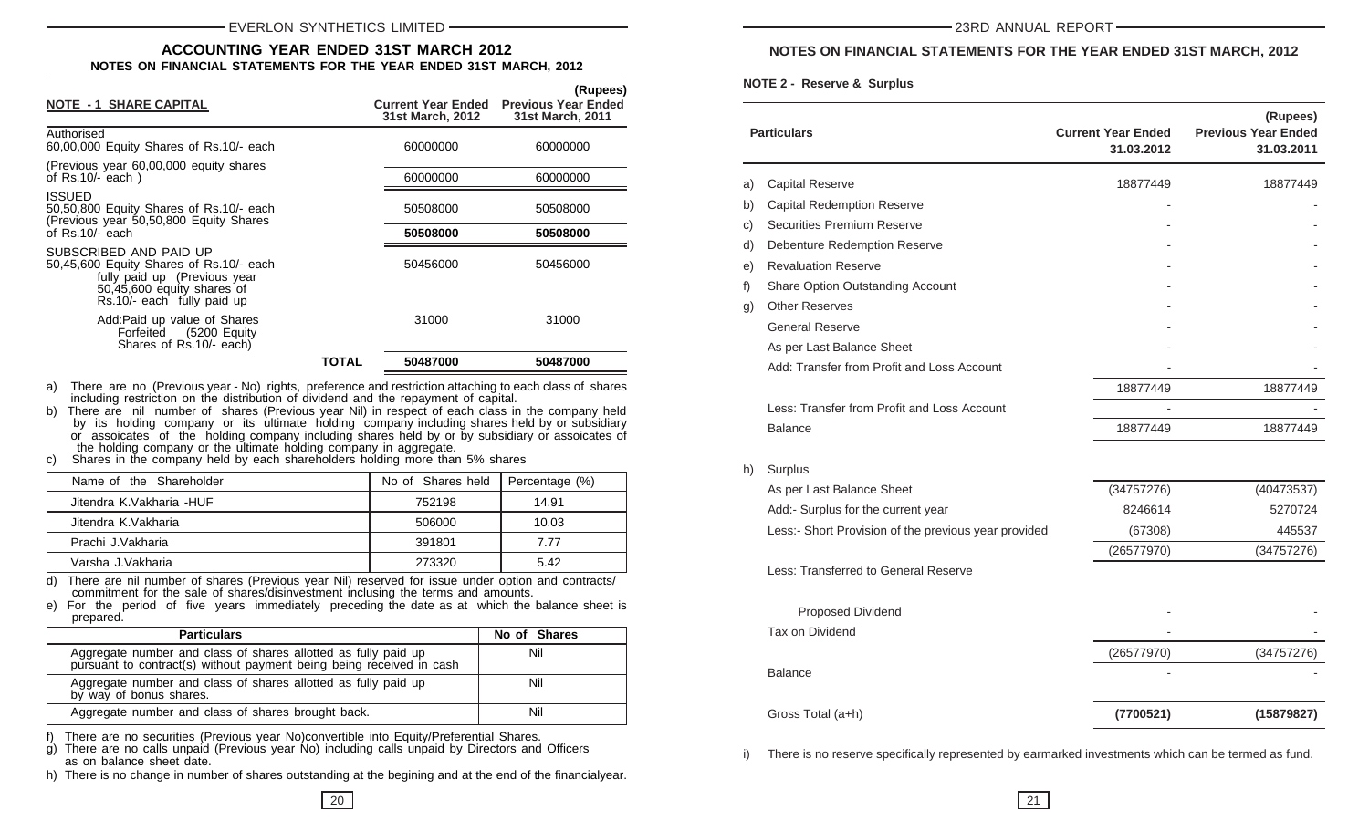## ACCOUNTING YEAR ENDED 31ST MARCH 2012

### NOTES ON FINANCIAL STATEMENTS FOR THE YEAR ENDED 31ST MARCH, 2012

(Rupees)

| NOTE - 1 SHARE CAPITAL | Current Year Ended 31st March, 2012 | Previous Year Ended 31st March, 2011 |
|---|---|---|
| Authorised<br>60,00,000 Equity Shares of Rs.10/- each | 60000000 | 60000000 |
| (Previous year 60,00,000 equity shares of Rs.10/- each ) | 60000000 | 60000000 |
| ISSUED<br>50,50,800 Equity Shares of Rs.10/- each | 50508000 | 50508000 |
| (Previous year 50,50,800 Equity Shares of Rs.10/- each | **50508000** | **50508000** |
| SUBSCRIBED AND PAID UP<br>50,45,600 Equity Shares of Rs.10/- each fully paid up (Previous year 50,45,600 equity shares of Rs.10/- each fully paid up | 50456000 | 50456000 |
| Add:Paid up value of Shares Forfeited (5200 Equity Shares of Rs.10/- each) | 31000 | 31000 |
| **TOTAL** | **50487000** | **50487000** |

a) There are no (Previous year - No) rights, preference and restriction attaching to each class of shares including restriction on the distribution of dividend and the repayment of capital.

b) There are nil number of shares (Previous year Nil) in respect of each class in the company held by its holding company or its ultimate holding company including shares held by or subsidiary or assoicates of the holding company including shares held by or by subsidiary or assoicates of the holding company or the ultimate holding company in aggregate.

c) Shares in the company held by each shareholders holding more than 5% shares

| Name of the Shareholder | No of Shares held | Percentage (%) |
|---|---|---|
| Jitendra K.Vakharia -HUF | 752198 | 14.91 |
| Jitendra K.Vakharia | 506000 | 10.03 |
| Prachi J.Vakharia | 391801 | 7.77 |
| Varsha J.Vakharia | 273320 | 5.42 |

d) There are nil number of shares (Previous year Nil) reserved for issue under option and contracts/ commitment for the sale of shares/disinvestment inclusing the terms and amounts.

e) For the period of five years immediately preceding the date as at which the balance sheet is prepared.

| Particulars | No of Shares |
|---|---|
| Aggregate number and class of shares allotted as fully paid up pursuant to contract(s) without payment being being received in cash | Nil |
| Aggregate number and class of shares allotted as fully paid up by way of bonus shares. | Nil |
| Aggregate number and class of shares brought back. | Nil |

f) There are no securities (Previous year No)convertible into Equity/Preferential Shares.

g) There are no calls unpaid (Previous year No) including calls unpaid by Directors and Officers as on balance sheet date.

h) There is no change in number of shares outstanding at the begining and at the end of the financialyear.

### NOTES ON FINANCIAL STATEMENTS FOR THE YEAR ENDED 31ST MARCH, 2012

**NOTE 2 - Reserve & Surplus**

(Rupees)

| | Particulars | Current Year Ended 31.03.2012 | Previous Year Ended 31.03.2011 |
|---|---|---|---|
| a) | Capital Reserve | 18877449 | 18877449 |
| b) | Capital Redemption Reserve | - | - |
| c) | Securities Premium Reserve | - | - |
| d) | Debenture Redemption Reserve | - | - |
| e) | Revaluation Reserve | - | - |
| f) | Share Option Outstanding Account | - | - |
| g) | Other Reserves | - | - |
| | General Reserve | - | - |
| | As per Last Balance Sheet | - | - |
| | Add: Transfer from Profit and Loss Account | - | - |
| | | 18877449 | 18877449 |
| | Less: Transfer from Profit and Loss Account | - | - |
| | Balance | 18877449 | 18877449 |
| h) | Surplus | | |
| | As per Last Balance Sheet | (34757276) | (40473537) |
| | Add:- Surplus for the current year | 8246614 | 5270724 |
| | Less:- Short Provision of the previous year provided | (67308) | 445537 |
| | | (26577970) | (34757276) |
| | Less: Transferred to General Reserve | | |
| | Proposed Dividend | - | - |
| | Tax on Dividend | - | - |
| | | (26577970) | (34757276) |
| | Balance | - | - |
| | Gross Total (a+h) | **(7700521)** | **(15879827)** |

i) There is no reserve specifically represented by earmarked investments which can be termed as fund.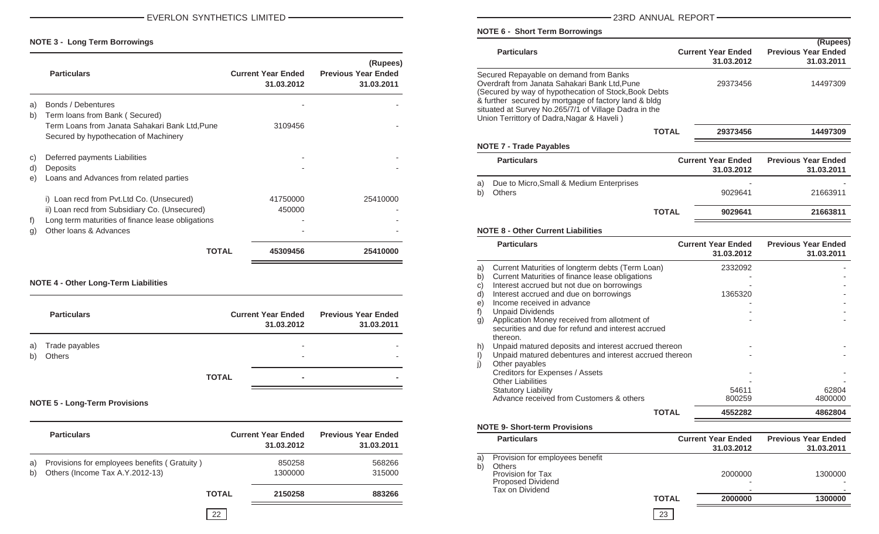## NOTE 3 - Long Term Borrowings

(Rupees)

| | Particulars | Current Year Ended 31.03.2012 | Previous Year Ended 31.03.2011 |
|---|---|---|---|
| a) | Bonds / Debentures | - | - |
| b) | Term loans from Bank ( Secured) | | |
| | Term Loans from Janata Sahakari Bank Ltd,Pune Secured by hypothecation of Machinery | 3109456 | - |
| c) | Deferred payments Liabilities | - | - |
| d) | Deposits | - | - |
| e) | Loans and Advances from related parties | | |
| | i) Loan recd from Pvt.Ltd Co. (Unsecured) | 41750000 | 25410000 |
| | ii) Loan recd from Subsidiary Co. (Unsecured) | 450000 | - |
| f) | Long term maturities of finance lease obligations | - | - |
| g) | Other loans & Advances | - | - |
| | **TOTAL** | **45309456** | **25410000** |

## NOTE 4 - Other Long-Term Liabilities

| | Particulars | Current Year Ended 31.03.2012 | Previous Year Ended 31.03.2011 |
|---|---|---|---|
| a) | Trade payables | - | - |
| b) | Others | - | - |
| | **TOTAL** | **-** | **-** |

## NOTE 5 - Long-Term Provisions

| | Particulars | Current Year Ended 31.03.2012 | Previous Year Ended 31.03.2011 |
|---|---|---|---|
| a) | Provisions for employees benefits ( Gratuity ) | 850258 | 568266 |
| b) | Others (Income Tax A.Y.2012-13) | 1300000 | 315000 |
| | **TOTAL** | **2150258** | **883266** |

## NOTE 6 - Short Term Borrowings

(Rupees)

| Particulars | Current Year Ended 31.03.2012 | Previous Year Ended 31.03.2011 |
|---|---|---|
| Secured Repayable on demand from Banks Overdraft from Janata Sahakari Bank Ltd,Pune (Secured by way of hypothecation of Stock,Book Debts & further secured by mortgage of factory land & bldg situated at Survey No.265/7/1 of Village Dadra in the Union Territtory of Dadra,Nagar & Haveli ) | 29373456 | 14497309 |
| **TOTAL** | **29373456** | **14497309** |

## NOTE 7 - Trade Payables

| | Particulars | Current Year Ended 31.03.2012 | Previous Year Ended 31.03.2011 |
|---|---|---|---|
| a) | Due to Micro,Small & Medium Enterprises | - | - |
| b) | Others | 9029641 | 21663911 |
| | **TOTAL** | **9029641** | **21663811** |

## NOTE 8 - Other Current Liabilities

| | Particulars | Current Year Ended 31.03.2012 | Previous Year Ended 31.03.2011 |
|---|---|---|---|
| a) | Current Maturities of longterm debts (Term Loan) | 2332092 | - |
| b) | Current Maturities of finance lease obligations | - | - |
| c) | Interest accrued but not due on borrowings | - | - |
| d) | Interest accrued and due on borrowings | 1365320 | - |
| e) | Income received in advance | - | - |
| f) | Unpaid Dividends | - | - |
| g) | Application Money received from allotment of securities and due for refund and interest accrued thereon. | - | - |
| h) | Unpaid matured deposits and interest accrued thereon | - | - |
| I) | Unpaid matured debentures and interest accrued thereon | - | - |
| j) | Other payables | | |
| | Creditors for Expenses / Assets | - | - |
| | Other Liabilities | - | - |
| | Statutory Liability | 54611 | 62804 |
| | Advance received from Customers & others | 800259 | 4800000 |
| | **TOTAL** | **4552282** | **4862804** |

## NOTE 9- Short-term Provisions

| | Particulars | Current Year Ended 31.03.2012 | Previous Year Ended 31.03.2011 |
|---|---|---|---|
| a) | Provision for employees benefit | | |
| b) | Others | | |
| | Provision for Tax | 2000000 | 1300000 |
| | Proposed Dividend | - | - |
| | Tax on Dividend | - | - |
| | **TOTAL** | **2000000** | **1300000** |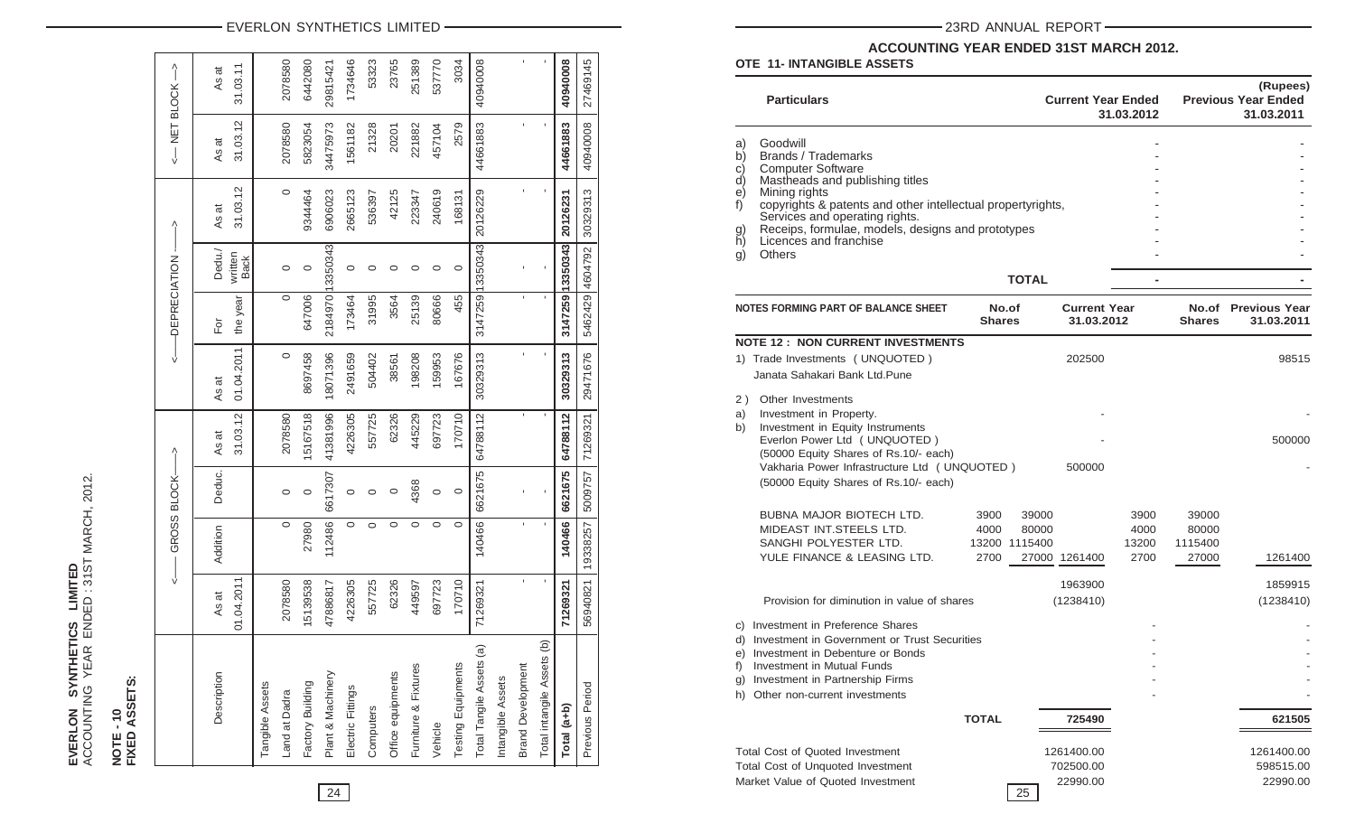**EVERLON SYNTHETICS LIMITED**
ACCOUNTING YEAR ENDED : 31ST MARCH, 2012.

**NOTE - 10**
**FIXED ASSETS:**

| Description | GROSS BLOCK | | | | DEPRECIATION | | | | NET BLOCK | |
|---|---|---|---|---|---|---|---|---|---|---|
| | As at 01.04.2011 | Addition | Deduc. | As at 31.03.12 | As at 01.04.2011 | For the year | Dedu./ written Back | As at 31.03.12 | As at 31.03.12 | As at 31.03.11 |
| Tangible Assets | | | | | | | | | | |
| Land at Dadra | 2078580 | 0 | 0 | 2078580 | 0 | 0 | 0 | 0 | 2078580 | 2078580 |
| Factory Building | 15139538 | 27980 | 0 | 15167518 | 8697458 | 647006 | 0 | 9344464 | 5823054 | 6442080 |
| Plant & Machinery | 47886817 | 112486 | 6617307 | 41381996 | 18071396 | 2184970 | 13350343 | 6906023 | 34475973 | 29815421 |
| Electric Fittings | 4226305 | 0 | 0 | 4226305 | 2491659 | 173464 | 0 | 2665123 | 1561182 | 1734646 |
| Computers | 557725 | 0 | 0 | 557725 | 504402 | 31995 | 0 | 536397 | 21328 | 53323 |
| Office equipments | 62326 | 0 | 0 | 62326 | 38561 | 3564 | 0 | 42125 | 20201 | 23765 |
| Furniture & Fixtures | 449597 | 0 | 4368 | 445229 | 198208 | 25139 | 0 | 223347 | 221882 | 251389 |
| Vehicle | 697723 | 0 | 0 | 697723 | 159953 | 80666 | 0 | 240619 | 457104 | 537770 |
| Testing Equipments | 170710 | 0 | 0 | 170710 | 167676 | 455 | 0 | 168131 | 2579 | 3034 |
| Total Tangile Assets (a) | 71269321 | 140466 | 6621675 | 64788112 | 30329313 | 3147259 | 13350343 | 20126229 | 44661883 | 40940008 |
| Intangible Assets | | | | | | | | | | |
| Brand Development | - | - | - | - | - | - | - | - | - | - |
| Total intangile Assets (b) | - | - | - | - | - | - | - | - | - | - |
| **Total (a+b)** | **71269321** | **140466** | **6621675** | **64788112** | **30329313** | **3147259** | **13350343** | **20126231** | **44661883** | **40940008** |
| Previous Period | 56940821 | 19338257 | 5009757 | 71269321 | 29471676 | 5462429 | 4604792 | 30329313 | 40940008 | 27469145 |

**ACCOUNTING YEAR ENDED 31ST MARCH 2012.**

**NOTE 11- INTANGIBLE ASSETS**

(Rupees)

| | Particulars | Current Year Ended 31.03.2012 | Previous Year Ended 31.03.2011 |
|---|---|---|---|
| a) | Goodwill | - | - |
| b) | Brands / Trademarks | - | - |
| c) | Computer Software | - | - |
| d) | Mastheads and publishing titles | - | - |
| e) | Mining rights | - | - |
| f) | copyrights & patents and other intellectual propertyrights, Services and operating rights. | - | - |
| g) | Receips, formulae, models, designs and prototypes | - | - |
| h) | Licences and franchise | - | - |
| g) | Others | - | - |
| | **TOTAL** | **-** | **-** |

| NOTES FORMING PART OF BALANCE SHEET | No.of Shares | | Current Year 31.03.2012 | No.of Shares | | Previous Year 31.03.2011 |
|---|---|---|---|---|---|---|
| **NOTE 12 : NON CURRENT INVESTMENTS** | | | | | | |
| 1) Trade Investments ( UNQUOTED ) Janata Sahakari Bank Ltd.Pune | | | 202500 | | | 98515 |
| 2 ) Other Investments | | | | | | |
| a) Investment in Property. | | | - | | | - |
| b) Investment in Equity Instruments Everlon Power Ltd ( UNQUOTED ) (50000 Equity Shares of Rs.10/- each) | | | - | | | 500000 |
| Vakharia Power Infrastructure Ltd ( UNQUOTED ) (50000 Equity Shares of Rs.10/- each) | | | 500000 | | | - |
| BUBNA MAJOR BIOTECH LTD. | 3900 | 39000 | | 3900 | 39000 | |
| MIDEAST INT.STEELS LTD. | 4000 | 80000 | | 4000 | 80000 | |
| SANGHI POLYESTER LTD. | 13200 | 1115400 | | 13200 | 1115400 | |
| YULE FINANCE & LEASING LTD. | 2700 | 27000 | 1261400 | 2700 | 27000 | 1261400 |
| | | | 1963900 | | | 1859915 |
| Provision for diminution in value of shares | | | (1238410) | | | (1238410) |
| c) Investment in Preference Shares | | | - | | | - |
| d) Investment in Government or Trust Securities | | | - | | | - |
| e) Investment in Debenture or Bonds | | | - | | | - |
| f) Investment in Mutual Funds | | | - | | | - |
| g) Investment in Partnership Firms | | | - | | | - |
| h) Other non-current investments | | | - | | | - |
| **TOTAL** | | | **725490** | | | **621505** |
| Total Cost of Quoted Investment | | | 1261400.00 | | | 1261400.00 |
| Total Cost of Unquoted Investment | | | 702500.00 | | | 598515.00 |
| Market Value of Quoted Investment | | | 22990.00 | | | 22990.00 |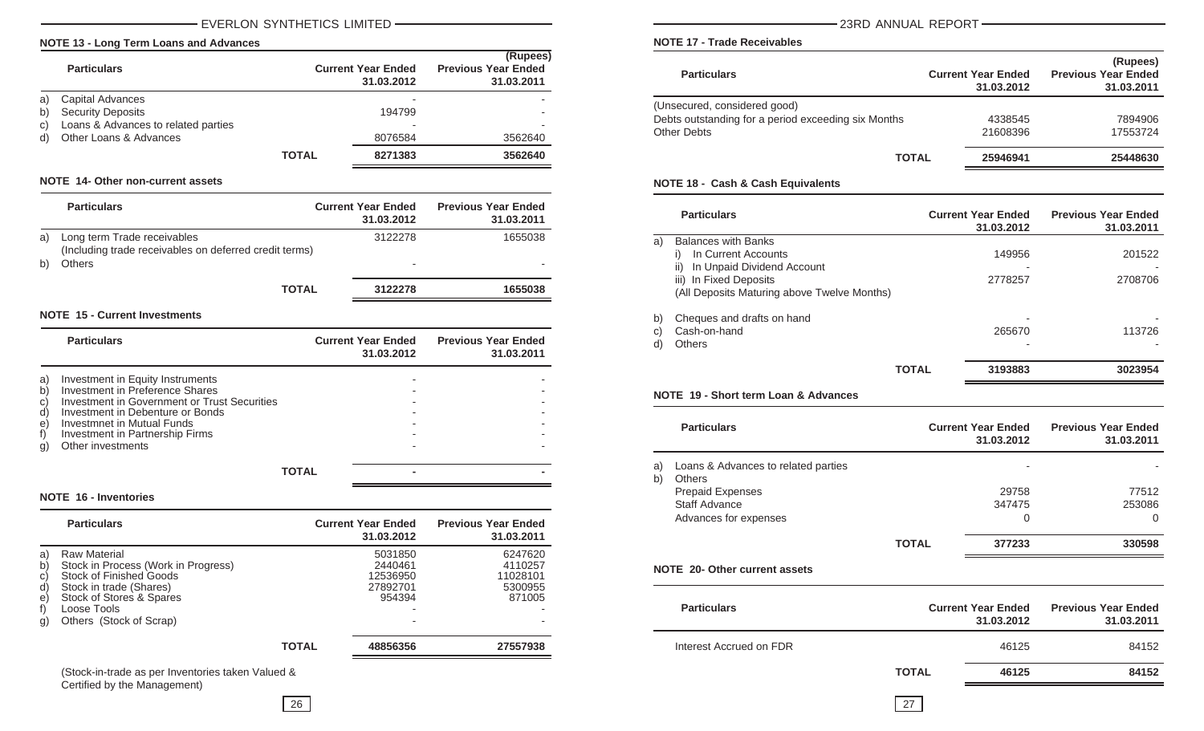## NOTE 13 - Long Term Loans and Advances

(Rupees)

| | Particulars | Current Year Ended 31.03.2012 | Previous Year Ended 31.03.2011 |
|---|---|---|---|
| a) | Capital Advances | - | - |
| b) | Security Deposits | 194799 | - |
| c) | Loans & Advances to related parties | - | - |
| d) | Other Loans & Advances | 8076584 | 3562640 |
| | **TOTAL** | **8271383** | **3562640** |

## NOTE 14- Other non-current assets

| | Particulars | Current Year Ended 31.03.2012 | Previous Year Ended 31.03.2011 |
|---|---|---|---|
| a) | Long term Trade receivables (Including trade receivables on deferred credit terms) | 3122278 | 1655038 |
| b) | Others | - | - |
| | **TOTAL** | **3122278** | **1655038** |

## NOTE 15 - Current Investments

| | Particulars | Current Year Ended 31.03.2012 | Previous Year Ended 31.03.2011 |
|---|---|---|---|
| a) | Investment in Equity Instruments | - | - |
| b) | Investment in Preference Shares | - | - |
| c) | Investment in Government or Trust Securities | - | - |
| d) | Investment in Debenture or Bonds | - | - |
| e) | Investmnet in Mutual Funds | - | - |
| f) | Investment in Partnership Firms | - | - |
| g) | Other investments | - | - |
| | **TOTAL** | **-** | **-** |

## NOTE 16 - Inventories

| | Particulars | Current Year Ended 31.03.2012 | Previous Year Ended 31.03.2011 |
|---|---|---|---|
| a) | Raw Material | 5031850 | 6247620 |
| b) | Stock in Process (Work in Progress) | 2440461 | 4110257 |
| c) | Stock of Finished Goods | 12536950 | 11028101 |
| d) | Stock in trade (Shares) | 27892701 | 5300955 |
| e) | Stock of Stores & Spares | 954394 | 871005 |
| f) | Loose Tools | - | - |
| g) | Others (Stock of Scrap) | - | - |
| | **TOTAL** | **48856356** | **27557938** |

(Stock-in-trade as per Inventories taken Valued & Certified by the Management)

## NOTE 17 - Trade Receivables

(Rupees)

| Particulars | Current Year Ended 31.03.2012 | Previous Year Ended 31.03.2011 |
|---|---|---|
| (Unsecured, considered good) | | |
| Debts outstanding for a period exceeding six Months | 4338545 | 7894906 |
| Other Debts | 21608396 | 17553724 |
| **TOTAL** | **25946941** | **25448630** |

## NOTE 18 - Cash & Cash Equivalents

| | Particulars | Current Year Ended 31.03.2012 | Previous Year Ended 31.03.2011 |
|---|---|---|---|
| a) | Balances with Banks | | |
| | i) In Current Accounts | 149956 | 201522 |
| | ii) In Unpaid Dividend Account | - | - |
| | iii) In Fixed Deposits (All Deposits Maturing above Twelve Months) | 2778257 | 2708706 |
| b) | Cheques and drafts on hand | - | - |
| c) | Cash-on-hand | 265670 | 113726 |
| d) | Others | - | - |
| | **TOTAL** | **3193883** | **3023954** |

## NOTE 19 - Short term Loan & Advances

| | Particulars | Current Year Ended 31.03.2012 | Previous Year Ended 31.03.2011 |
|---|---|---|---|
| a) | Loans & Advances to related parties | - | - |
| b) | Others | | |
| | Prepaid Expenses | 29758 | 77512 |
| | Staff Advance | 347475 | 253086 |
| | Advances for expenses | 0 | 0 |
| | **TOTAL** | **377233** | **330598** |

## NOTE 20- Other current assets

| Particulars | Current Year Ended 31.03.2012 | Previous Year Ended 31.03.2011 |
|---|---|---|
| Interest Accrued on FDR | 46125 | 84152 |
| **TOTAL** | **46125** | **84152** |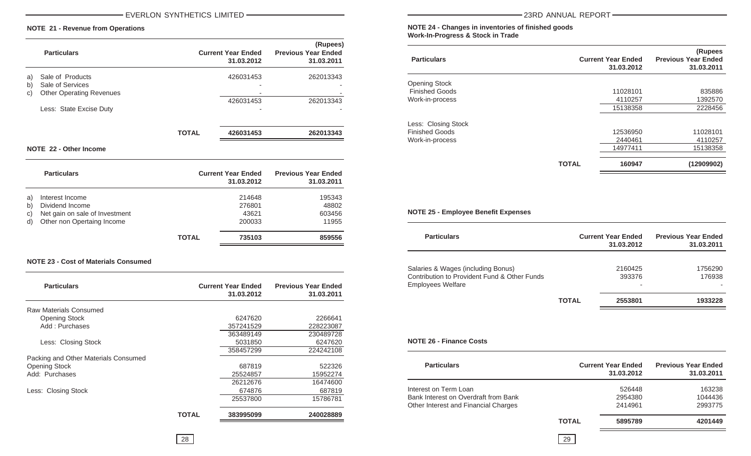## NOTE 21 - Revenue from Operations

(Rupees)

| | Particulars | | Current Year Ended 31.03.2012 | Previous Year Ended 31.03.2011 |
|---|---|---|---|---|
| a) | Sale of Products | | 426031453 | 262013343 |
| b) | Sale of Services | | - | - |
| c) | Other Operating Revenues | | - | - |
| | | | 426031453 | 262013343 |
| | Less: State Excise Duty | | - | - |
| | | TOTAL | 426031453 | 262013343 |

## NOTE 22 - Other Income

| | Particulars | | Current Year Ended 31.03.2012 | Previous Year Ended 31.03.2011 |
|---|---|---|---|---|
| a) | Interest Income | | 214648 | 195343 |
| b) | Dividend Income | | 276801 | 48802 |
| c) | Net gain on sale of Investment | | 43621 | 603456 |
| d) | Other non Opertaing Income | | 200033 | 11955 |
| | | TOTAL | 735103 | 859556 |

## NOTE 23 - Cost of Materials Consumed

| Particulars | | Current Year Ended 31.03.2012 | Previous Year Ended 31.03.2011 |
|---|---|---|---|
| Raw Materials Consumed | | | |
| Opening Stock | | 6247620 | 2266641 |
| Add : Purchases | | 357241529 | 228223087 |
| | | 363489149 | 230489728 |
| Less: Closing Stock | | 5031850 | 6247620 |
| | | 358457299 | 224242108 |
| Packing and Other Materials Consumed | | | |
| Opening Stock | | 687819 | 522326 |
| Add: Purchases | | 25524857 | 15952274 |
| | | 26212676 | 16474600 |
| Less: Closing Stock | | 674876 | 687819 |
| | | 25537800 | 15786781 |
| | TOTAL | 383995099 | 240028889 |

## NOTE 24 - Changes in inventories of finished goods Work-In-Progress & Stock in Trade

(Rupees

| Particulars | | Current Year Ended 31.03.2012 | Previous Year Ended 31.03.2011 |
|---|---|---|---|
| Opening Stock | | | |
| Finished Goods | | 11028101 | 835886 |
| Work-in-process | | 4110257 | 1392570 |
| | | 15138358 | 2228456 |
| Less: Closing Stock | | | |
| Finished Goods | | 12536950 | 11028101 |
| Work-in-process | | 2440461 | 4110257 |
| | | 14977411 | 15138358 |
| | TOTAL | 160947 | (12909902) |

## NOTE 25 - Employee Benefit Expenses

| Particulars | | Current Year Ended 31.03.2012 | Previous Year Ended 31.03.2011 |
|---|---|---|---|
| Salaries & Wages (including Bonus) | | 2160425 | 1756290 |
| Contribution to Provident Fund & Other Funds | | 393376 | 176938 |
| Employees Welfare | | - | - |
| | TOTAL | 2553801 | 1933228 |

## NOTE 26 - Finance Costs

| Particulars | | Current Year Ended 31.03.2012 | Previous Year Ended 31.03.2011 |
|---|---|---|---|
| Interest on Term Loan | | 526448 | 163238 |
| Bank Interest on Overdraft from Bank | | 2954380 | 1044436 |
| Other Interest and Financial Charges | | 2414961 | 2993775 |
| | TOTAL | 5895789 | 4201449 |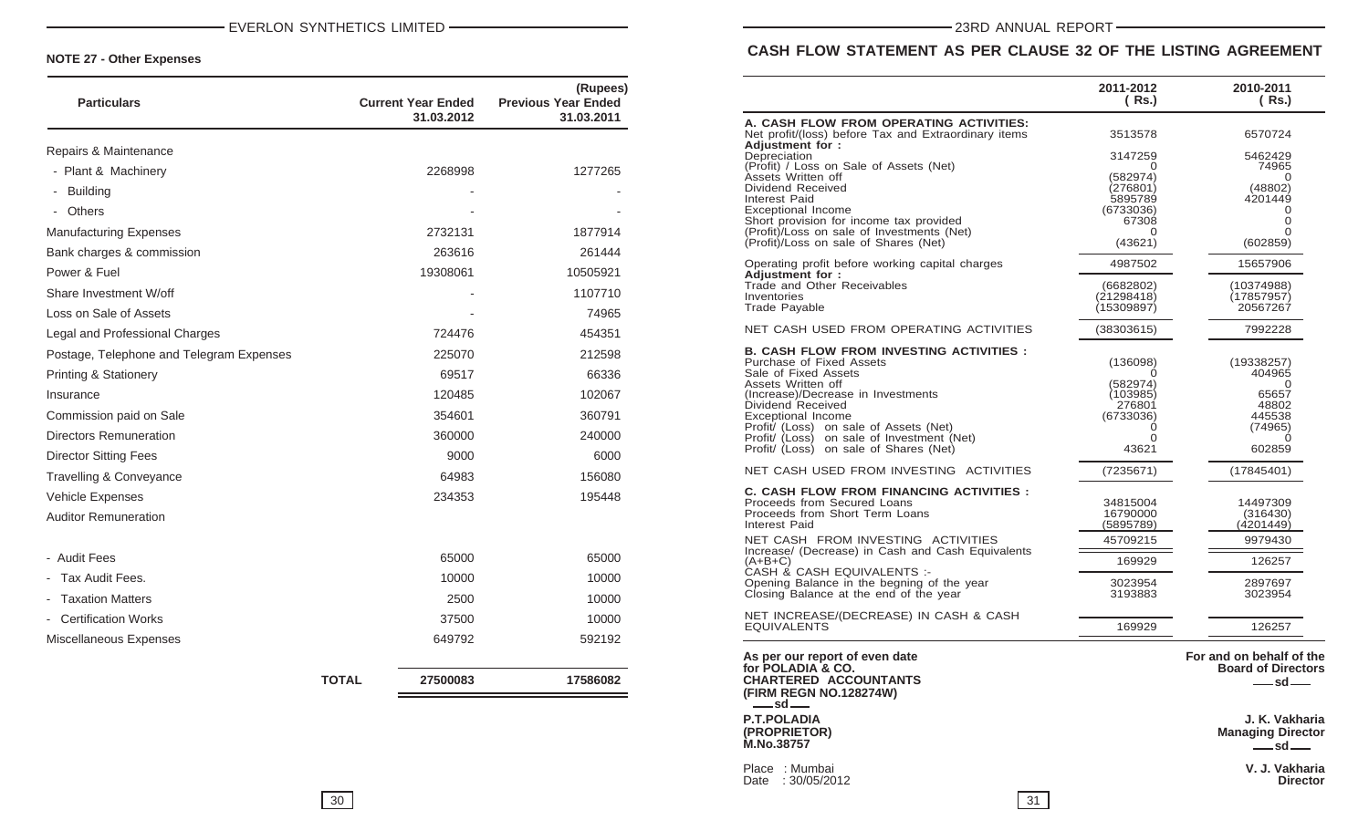## NOTE 27 - Other Expenses

(Rupees)

| Particulars | Current Year Ended 31.03.2012 | Previous Year Ended 31.03.2011 |
|---|---|---|
| Repairs & Maintenance | | |
| - Plant & Machinery | 2268998 | 1277265 |
| - Building | - | - |
| - Others | - | - |
| Manufacturing Expenses | 2732131 | 1877914 |
| Bank charges & commission | 263616 | 261444 |
| Power & Fuel | 19308061 | 10505921 |
| Share Investment W/off | - | 1107710 |
| Loss on Sale of Assets | - | 74965 |
| Legal and Professional Charges | 724476 | 454351 |
| Postage, Telephone and Telegram Expenses | 225070 | 212598 |
| Printing & Stationery | 69517 | 66336 |
| Insurance | 120485 | 102067 |
| Commission paid on Sale | 354601 | 360791 |
| Directors Remuneration | 360000 | 240000 |
| Director Sitting Fees | 9000 | 6000 |
| Travelling & Conveyance | 64983 | 156080 |
| Vehicle Expenses | 234353 | 195448 |
| Auditor Remuneration | | |
| - Audit Fees | 65000 | 65000 |
| - Tax Audit Fees. | 10000 | 10000 |
| - Taxation Matters | 2500 | 10000 |
| - Certification Works | 37500 | 10000 |
| Miscellaneous Expenses | 649792 | 592192 |
| **TOTAL** | **27500083** | **17586082** |

## CASH FLOW STATEMENT AS PER CLAUSE 32 OF THE LISTING AGREEMENT

| | 2011-2012 ( Rs.) | 2010-2011 ( Rs.) |
|---|---|---|
| **A. CASH FLOW FROM OPERATING ACTIVITIES:** | | |
| Net profit/(loss) before Tax and Extraordinary items | 3513578 | 6570724 |
| **Adjustment for :** | | |
| Depreciation | 3147259 | 5462429 |
| (Profit) / Loss on Sale of Assets (Net) | 0 | 74965 |
| Assets Written off | (582974) | 0 |
| Dividend Received | (276801) | (48802) |
| Interest Paid | 5895789 | 4201449 |
| Exceptional Income | (6733036) | 0 |
| Short provision for income tax provided | 67308 | 0 |
| (Profit)/Loss on sale of Investments (Net) | 0 | 0 |
| (Profit)/Loss on sale of Shares (Net) | (43621) | (602859) |
| Operating profit before working capital charges | 4987502 | 15657906 |
| **Adjustment for :** | | |
| Trade and Other Receivables | (6682802) | (10374988) |
| Inventories | (21298418) | (17857957) |
| Trade Payable | (15309897) | 20567267 |
| NET CASH USED FROM OPERATING ACTIVITIES | (38303615) | 7992228 |
| **B. CASH FLOW FROM INVESTING ACTIVITIES :** | | |
| Purchase of Fixed Assets | (136098) | (19338257) |
| Sale of Fixed Assets | 0 | 404965 |
| Assets Written off | (582974) | 0 |
| (Increase)/Decrease in Investments | (103985) | 65657 |
| Dividend Received | 276801 | 48802 |
| Exceptional Income | (6733036) | 445538 |
| Profit/ (Loss) on sale of Assets (Net) | 0 | (74965) |
| Profit/ (Loss) on sale of Investment (Net) | 0 | 0 |
| Profit/ (Loss) on sale of Shares (Net) | 43621 | 602859 |
| NET CASH USED FROM INVESTING ACTIVITIES | (7235671) | (17845401) |
| **C. CASH FLOW FROM FINANCING ACTIVITIES :** | | |
| Proceeds from Secured Loans | 34815004 | 14497309 |
| Proceeds from Short Term Loans | 16790000 | (316430) |
| Interest Paid | (5895789) | (4201449) |
| NET CASH FROM INVESTING ACTIVITIES | 45709215 | 9979430 |
| Increase/ (Decrease) in Cash and Cash Equivalents (A+B+C) | 169929 | 126257 |
| CASH & CASH EQUIVALENTS :- | | |
| Opening Balance in the begning of the year | 3023954 | 2897697 |
| Closing Balance at the end of the year | 3193883 | 3023954 |
| NET INCREASE/(DECREASE) IN CASH & CASH EQUIVALENTS | 169929 | 126257 |

**As per our report of even date**
**for POLADIA & CO.**
**CHARTERED ACCOUNTANTS**
**(FIRM REGN NO.128274W)**
—sd—

**P.T.POLADIA**
**(PROPRIETOR)**
**M.No.38757**

Place : Mumbai
Date : 30/05/2012

**For and on behalf of the Board of Directors**
—sd—
**J. K. Vakharia**
**Managing Director**
—sd—
**V. J. Vakharia**
**Director**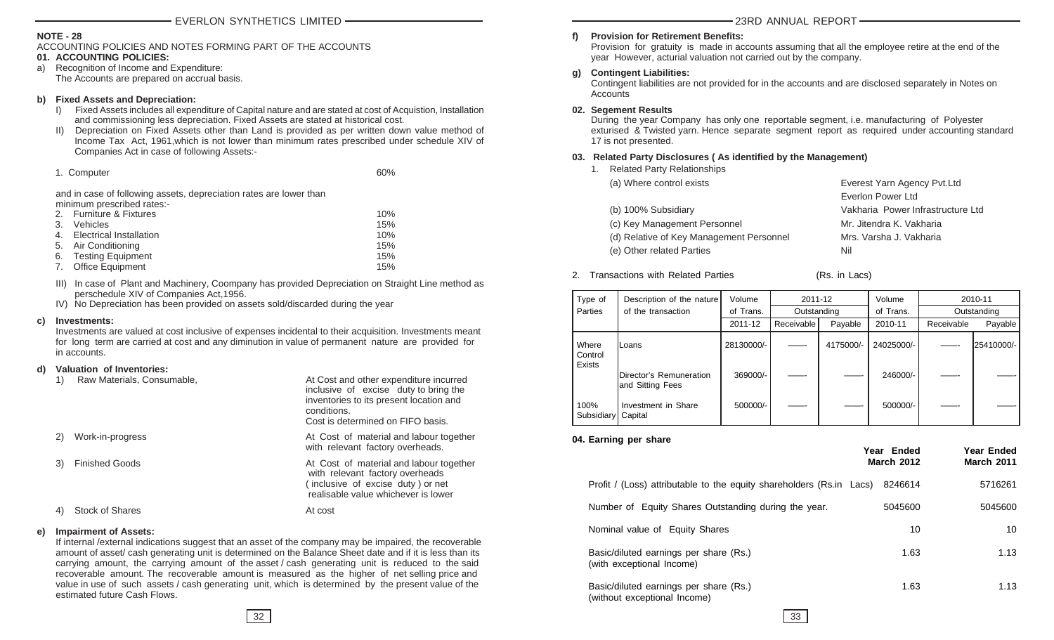**NOTE - 28**

ACCOUNTING POLICIES AND NOTES FORMING PART OF THE ACCOUNTS

**01. ACCOUNTING POLICIES:**

a) Recognition of Income and Expenditure:
The Accounts are prepared on accrual basis.

**b) Fixed Assets and Depreciation:**

I) Fixed Assets includes all expenditure of Capital nature and are stated at cost of Acquistion, Installation and commissioning less depreciation. Fixed Assets are stated at historical cost.

II) Depreciation on Fixed Assets other than Land is provided as per written down value method of Income Tax Act, 1961,which is not lower than minimum rates prescribed under schedule XIV of Companies Act in case of following Assets:-

| | |
|---|---|
| 1. Computer | 60% |

and in case of following assets, depreciation rates are lower than minimum prescribed rates:-

| | |
|---|---|
| 2. Furniture & Fixtures | 10% |
| 3. Vehicles | 15% |
| 4. Electrical Installation | 10% |
| 5. Air Conditioning | 15% |
| 6. Testing Equipment | 15% |
| 7. Office Equipment | 15% |

III) In case of Plant and Machinery, Coompany has provided Depreciation on Straight Line method as perschedule XIV of Companies Act,1956.

IV) No Depreciation has been provided on assets sold/discarded during the year

**c) Investments:**

Investments are valued at cost inclusive of expenses incidental to their acquisition. Investments meant for long term are carried at cost and any diminution in value of permanent nature are provided for in accounts.

**d) Valuation of Inventories:**

| | |
|---|---|
| 1) Raw Materials, Consumable, | At Cost and other expenditure incurred inclusive of excise duty to bring the inventories to its present location and conditions. Cost is determined on FIFO basis. |
| 2) Work-in-progress | At Cost of material and labour together with relevant factory overheads. |
| 3) Finished Goods | At Cost of material and labour together with relevant factory overheads ( inclusive of excise duty ) or net realisable value whichever is lower |
| 4) Stock of Shares | At cost |

**e) Impairment of Assets:**

If internal /external indications suggest that an asset of the company may be impaired, the recoverable amount of asset/ cash generating unit is determined on the Balance Sheet date and if it is less than its carrying amount, the carrying amount of the asset / cash generating unit is reduced to the said recoverable amount. The recoverable amount is measured as the higher of net selling price and value in use of such assets / cash generating unit, which is determined by the present value of the estimated future Cash Flows.

**f) Provision for Retirement Benefits:**

Provision for gratuity is made in accounts assuming that all the employee retire at the end of the year However, acturial valuation not carried out by the company.

**g) Contingent Liabilities:**

Contingent liabilities are not provided for in the accounts and are disclosed separately in Notes on Accounts

**02. Segement Results**

During the year Company has only one reportable segment, i.e. manufacturing of Polyester exturised & Twisted yarn. Hence separate segment report as required under accounting standard 17 is not presented.

**03. Related Party Disclosures ( As identified by the Management)**

1. Related Party Relationships

| | |
|---|---|
| (a) Where control exists | Everest Yarn Agency Pvt.Ltd |
| | Everlon Power Ltd |
| (b) 100% Subsidiary | Vakharia Power Infrastructure Ltd |
| (c) Key Management Personnel | Mr. Jitendra K. Vakharia |
| (d) Relative of Key Management Personnel | Mrs. Varsha J. Vakharia |
| (e) Other related Parties | Nil |

2. Transactions with Related Parties (Rs. in Lacs)

| Type of Parties | Description of the nature of the transaction | Volume of Trans. | 2011-12 Outstanding | | Volume of Trans. | 2010-11 Outstanding | |
|---|---|---|---|---|---|---|---|
| | | 2011-12 | Receivable | Payable | 2010-11 | Receivable | Payable |
| Where Control Exists | Loans | 28130000/- | ——- | 4175000/- | 24025000/- | ——- | 25410000/- |
| | Director's Remuneration and Sitting Fees | 369000/- | ——- | ——- | 246000/- | ——- | ——- |
| 100% Subsidiary | Investment in Share Capital | 500000/- | ——- | ——- | 500000/- | ——- | ——- |

**04. Earning per share**

| | Year Ended March 2012 | Year Ended March 2011 |
|---|---|---|
| Profit / (Loss) attributable to the equity shareholders (Rs.in Lacs) | 8246614 | 5716261 |
| Number of Equity Shares Outstanding during the year. | 5045600 | 5045600 |
| Nominal value of Equity Shares | 10 | 10 |
| Basic/diluted earnings per share (Rs.) (with exceptional Income) | 1.63 | 1.13 |
| Basic/diluted earnings per share (Rs.) (without exceptional Income) | 1.63 | 1.13 |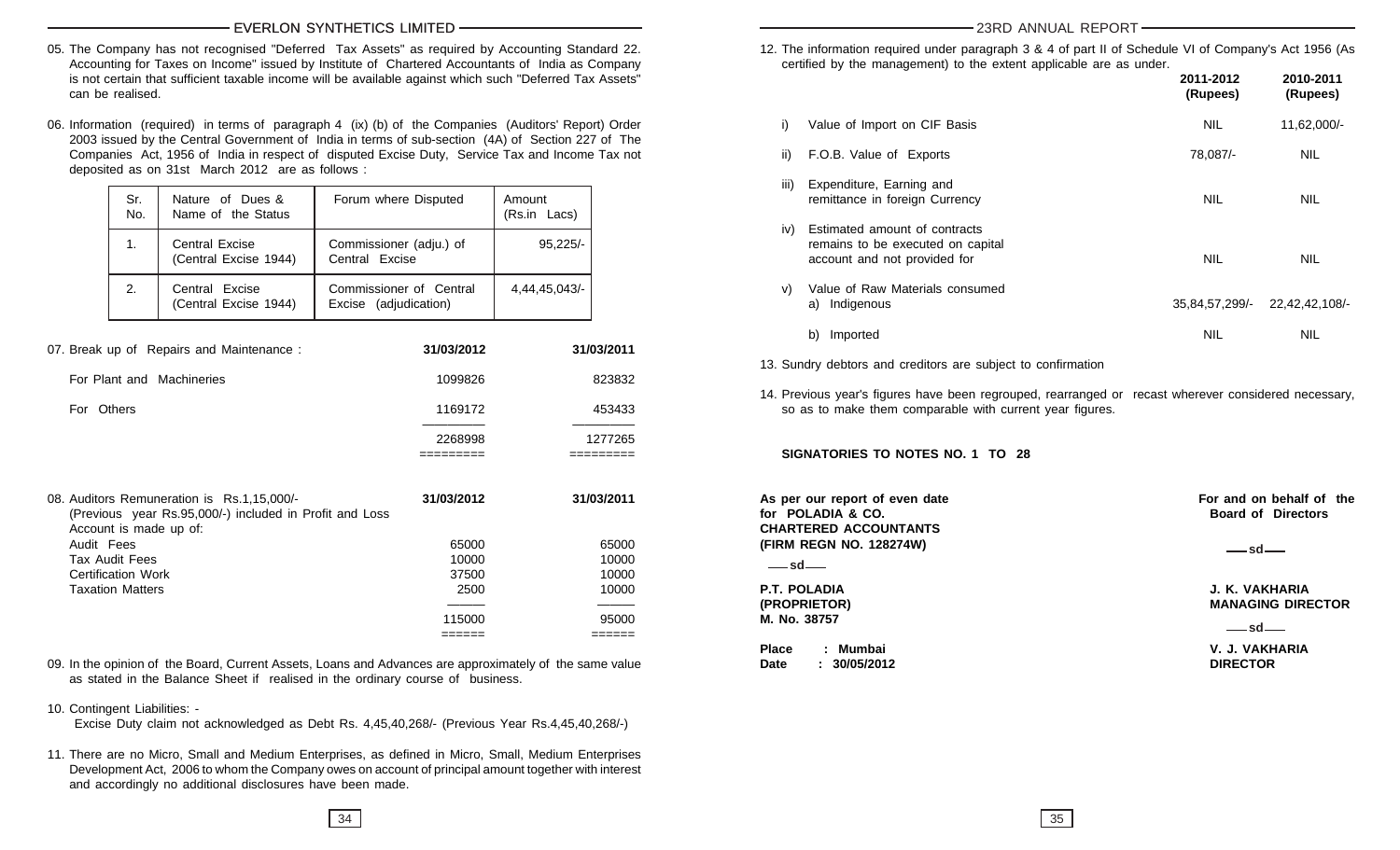05. The Company has not recognised "Deferred Tax Assets" as required by Accounting Standard 22. Accounting for Taxes on Income" issued by Institute of Chartered Accountants of India as Company is not certain that sufficient taxable income will be available against which such "Deferred Tax Assets" can be realised.

06. Information (required) in terms of paragraph 4 (ix) (b) of the Companies (Auditors' Report) Order 2003 issued by the Central Government of India in terms of sub-section (4A) of Section 227 of The Companies Act, 1956 of India in respect of disputed Excise Duty, Service Tax and Income Tax not deposited as on 31st March 2012 are as follows :

| Sr. No. | Nature of Dues & Name of the Status | Forum where Disputed | Amount (Rs.in Lacs) |
|---|---|---|---|
| 1. | Central Excise (Central Excise 1944) | Commissioner (adju.) of Central Excise | 95,225/- |
| 2. | Central Excise (Central Excise 1944) | Commissioner of Central Excise (adjudication) | 4,44,45,043/- |

07. Break up of Repairs and Maintenance :

| | 31/03/2012 | 31/03/2011 |
|---|---|---|
| For Plant and Machineries | 1099826 | 823832 |
| For Others | 1169172 | 453433 |
| | 2268998 | 1277265 |

08. Auditors Remuneration is Rs.1,15,000/- (Previous year Rs.95,000/-) included in Profit and Loss Account is made up of:

| | 31/03/2012 | 31/03/2011 |
|---|---|---|
| Audit Fees | 65000 | 65000 |
| Tax Audit Fees | 10000 | 10000 |
| Certification Work | 37500 | 10000 |
| Taxation Matters | 2500 | 10000 |
| | 115000 | 95000 |

09. In the opinion of the Board, Current Assets, Loans and Advances are approximately of the same value as stated in the Balance Sheet if realised in the ordinary course of business.

10. Contingent Liabilities: -
Excise Duty claim not acknowledged as Debt Rs. 4,45,40,268/- (Previous Year Rs.4,45,40,268/-)

11. There are no Micro, Small and Medium Enterprises, as defined in Micro, Small, Medium Enterprises Development Act, 2006 to whom the Company owes on account of principal amount together with interest and accordingly no additional disclosures have been made.

12. The information required under paragraph 3 & 4 of part II of Schedule VI of Company's Act 1956 (As certified by the management) to the extent applicable are as under.

| | | 2011-2012 (Rupees) | 2010-2011 (Rupees) |
|---|---|---|---|
| i) | Value of Import on CIF Basis | NIL | 11,62,000/- |
| ii) | F.O.B. Value of Exports | 78,087/- | NIL |
| iii) | Expenditure, Earning and remittance in foreign Currency | NIL | NIL |
| iv) | Estimated amount of contracts remains to be executed on capital account and not provided for | NIL | NIL |
| v) | Value of Raw Materials consumed a) Indigenous | 35,84,57,299/- | 22,42,42,108/- |
| | b) Imported | NIL | NIL |

13. Sundry debtors and creditors are subject to confirmation

14. Previous year's figures have been regrouped, rearranged or recast wherever considered necessary, so as to make them comparable with current year figures.

**SIGNATORIES TO NOTES NO. 1 TO 28**

**As per our report of even date**
**for POLADIA & CO.**
**CHARTERED ACCOUNTANTS**
**(FIRM REGN NO. 128274W)**

—sd—

**P.T. POLADIA**
**(PROPRIETOR)**
**M. No. 38757**

**Place : Mumbai**
**Date : 30/05/2012**

**For and on behalf of the Board of Directors**

—sd—

**J. K. VAKHARIA**
**MANAGING DIRECTOR**

—sd—

**V. J. VAKHARIA**
**DIRECTOR**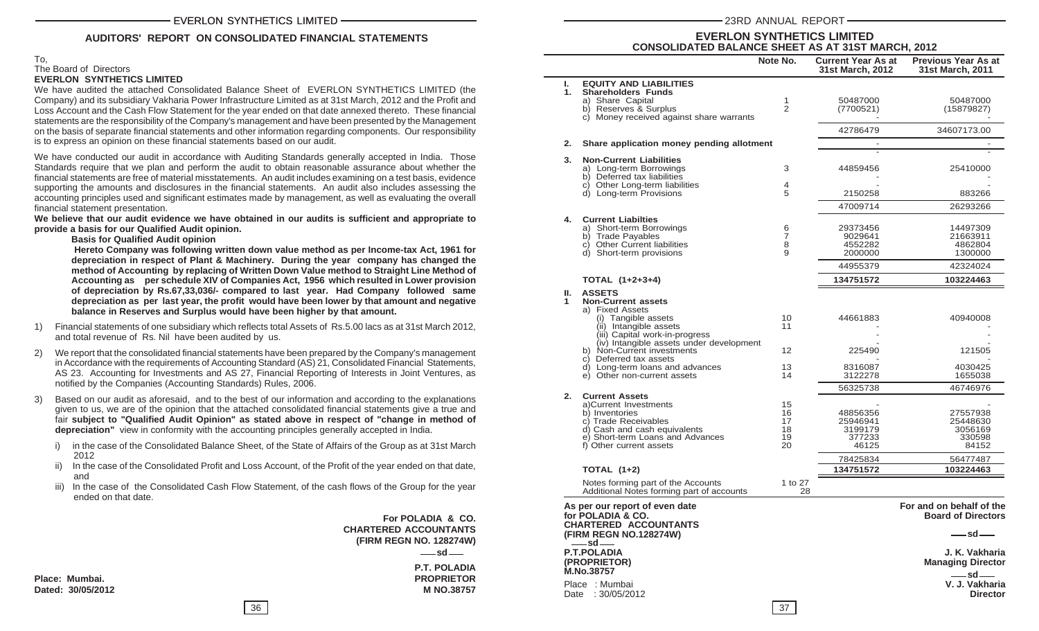## AUDITORS' REPORT ON CONSOLIDATED FINANCIAL STATEMENTS

To,
The Board of Directors
**EVERLON SYNTHETICS LIMITED**

We have audited the attached Consolidated Balance Sheet of EVERLON SYNTHETICS LIMITED (the Company) and its subsidiary Vakharia Power Infrastructure Limited as at 31st March, 2012 and the Profit and Loss Account and the Cash Flow Statement for the year ended on that date annexed thereto. These financial statements are the responsibility of the Company's management and have been presented by the Management on the basis of separate financial statements and other information regarding components. Our responsibility is to express an opinion on these financial statements based on our audit.

We have conducted our audit in accordance with Auditing Standards generally accepted in India. Those Standards require that we plan and perform the audit to obtain reasonable assurance about whether the financial statements are free of material misstatements. An audit includes examining on a test basis, evidence supporting the amounts and disclosures in the financial statements. An audit also includes assessing the accounting principles used and significant estimates made by management, as well as evaluating the overall financial statement presentation.

**We believe that our audit evidence we have obtained in our audits is sufficient and appropriate to provide a basis for our Qualified Audit opinion.**

**Basis for Qualified Audit opinion**

**Hereto Company was following written down value method as per Income-tax Act, 1961 for depreciation in respect of Plant & Machinery. During the year company has changed the method of Accounting by replacing of Written Down Value method to Straight Line Method of Accounting as per schedule XIV of Companies Act, 1956 which resulted in Lower provision of depreciation by Rs.67,33,036/- compared to last year. Had Company followed same depreciation as per last year, the profit would have been lower by that amount and negative balance in Reserves and Surplus would have been higher by that amount.**

1) Financial statements of one subsidiary which reflects total Assets of Rs.5.00 lacs as at 31st March 2012, and total revenue of Rs. Nil have been audited by us.

2) We report that the consolidated financial statements have been prepared by the Company's management in Accordance with the requirements of Accounting Standard (AS) 21, Consolidated Financial Statements, AS 23. Accounting for Investments and AS 27, Financial Reporting of Interests in Joint Ventures, as notified by the Companies (Accounting Standards) Rules, 2006.

3) Based on our audit as aforesaid, and to the best of our information and according to the explanations given to us, we are of the opinion that the attached consolidated financial statements give a true and fair **subject to "Qualified Audit Opinion" as stated above in respect of "change in method of depreciation"** view in conformity with the accounting principles generally accepted in India.

   i) in the case of the Consolidated Balance Sheet, of the State of Affairs of the Group as at 31st March 2012

   ii) In the case of the Consolidated Profit and Loss Account, of the Profit of the year ended on that date, and

   iii) In the case of the Consolidated Cash Flow Statement, of the cash flows of the Group for the year ended on that date.

**For POLADIA & CO.**
**CHARTERED ACCOUNTANTS**
**(FIRM REGN NO. 128274W)**
sd
**P.T. POLADIA**
**PROPRIETOR**
**M NO.38757**

**Place: Mumbai.**
**Dated: 30/05/2012**

## EVERLON SYNTHETICS LIMITED
### CONSOLIDATED BALANCE SHEET AS AT 31ST MARCH, 2012

| | | Note No. | Current Year As at 31st March, 2012 | Previous Year As at 31st March, 2011 |
|---|---|---|---|---|
| **I.** | **EQUITY AND LIABILITIES** | | | |
| **1.** | **Shareholders Funds** | | | |
| | a) Share Capital | 1 | 50487000 | 50487000 |
| | b) Reserves & Surplus | 2 | (7700521) | (15879827) |
| | c) Money received against share warrants | | - | - |
| | | | 42786479 | 34607173.00 |
| **2.** | **Share application money pending allotment** | | - | - |
| | | | - | - |
| **3.** | **Non-Current Liabilities** | | | |
| | a) Long-term Borrowings | 3 | 44859456 | 25410000 |
| | b) Deferred tax liabilities | | - | - |
| | c) Other Long-term liabilities | 4 | - | - |
| | d) Long-term Provisions | 5 | 2150258 | 883266 |
| | | | 47009714 | 26293266 |
| **4.** | **Current Liabilties** | | | |
| | a) Short-term Borrowings | 6 | 29373456 | 14497309 |
| | b) Trade Payables | 7 | 9029641 | 21663911 |
| | c) Other Current liabilities | 8 | 4552282 | 4862804 |
| | d) Short-term provisions | 9 | 2000000 | 1300000 |
| | | | 44955379 | 42324024 |
| | **TOTAL (1+2+3+4)** | | **134751572** | **103224463** |
| **II.** | **ASSETS** | | | |
| **1** | **Non-Current assets** | | | |
| | a) Fixed Assets | | | |
| | (i) Tangible assets | 10 | 44661883 | 40940008 |
| | (ii) Intangible assets | 11 | - | - |
| | (iii) Capital work-in-progress | | - | - |
| | (iv) Intangible assets under development | | - | - |
| | b) Non-Current investments | 12 | 225490 | 121505 |
| | c) Deferred tax assets | | - | - |
| | d) Long-term loans and advances | 13 | 8316087 | 4030425 |
| | e) Other non-current assets | 14 | 3122278 | 1655038 |
| | | | 56325738 | 46746976 |
| **2.** | **Current Assets** | | | |
| | a)Current Investments | 15 | - | - |
| | b) Inventories | 16 | 48856356 | 27557938 |
| | c) Trade Receivables | 17 | 25946941 | 25448630 |
| | d) Cash and cash equivalents | 18 | 3199179 | 3056169 |
| | e) Short-term Loans and Advances | 19 | 377233 | 330598 |
| | f) Other current assets | 20 | 46125 | 84152 |
| | | | 78425834 | 56477487 |
| | **TOTAL (1+2)** | | **134751572** | **103224463** |
| | Notes forming part of the Accounts | 1 to 27 | | |
| | Additional Notes forming part of accounts | 28 | | |

**As per our report of even date**
**for POLADIA & CO.**
**CHARTERED ACCOUNTANTS**
**(FIRM REGN NO.128274W)**
sd
**P.T.POLADIA**
**(PROPRIETOR)**
**M.No.38757**

Place : Mumbai
Date : 30/05/2012

**For and on behalf of the Board of Directors**

sd
**J. K. Vakharia**
**Managing Director**

sd
**V. J. Vakharia**
**Director**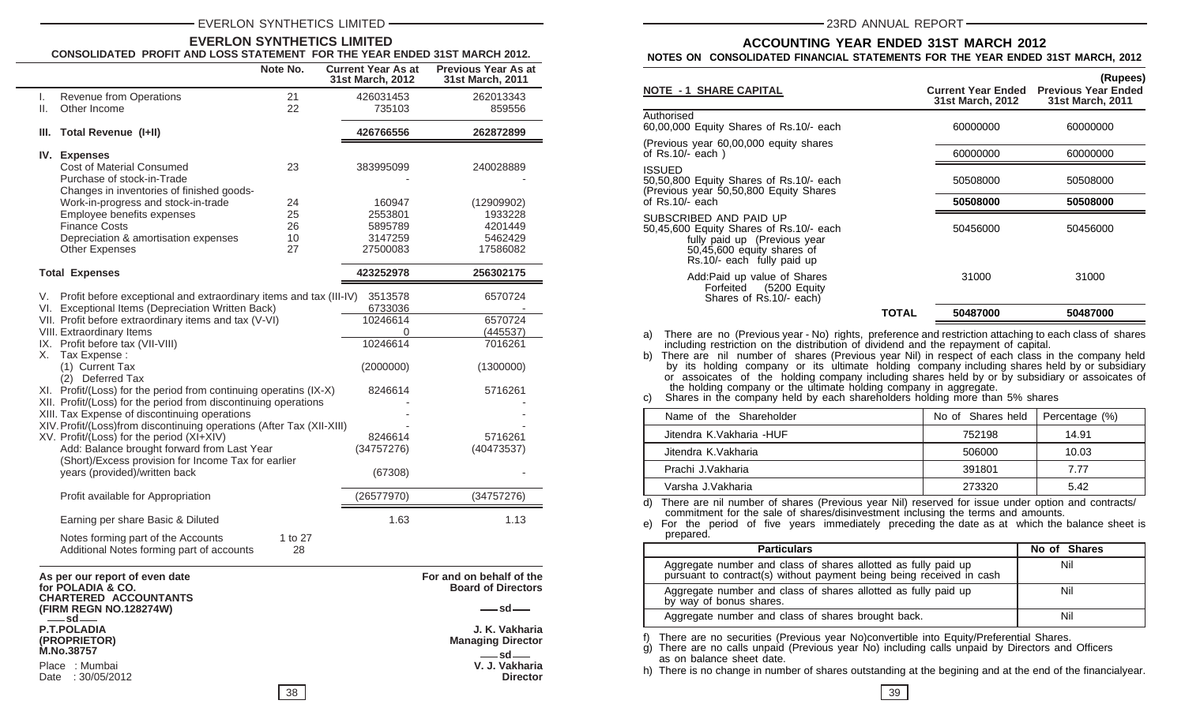## EVERLON SYNTHETICS LIMITED

### CONSOLIDATED PROFIT AND LOSS STATEMENT FOR THE YEAR ENDED 31ST MARCH 2012.

| | | Note No. | Current Year As at 31st March, 2012 | Previous Year As at 31st March, 2011 |
|---|---|---|---|---|
| I. | Revenue from Operations | 21 | 426031453 | 262013343 |
| II. | Other Income | 22 | 735103 | 859556 |
| III. | **Total Revenue (I+II)** | | **426766556** | **262872899** |
| IV. | **Expenses** | | | |
| | Cost of Material Consumed | 23 | 383995099 | 240028889 |
| | Purchase of stock-in-Trade | | - | - |
| | Changes in inventories of finished goods-Work-in-progress and stock-in-trade | 24 | 160947 | (12909902) |
| | Employee benefits expenses | 25 | 2553801 | 1933228 |
| | Finance Costs | 26 | 5895789 | 4201449 |
| | Depreciation & amortisation expenses | 10 | 3147259 | 5462429 |
| | Other Expenses | 27 | 27500083 | 17586082 |
| | **Total Expenses** | | **423252978** | **256302175** |
| V. | Profit before exceptional and extraordinary items and tax (III-IV) | | 3513578 | 6570724 |
| VI. | Exceptional Items (Depreciation Written Back) | | 6733036 | - |
| VII. | Profit before extraordinary items and tax (V-VI) | | 10246614 | 6570724 |
| VIII. | Extraordinary Items | | 0 | (445537) |
| IX. | Profit before tax (VII-VIII) | | 10246614 | 7016261 |
| X. | Tax Expense : | | | |
| | (1) Current Tax | | (2000000) | (1300000) |
| | (2) Deferred Tax | | | |
| XI. | Profit/(Loss) for the period from continuing operatins (IX-X) | | 8246614 | 5716261 |
| XII. | Profit/(Loss) for the period from discontinuing operations | | - | - |
| XIII. | Tax Expense of discontinuing operations | | - | - |
| XIV. | Profit/(Loss)from discontinuing operations (After Tax (XII-XIII) | | - | - |
| XV. | Profit/(Loss) for the period (XI+XIV) | | 8246614 | 5716261 |
| | Add: Balance brought forward from Last Year | | (34757276) | (40473537) |
| | (Short)/Excess provision for Income Tax for earlier years (provided)/written back | | (67308) | - |
| | Profit available for Appropriation | | (26577970) | (34757276) |
| | Earning per share Basic & Diluted | | 1.63 | 1.13 |
| | Notes forming part of the Accounts | 1 to 27 | | |
| | Additional Notes forming part of accounts | 28 | | |

**As per our report of even date**
**for POLADIA & CO.**
**CHARTERED ACCOUNTANTS**
**(FIRM REGN NO.128274W)**
—sd—
**P.T.POLADIA**
**(PROPRIETOR)**
**M.No.38757**

Place : Mumbai
Date : 30/05/2012

**For and on behalf of the Board of Directors**

—sd—
**J. K. Vakharia**
**Managing Director**

—sd—
**V. J. Vakharia**
**Director**

## ACCOUNTING YEAR ENDED 31ST MARCH 2012

### NOTES ON CONSOLIDATED FINANCIAL STATEMENTS FOR THE YEAR ENDED 31ST MARCH, 2012

(Rupees)

| NOTE - 1 SHARE CAPITAL | | Current Year Ended 31st March, 2012 | Previous Year Ended 31st March, 2011 |
|---|---|---|---|
| Authorised<br>60,00,000 Equity Shares of Rs.10/- each | | 60000000 | 60000000 |
| (Previous year 60,00,000 equity shares of Rs.10/- each ) | | 60000000 | 60000000 |
| ISSUED<br>50,50,800 Equity Shares of Rs.10/- each | | 50508000 | 50508000 |
| (Previous year 50,50,800 Equity Shares of Rs.10/- each | | **50508000** | **50508000** |
| SUBSCRIBED AND PAID UP<br>50,45,600 Equity Shares of Rs.10/- each fully paid up (Previous year 50,45,600 equity shares of Rs.10/- each fully paid up | | 50456000 | 50456000 |
| Add:Paid up value of Shares Forfeited (5200 Equity Shares of Rs.10/- each) | | 31000 | 31000 |
| | **TOTAL** | **50487000** | **50487000** |

a) There are no (Previous year - No) rights, preference and restriction attaching to each class of shares including restriction on the distribution of dividend and the repayment of capital.

b) There are nil number of shares (Previous year Nil) in respect of each class in the company held by its holding company or its ultimate holding company including shares held by or subsidiary or assoicates of the holding company including shares held by or by subsidiary or assoicates of the holding company or the ultimate holding company in aggregate.

c) Shares in the company held by each shareholders holding more than 5% shares

| Name of the Shareholder | No of Shares held | Percentage (%) |
|---|---|---|
| Jitendra K.Vakharia -HUF | 752198 | 14.91 |
| Jitendra K.Vakharia | 506000 | 10.03 |
| Prachi J.Vakharia | 391801 | 7.77 |
| Varsha J.Vakharia | 273320 | 5.42 |

d) There are nil number of shares (Previous year Nil) reserved for issue under option and contracts/ commitment for the sale of shares/disinvestment inclusing the terms and amounts.

e) For the period of five years immediately preceding the date as at which the balance sheet is prepared.

| Particulars | No of Shares |
|---|---|
| Aggregate number and class of shares allotted as fully paid up pursuant to contract(s) without payment being being received in cash | Nil |
| Aggregate number and class of shares allotted as fully paid up by way of bonus shares. | Nil |
| Aggregate number and class of shares brought back. | Nil |

f) There are no securities (Previous year No)convertible into Equity/Preferential Shares.

g) There are no calls unpaid (Previous year No) including calls unpaid by Directors and Officers as on balance sheet date.

h) There is no change in number of shares outstanding at the begining and at the end of the financialyear.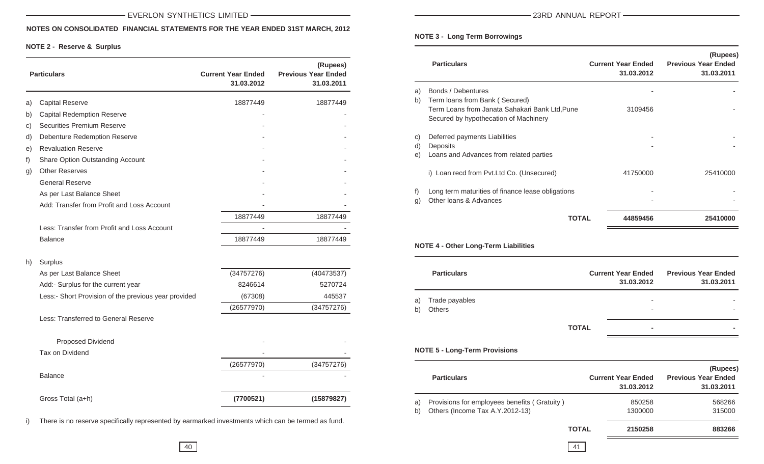## NOTES ON CONSOLIDATED FINANCIAL STATEMENTS FOR THE YEAR ENDED 31ST MARCH, 2012

### NOTE 2 - Reserve & Surplus

(Rupees)

| | Particulars | Current Year Ended 31.03.2012 | Previous Year Ended 31.03.2011 |
|---|---|---|---|
| a) | Capital Reserve | 18877449 | 18877449 |
| b) | Capital Redemption Reserve | - | - |
| c) | Securities Premium Reserve | - | - |
| d) | Debenture Redemption Reserve | - | - |
| e) | Revaluation Reserve | - | - |
| f) | Share Option Outstanding Account | - | - |
| g) | Other Reserves | - | - |
| | General Reserve | - | - |
| | As per Last Balance Sheet | - | - |
| | Add: Transfer from Profit and Loss Account | - | - |
| | | 18877449 | 18877449 |
| | Less: Transfer from Profit and Loss Account | - | - |
| | Balance | 18877449 | 18877449 |
| h) | Surplus | | |
| | As per Last Balance Sheet | (34757276) | (40473537) |
| | Add:- Surplus for the current year | 8246614 | 5270724 |
| | Less:- Short Provision of the previous year provided | (67308) | 445537 |
| | | (26577970) | (34757276) |
| | Less: Transferred to General Reserve | | |
| | Proposed Dividend | - | - |
| | Tax on Dividend | - | - |
| | | (26577970) | (34757276) |
| | Balance | - | - |
| | Gross Total (a+h) | **(7700521)** | **(15879827)** |

i) There is no reserve specifically represented by earmarked investments which can be termed as fund.

### NOTE 3 - Long Term Borrowings

(Rupees)

| | Particulars | Current Year Ended 31.03.2012 | Previous Year Ended 31.03.2011 |
|---|---|---|---|
| a) | Bonds / Debentures | - | - |
| b) | Term loans from Bank ( Secured) Term Loans from Janata Sahakari Bank Ltd,Pune Secured by hypothecation of Machinery | 3109456 | - |
| c) | Deferred payments Liabilities | - | - |
| d) | Deposits | - | - |
| e) | Loans and Advances from related parties | | |
| | i) Loan recd from Pvt.Ltd Co. (Unsecured) | 41750000 | 25410000 |
| f) | Long term maturities of finance lease obligations | - | - |
| g) | Other loans & Advances | - | - |
| | **TOTAL** | **44859456** | **25410000** |

### NOTE 4 - Other Long-Term Liabilities

| | Particulars | Current Year Ended 31.03.2012 | Previous Year Ended 31.03.2011 |
|---|---|---|---|
| a) | Trade payables | - | - |
| b) | Others | - | - |
| | **TOTAL** | **-** | **-** |

### NOTE 5 - Long-Term Provisions

(Rupees)

| | Particulars | Current Year Ended 31.03.2012 | Previous Year Ended 31.03.2011 |
|---|---|---|---|
| a) | Provisions for employees benefits ( Gratuity ) | 850258 | 568266 |
| b) | Others (Income Tax A.Y.2012-13) | 1300000 | 315000 |
| | **TOTAL** | **2150258** | **883266** |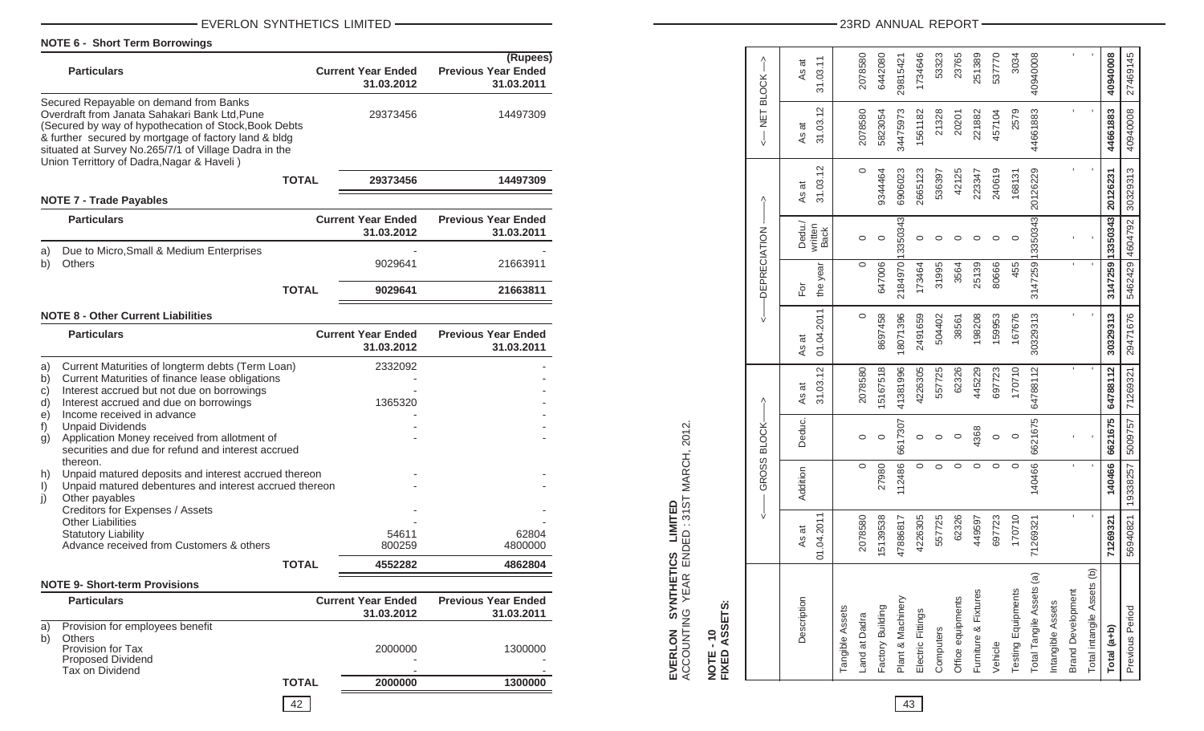## NOTE 6 - Short Term Borrowings

(Rupees)

| Particulars | Current Year Ended 31.03.2012 | Previous Year Ended 31.03.2011 |
|---|---|---|
| Secured Repayable on demand from Banks Overdraft from Janata Sahakari Bank Ltd,Pune (Secured by way of hypothecation of Stock,Book Debts & further secured by mortgage of factory land & bldg situated at Survey No.265/7/1 of Village Dadra in the Union Territtory of Dadra,Nagar & Haveli ) | 29373456 | 14497309 |
| **TOTAL** | **29373456** | **14497309** |

## NOTE 7 - Trade Payables

| | Particulars | Current Year Ended 31.03.2012 | Previous Year Ended 31.03.2011 |
|---|---|---|---|
| a) | Due to Micro,Small & Medium Enterprises | - | - |
| b) | Others | 9029641 | 21663911 |
| | **TOTAL** | **9029641** | **21663811** |

## NOTE 8 - Other Current Liabilities

| | Particulars | Current Year Ended 31.03.2012 | Previous Year Ended 31.03.2011 |
|---|---|---|---|
| a) | Current Maturities of longterm debts (Term Loan) | 2332092 | - |
| b) | Current Maturities of finance lease obligations | - | - |
| c) | Interest accrued but not due on borrowings | - | - |
| d) | Interest accrued and due on borrowings | 1365320 | - |
| e) | Income received in advance | - | - |
| f) | Unpaid Dividends | - | - |
| g) | Application Money received from allotment of securities and due for refund and interest accrued thereon. | - | - |
| h) | Unpaid matured deposits and interest accrued thereon | - | - |
| I) | Unpaid matured debentures and interest accrued thereon | - | - |
| j) | Other payables | | |
| | Creditors for Expenses / Assets | - | - |
| | Other Liabilities | - | - |
| | Statutory Liability | 54611 | 62804 |
| | Advance received from Customers & others | 800259 | 4800000 |
| | **TOTAL** | **4552282** | **4862804** |

## NOTE 9- Short-term Provisions

| | Particulars | Current Year Ended 31.03.2012 | Previous Year Ended 31.03.2011 |
|---|---|---|---|
| a) | Provision for employees benefit | | |
| b) | Others | | |
| | Provision for Tax | 2000000 | 1300000 |
| | Proposed Dividend | - | - |
| | Tax on Dividend | - | - |
| | **TOTAL** | **2000000** | **1300000** |

**EVERLON SYNTHETICS LIMITED**
ACCOUNTING YEAR ENDED : 31ST MARCH, 2012.

**NOTE - 10**
**FIXED ASSETS:**

| Description | GROSS BLOCK | | | | DEPRECIATION | | | | NET BLOCK | |
|---|---|---|---|---|---|---|---|---|---|---|
| | As at 01.04.2011 | Addition | Deduc. | As at 31.03.12 | As at 01.04.2011 | For the year | Dedu./ written Back | As at 31.03.12 | As at 31.03.12 | As at 31.03.11 |
| Tangible Assets | | | | | | | | | | |
| Land at Dadra | 2078580 | 0 | 0 | 2078580 | 0 | 0 | 0 | 0 | 2078580 | 2078580 |
| Factory Building | 15139538 | 27980 | 0 | 15167518 | 8697458 | 647006 | 0 | 9344464 | 5823054 | 6442080 |
| Plant & Machinery | 47886817 | 112486 | 6617307 | 41381996 | 18071396 | 2184970 | 13350343 | 6906023 | 34475973 | 29815421 |
| Electric Fittings | 4226305 | 0 | 0 | 4226305 | 2491659 | 173464 | 0 | 2665123 | 1561182 | 1734646 |
| Computers | 557725 | 0 | 0 | 557725 | 504402 | 31995 | 0 | 536397 | 21328 | 53323 |
| Office equipments | 62326 | 0 | 0 | 62326 | 38561 | 3564 | 0 | 42125 | 20201 | 23765 |
| Furniture & Fixtures | 449597 | 0 | 4368 | 445229 | 198208 | 25139 | 0 | 223347 | 221882 | 251389 |
| Vehicle | 697723 | 0 | 0 | 697723 | 159953 | 80666 | 0 | 240619 | 457104 | 537770 |
| Testing Equipments | 170710 | 0 | 0 | 170710 | 167676 | 455 | 0 | 168131 | 2579 | 3034 |
| Total Tangile Assets (a) | 71269321 | 140466 | 6621675 | 64788112 | 30329313 | 3147259 | 13350343 | 20126229 | 44661883 | 40940008 |
| Intangile Assets | | | | | | | | | | |
| Brand Development | - | - | - | - | - | - | - | - | - | - |
| Total intangile Assets (b) | - | - | - | - | - | - | - | - | - | - |
| **Total (a+b)** | **71269321** | **140466** | **6621675** | **64788112** | **30329313** | **3147259** | **13350343** | **20126231** | **44661883** | **40940008** |
| Previous Period | 56940821 | 19338257 | 5009757 | 71269321 | 29471676 | 5462429 | 4604792 | 30329313 | 40940008 | 27469145 |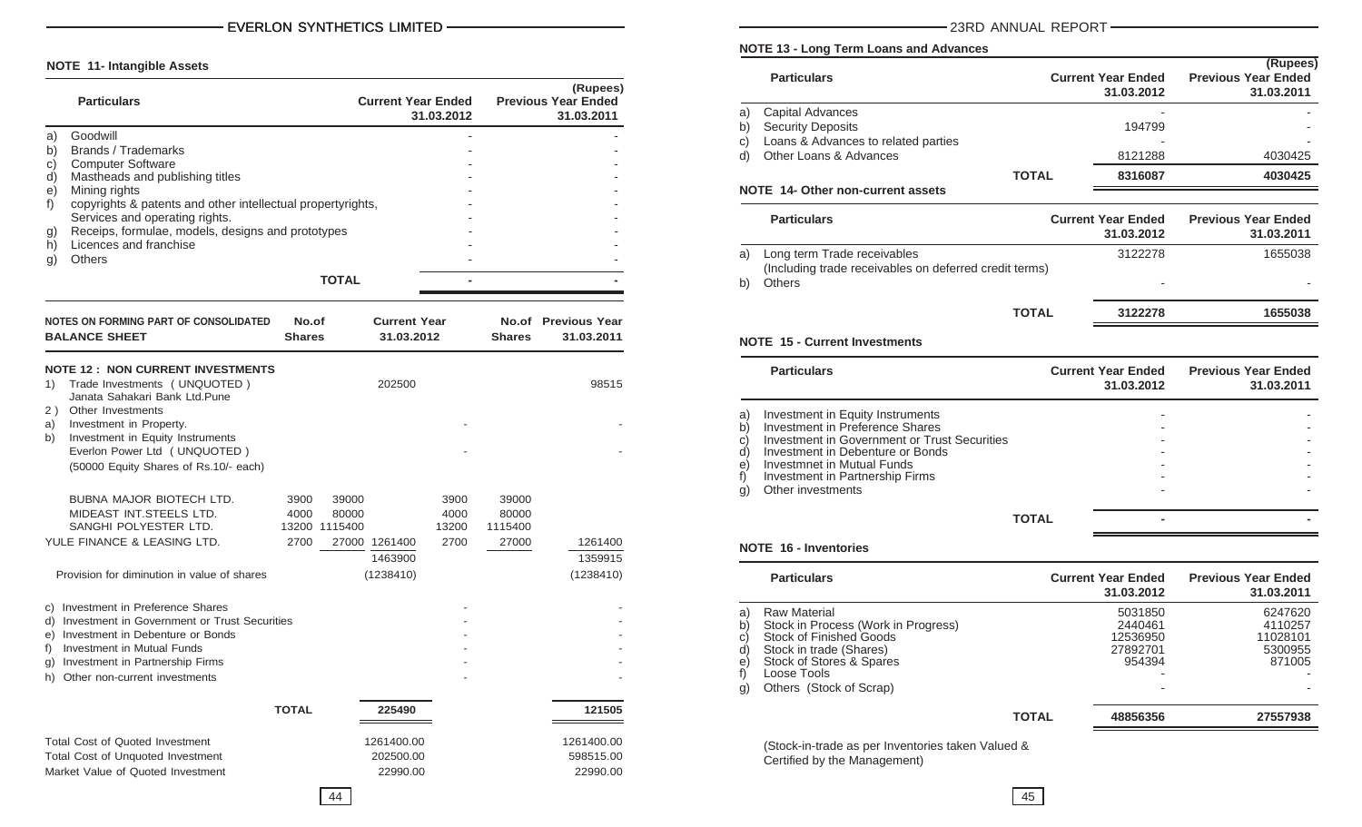## NOTE 11- Intangible Assets

|  | Particulars | Current Year Ended 31.03.2012 | (Rupees) Previous Year Ended 31.03.2011 |
|---|---|---|---|
| a) | Goodwill | - | - |
| b) | Brands / Trademarks | - | - |
| c) | Computer Software | - | - |
| d) | Mastheads and publishing titles | - | - |
| e) | Mining rights | - | - |
| f) | copyrights & patents and other intellectual propertyrights, Services and operating rights. | - | - |
| g) | Receips, formulae, models, designs and prototypes | - | - |
| h) | Licences and franchise | - | - |
| g) | Others | - | - |
|  | **TOTAL** | **-** | **-** |

## NOTES ON FORMING PART OF CONSOLIDATED BALANCE SHEET

### NOTE 12 : NON CURRENT INVESTMENTS

|  | Particulars | No.of Shares |  | Current Year 31.03.2012 | No.of Shares |  | Previous Year 31.03.2011 |
|---|---|---|---|---|---|---|---|
| 1) | Trade Investments ( UNQUOTED ) Janata Sahakari Bank Ltd.Pune |  |  | 202500 |  |  | 98515 |
| 2 ) | Other Investments |  |  |  |  |  |  |
| a) | Investment in Property. |  |  | - |  |  | - |
| b) | Investment in Equity Instruments Everlon Power Ltd ( UNQUOTED ) (50000 Equity Shares of Rs.10/- each) |  |  | - |  |  | - |
|  | BUBNA MAJOR BIOTECH LTD. | 3900 | 39000 |  | 3900 | 39000 |  |
|  | MIDEAST INT.STEELS LTD. | 4000 | 80000 |  | 4000 | 80000 |  |
|  | SANGHI POLYESTER LTD. | 13200 | 1115400 |  | 13200 | 1115400 |  |
|  | YULE FINANCE & LEASING LTD. | 2700 | 27000 | 1261400 | 2700 | 27000 | 1261400 |
|  |  |  |  | 1463900 |  |  | 1359915 |
|  | Provision for diminution in value of shares |  |  | (1238410) |  |  | (1238410) |
| c) | Investment in Preference Shares |  |  | - |  |  | - |
| d) | Investment in Government or Trust Securities |  |  | - |  |  | - |
| e) | Investment in Debenture or Bonds |  |  | - |  |  | - |
| f) | Investment in Mutual Funds |  |  | - |  |  | - |
| g) | Investment in Partnership Firms |  |  | - |  |  | - |
| h) | Other non-current investments |  |  | - |  |  | - |
|  | **TOTAL** |  |  | **225490** |  |  | **121505** |

|  | Current Year | Previous Year |
|---|---|---|
| Total Cost of Quoted Investment | 1261400.00 | 1261400.00 |
| Total Cost of Unquoted Investment | 202500.00 | 598515.00 |
| Market Value of Quoted Investment | 22990.00 | 22990.00 |

## NOTE 13 - Long Term Loans and Advances

|  | Particulars | Current Year Ended 31.03.2012 | (Rupees) Previous Year Ended 31.03.2011 |
|---|---|---|---|
| a) | Capital Advances | - | - |
| b) | Security Deposits | 194799 | - |
| c) | Loans & Advances to related parties | - | - |
| d) | Other Loans & Advances | 8121288 | 4030425 |
|  | **TOTAL** | **8316087** | **4030425** |

## NOTE 14- Other non-current assets

|  | Particulars | Current Year Ended 31.03.2012 | Previous Year Ended 31.03.2011 |
|---|---|---|---|
| a) | Long term Trade receivables (Including trade receivables on deferred credit terms) | 3122278 | 1655038 |
| b) | Others | - | - |
|  | **TOTAL** | **3122278** | **1655038** |

## NOTE 15 - Current Investments

|  | Particulars | Current Year Ended 31.03.2012 | Previous Year Ended 31.03.2011 |
|---|---|---|---|
| a) | Investment in Equity Instruments | - | - |
| b) | Investment in Preference Shares | - | - |
| c) | Investment in Government or Trust Securities | - | - |
| d) | Investment in Debenture or Bonds | - | - |
| e) | Investmnet in Mutual Funds | - | - |
| f) | Investment in Partnership Firms | - | - |
| g) | Other investments | - | - |
|  | **TOTAL** | **-** | **-** |

## NOTE 16 - Inventories

|  | Particulars | Current Year Ended 31.03.2012 | Previous Year Ended 31.03.2011 |
|---|---|---|---|
| a) | Raw Material | 5031850 | 6247620 |
| b) | Stock in Process (Work in Progress) | 2440461 | 4110257 |
| c) | Stock of Finished Goods | 12536950 | 11028101 |
| d) | Stock in trade (Shares) | 27892701 | 5300955 |
| e) | Stock of Stores & Spares | 954394 | 871005 |
| f) | Loose Tools | - | - |
| g) | Others (Stock of Scrap) | - | - |
|  | **TOTAL** | **48856356** | **27557938** |

(Stock-in-trade as per Inventories taken Valued & Certified by the Management)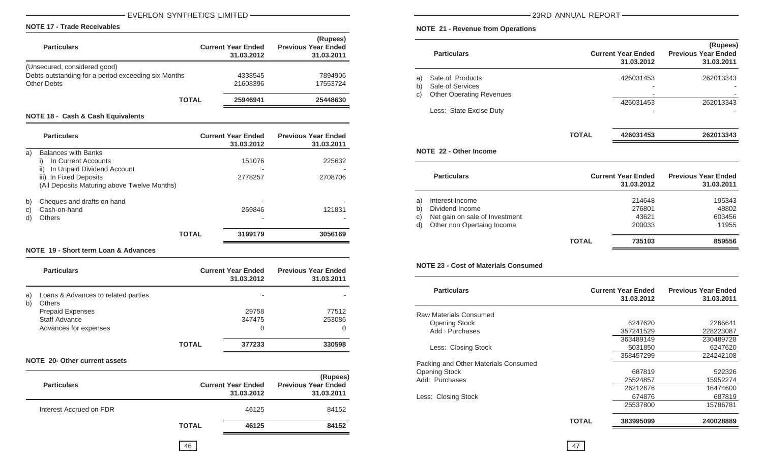### NOTE 17 - Trade Receivables

(Rupees)

| Particulars | Current Year Ended 31.03.2012 | Previous Year Ended 31.03.2011 |
|---|---|---|
| (Unsecured, considered good) | | |
| Debts outstanding for a period exceeding six Months | 4338545 | 7894906 |
| Other Debts | 21608396 | 17553724 |
| **TOTAL** | **25946941** | **25448630** |

### NOTE 18 - Cash & Cash Equivalents

| | Particulars | Current Year Ended 31.03.2012 | Previous Year Ended 31.03.2011 |
|---|---|---|---|
| a) | Balances with Banks | | |
| | i) In Current Accounts | 151076 | 225632 |
| | ii) In Unpaid Dividend Account | - | - |
| | iii) In Fixed Deposits | 2778257 | 2708706 |
| | (All Deposits Maturing above Twelve Months) | | |
| b) | Cheques and drafts on hand | - | - |
| c) | Cash-on-hand | 269846 | 121831 |
| d) | Others | - | - |
| | **TOTAL** | **3199179** | **3056169** |

### NOTE 19 - Short term Loan & Advances

| | Particulars | Current Year Ended 31.03.2012 | Previous Year Ended 31.03.2011 |
|---|---|---|---|
| a) | Loans & Advances to related parties | - | - |
| b) | Others | | |
| | Prepaid Expenses | 29758 | 77512 |
| | Staff Advance | 347475 | 253086 |
| | Advances for expenses | 0 | 0 |
| | **TOTAL** | **377233** | **330598** |

### NOTE 20- Other current assets

(Rupees)

| Particulars | Current Year Ended 31.03.2012 | Previous Year Ended 31.03.2011 |
|---|---|---|
| Interest Accrued on FDR | 46125 | 84152 |
| **TOTAL** | **46125** | **84152** |

### NOTE 21 - Revenue from Operations

(Rupees)

| | Particulars | Current Year Ended 31.03.2012 | Previous Year Ended 31.03.2011 |
|---|---|---|---|
| a) | Sale of Products | 426031453 | 262013343 |
| b) | Sale of Services | - | - |
| c) | Other Operating Revenues | - | - |
| | | 426031453 | 262013343 |
| | Less: State Excise Duty | - | - |
| | **TOTAL** | **426031453** | **262013343** |

### NOTE 22 - Other Income

| | Particulars | Current Year Ended 31.03.2012 | Previous Year Ended 31.03.2011 |
|---|---|---|---|
| a) | Interest Income | 214648 | 195343 |
| b) | Dividend Income | 276801 | 48802 |
| c) | Net gain on sale of Investment | 43621 | 603456 |
| d) | Other non Opertaing Income | 200033 | 11955 |
| | **TOTAL** | **735103** | **859556** |

### NOTE 23 - Cost of Materials Consumed

| Particulars | Current Year Ended 31.03.2012 | Previous Year Ended 31.03.2011 |
|---|---|---|
| Raw Materials Consumed | | |
| Opening Stock | 6247620 | 2266641 |
| Add : Purchases | 357241529 | 228223087 |
| | 363489149 | 230489728 |
| Less: Closing Stock | 5031850 | 6247620 |
| | 358457299 | 224242108 |
| Packing and Other Materials Consumed | | |
| Opening Stock | 687819 | 522326 |
| Add: Purchases | 25524857 | 15952274 |
| | 26212676 | 16474600 |
| Less: Closing Stock | 674876 | 687819 |
| | 25537800 | 15786781 |
| **TOTAL** | **383995099** | **240028889** |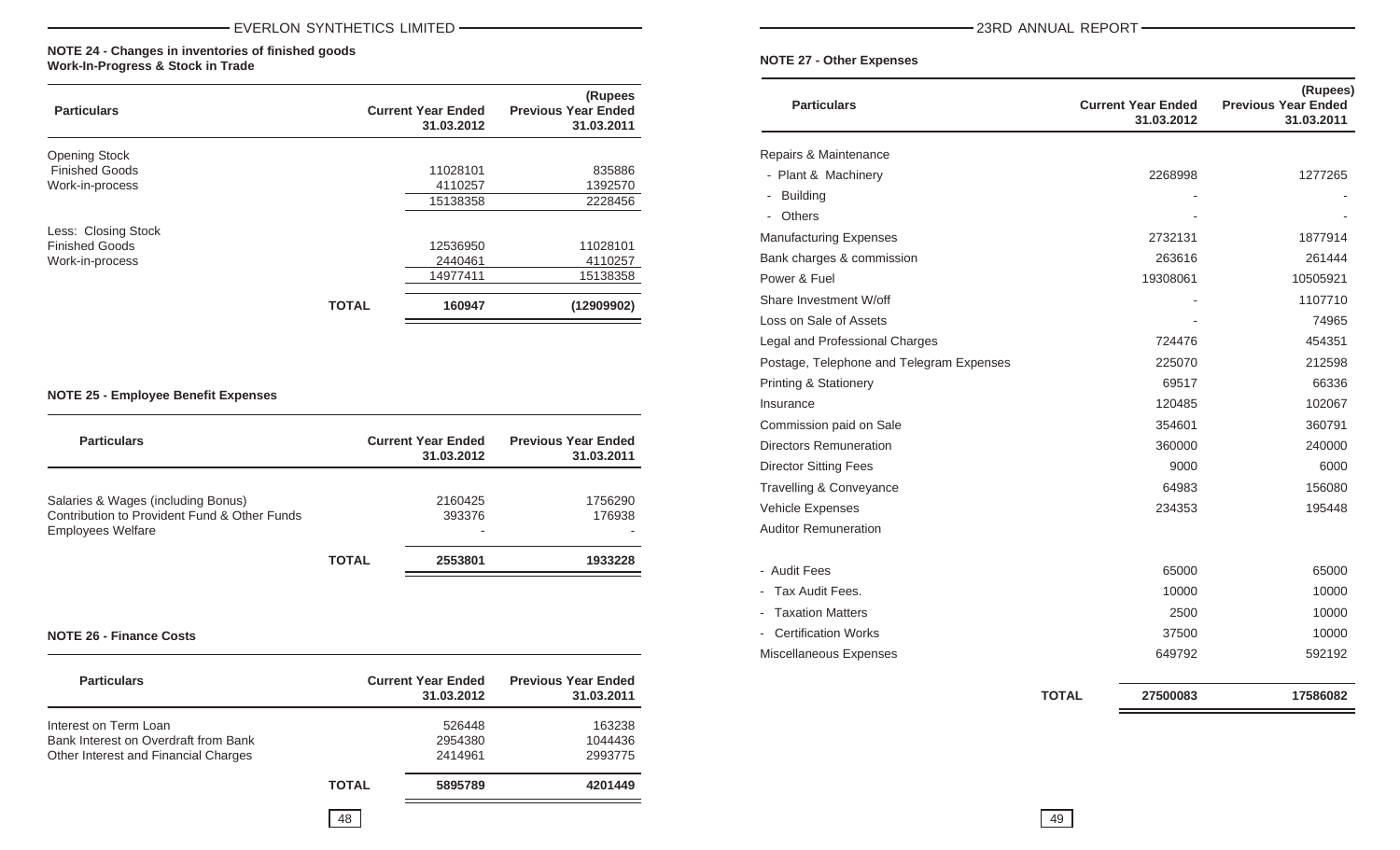## NOTE 24 - Changes in inventories of finished goods Work-In-Progress & Stock in Trade

(Rupees

| Particulars | Current Year Ended 31.03.2012 | Previous Year Ended 31.03.2011 |
|---|---|---|
| Opening Stock | | |
| Finished Goods | 11028101 | 835886 |
| Work-in-process | 4110257 | 1392570 |
| | 15138358 | 2228456 |
| Less: Closing Stock | | |
| Finished Goods | 12536950 | 11028101 |
| Work-in-process | 2440461 | 4110257 |
| | 14977411 | 15138358 |
| **TOTAL** | **160947** | **(12909902)** |

## NOTE 25 - Employee Benefit Expenses

| Particulars | Current Year Ended 31.03.2012 | Previous Year Ended 31.03.2011 |
|---|---|---|
| Salaries & Wages (including Bonus) | 2160425 | 1756290 |
| Contribution to Provident Fund & Other Funds | 393376 | 176938 |
| Employees Welfare | - | - |
| **TOTAL** | **2553801** | **1933228** |

## NOTE 26 - Finance Costs

| Particulars | Current Year Ended 31.03.2012 | Previous Year Ended 31.03.2011 |
|---|---|---|
| Interest on Term Loan | 526448 | 163238 |
| Bank Interest on Overdraft from Bank | 2954380 | 1044436 |
| Other Interest and Financial Charges | 2414961 | 2993775 |
| **TOTAL** | **5895789** | **4201449** |

## NOTE 27 - Other Expenses

(Rupees)

| Particulars | Current Year Ended 31.03.2012 | Previous Year Ended 31.03.2011 |
|---|---|---|
| Repairs & Maintenance | | |
| - Plant & Machinery | 2268998 | 1277265 |
| - Building | - | - |
| - Others | - | - |
| Manufacturing Expenses | 2732131 | 1877914 |
| Bank charges & commission | 263616 | 261444 |
| Power & Fuel | 19308061 | 10505921 |
| Share Investment W/off | - | 1107710 |
| Loss on Sale of Assets | - | 74965 |
| Legal and Professional Charges | 724476 | 454351 |
| Postage, Telephone and Telegram Expenses | 225070 | 212598 |
| Printing & Stationery | 69517 | 66336 |
| Insurance | 120485 | 102067 |
| Commission paid on Sale | 354601 | 360791 |
| Directors Remuneration | 360000 | 240000 |
| Director Sitting Fees | 9000 | 6000 |
| Travelling & Conveyance | 64983 | 156080 |
| Vehicle Expenses | 234353 | 195448 |
| Auditor Remuneration | | |
| - Audit Fees | 65000 | 65000 |
| - Tax Audit Fees. | 10000 | 10000 |
| - Taxation Matters | 2500 | 10000 |
| - Certification Works | 37500 | 10000 |
| Miscellaneous Expenses | 649792 | 592192 |
| **TOTAL** | **27500083** | **17586082** |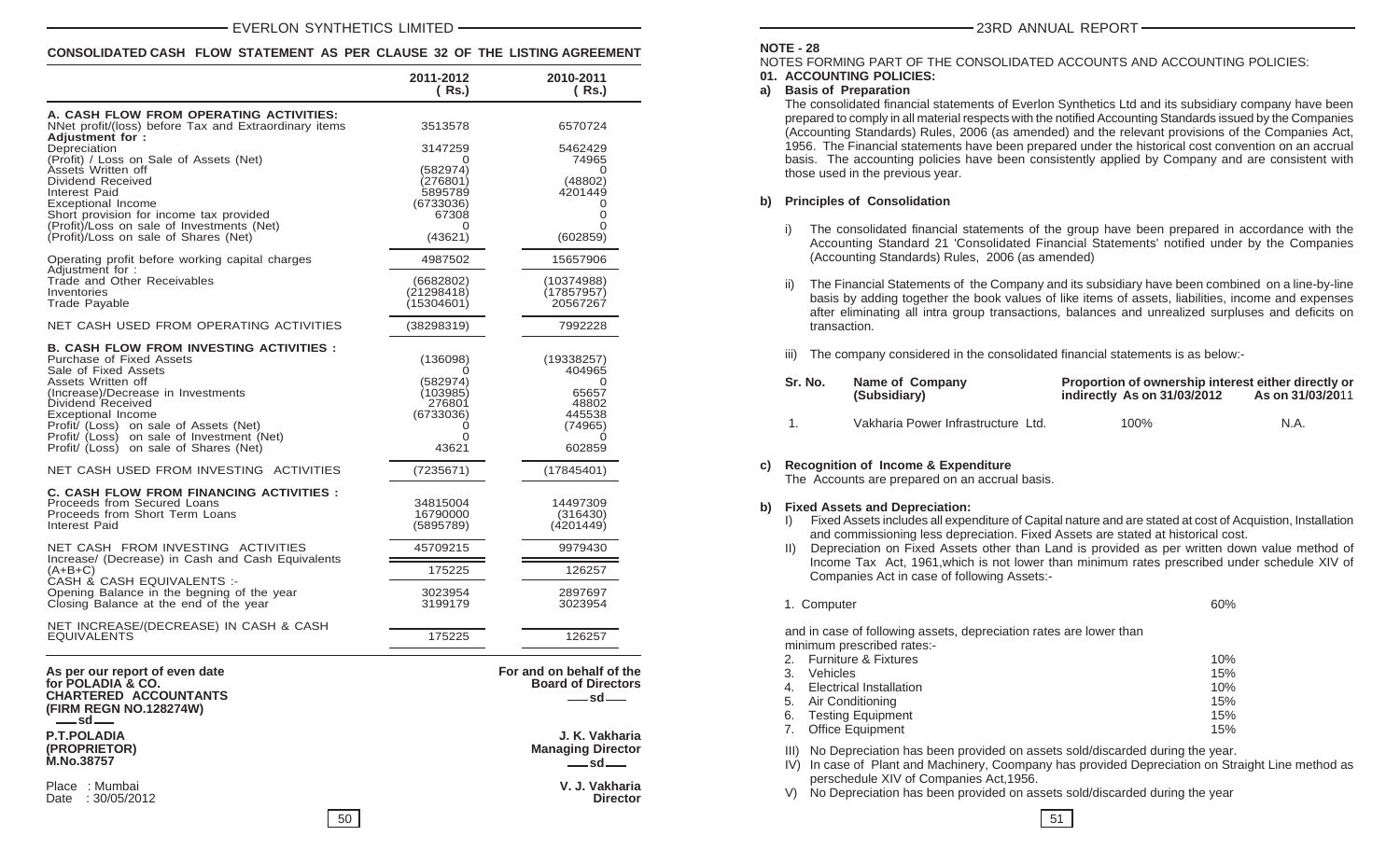## CONSOLIDATED CASH FLOW STATEMENT AS PER CLAUSE 32 OF THE LISTING AGREEMENT

| | 2011-2012 ( Rs.) | 2010-2011 ( Rs.) |
|---|---|---|
| **A. CASH FLOW FROM OPERATING ACTIVITIES:** | | |
| NNet profit/(loss) before Tax and Extraordinary items | 3513578 | 6570724 |
| **Adjustment for :** | | |
| Depreciation | 3147259 | 5462429 |
| (Profit) / Loss on Sale of Assets (Net) | 0 | 74965 |
| Assets Written off | (582974) | 0 |
| Dividend Received | (276801) | (48802) |
| Interest Paid | 5895789 | 4201449 |
| Exceptional Income | (6733036) | 0 |
| Short provision for income tax provided | 67308 | 0 |
| (Profit)/Loss on sale of Investments (Net) | 0 | 0 |
| (Profit)/Loss on sale of Shares (Net) | (43621) | (602859) |
| Operating profit before working capital charges | 4987502 | 15657906 |
| Adjustment for : | | |
| Trade and Other Receivables | (6682802) | (10374988) |
| Inventories | (21298418) | (17857957) |
| Trade Payable | (15304601) | 20567267 |
| NET CASH USED FROM OPERATING ACTIVITIES | (38298319) | 7992228 |
| **B. CASH FLOW FROM INVESTING ACTIVITIES :** | | |
| Purchase of Fixed Assets | (136098) | (19338257) |
| Sale of Fixed Assets | 0 | 404965 |
| Assets Written off | (582974) | 0 |
| (Increase)/Decrease in Investments | (103985) | 65657 |
| Dividend Received | 276801 | 48802 |
| Exceptional Income | (6733036) | 445538 |
| Profit/ (Loss) on sale of Assets (Net) | 0 | (74965) |
| Profit/ (Loss) on sale of Investment (Net) | 0 | 0 |
| Profit/ (Loss) on sale of Shares (Net) | 43621 | 602859 |
| NET CASH USED FROM INVESTING ACTIVITIES | (7235671) | (17845401) |
| **C. CASH FLOW FROM FINANCING ACTIVITIES :** | | |
| Proceeds from Secured Loans | 34815004 | 14497309 |
| Proceeds from Short Term Loans | 16790000 | (316430) |
| Interest Paid | (5895789) | (4201449) |
| NET CASH FROM INVESTING ACTIVITIES | 45709215 | 9979430 |
| Increase/ (Decrease) in Cash and Cash Equivalents (A+B+C) | 175225 | 126257 |
| CASH & CASH EQUIVALENTS :- | | |
| Opening Balance in the begning of the year | 3023954 | 2897697 |
| Closing Balance at the end of the year | 3199179 | 3023954 |
| NET INCREASE/(DECREASE) IN CASH & CASH EQUIVALENTS | 175225 | 126257 |

**As per our report of even date**
**for POLADIA & CO.**
**CHARTERED ACCOUNTANTS**
**(FIRM REGN NO.128274W)**
sd

**P.T.POLADIA**
**(PROPRIETOR)**
**M.No.38757**

Place : Mumbai
Date : 30/05/2012

**For and on behalf of the Board of Directors**
sd

**J. K. Vakharia**
**Managing Director**
sd

**V. J. Vakharia**
**Director**

## NOTE - 28

NOTES FORMING PART OF THE CONSOLIDATED ACCOUNTS AND ACCOUNTING POLICIES:

### 01. ACCOUNTING POLICIES:

**a) Basis of Preparation**

The consolidated financial statements of Everlon Synthetics Ltd and its subsidiary company have been prepared to comply in all material respects with the notified Accounting Standards issued by the Companies (Accounting Standards) Rules, 2006 (as amended) and the relevant provisions of the Companies Act, 1956. The Financial statements have been prepared under the historical cost convention on an accrual basis. The accounting policies have been consistently applied by Company and are consistent with those used in the previous year.

**b) Principles of Consolidation**

i) The consolidated financial statements of the group have been prepared in accordance with the Accounting Standard 21 'Consolidated Financial Statements' notified under by the Companies (Accounting Standards) Rules, 2006 (as amended)

ii) The Financial Statements of the Company and its subsidiary have been combined on a line-by-line basis by adding together the book values of like items of assets, liabilities, income and expenses after eliminating all intra group transactions, balances and unrealized surpluses and deficits on transaction.

iii) The company considered in the consolidated financial statements is as below:-

| Sr. No. | Name of Company (Subsidiary) | Proportion of ownership interest either directly or indirectly As on 31/03/2012 | As on 31/03/2011 |
|---|---|---|---|
| 1. | Vakharia Power Infrastructure Ltd. | 100% | N.A. |

**c) Recognition of Income & Expenditure**

The Accounts are prepared on an accrual basis.

**b) Fixed Assets and Depreciation:**

I) Fixed Assets includes all expenditure of Capital nature and are stated at cost of Acquistion, Installation and commissioning less depreciation. Fixed Assets are stated at historical cost.

II) Depreciation on Fixed Assets other than Land is provided as per written down value method of Income Tax Act, 1961,which is not lower than minimum rates prescribed under schedule XIV of Companies Act in case of following Assets:-

| | |
|---|---|
| 1. Computer | 60% |

and in case of following assets, depreciation rates are lower than minimum prescribed rates:-

| | |
|---|---|
| 2. Furniture & Fixtures | 10% |
| 3. Vehicles | 15% |
| 4. Electrical Installation | 10% |
| 5. Air Conditioning | 15% |
| 6. Testing Equipment | 15% |
| 7. Office Equipment | 15% |

III) No Depreciation has been provided on assets sold/discarded during the year.

IV) In case of Plant and Machinery, Coompany has provided Depreciation on Straight Line method as perschedule XIV of Companies Act,1956.

V) No Depreciation has been provided on assets sold/discarded during the year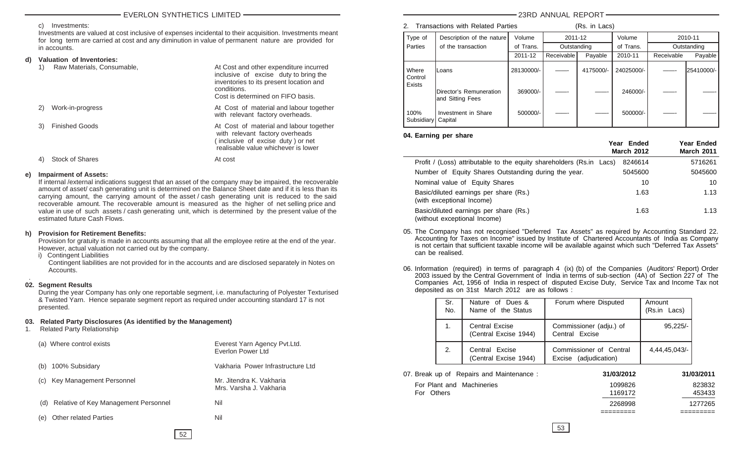c) Investments:

Investments are valued at cost inclusive of expenses incidental to their acquisition. Investments meant for long term are carried at cost and any diminution in value of permanent nature are provided for in accounts.

**d) Valuation of Inventories:**

| | |
|---|---|
| 1) Raw Materials, Consumable, | At Cost and other expenditure incurred inclusive of excise duty to bring the inventories to its present location and conditions. Cost is determined on FIFO basis. |
| 2) Work-in-progress | At Cost of material and labour together with relevant factory overheads. |
| 3) Finished Goods | At Cost of material and labour together with relevant factory overheads ( inclusive of excise duty ) or net realisable value whichever is lower |
| 4) Stock of Shares | At cost |

**e) Impairment of Assets:**

If internal /external indications suggest that an asset of the company may be impaired, the recoverable amount of asset/ cash generating unit is determined on the Balance Sheet date and if it is less than its carrying amount, the carrying amount of the asset / cash generating unit is reduced to the said recoverable amount. The recoverable amount is measured as the higher of net selling price and value in use of such assets / cash generating unit, which is determined by the present value of the estimated future Cash Flows.

**h) Provision for Retirement Benefits:**

Provision for gratuity is made in accounts assuming that all the employee retire at the end of the year. However, actual valuation not carried out by the company.

i) Contingent Liabilities

Contingent liabilities are not provided for in the accounts and are disclosed separately in Notes on Accounts.

**02. Segment Results**

During the year Company has only one reportable segment, i.e. manufacturing of Polyester Texturised & Twisted Yarn. Hence separate segment report as required under accounting standard 17 is not presented.

**03. Related Party Disclosures (As identified by the Management)**

1. Related Party Relationship

| | |
|---|---|
| (a) Where control exists | Everest Yarn Agency Pvt.Ltd.<br>Everlon Power Ltd |
| (b) 100% Subsidary | Vakharia Power Infrastructure Ltd |
| (c) Key Management Personnel | Mr. Jitendra K. Vakharia<br>Mrs. Varsha J. Vakharia |
| (d) Relative of Key Management Personnel | Nil |
| (e) Other related Parties | Nil |

2. Transactions with Related Parties (Rs. in Lacs)

| Type of Parties | Description of the nature of the transaction | Volume of Trans. 2011-12 | 2011-12 Outstanding Receivable | 2011-12 Outstanding Payable | Volume of Trans. 2010-11 | 2010-11 Outstanding Receivable | 2010-11 Outstanding Payable |
|---|---|---|---|---|---|---|---|
| Where Control Exists | Loans | 28130000/- | ——- | 4175000/- | 24025000/- | ——- | 25410000/- |
| | Director's Remuneration and Sitting Fees | 369000/- | ——- | ——- | 246000/- | ——- | ——- |
| 100% Subsidiary | Investment in Share Capital | 500000/- | ——- | ——- | 500000/- | ——- | ——- |

**04. Earning per share**

| | Year Ended March 2012 | Year Ended March 2011 |
|---|---|---|
| Profit / (Loss) attributable to the equity shareholders (Rs.in Lacs) | 8246614 | 5716261 |
| Number of Equity Shares Outstanding during the year. | 5045600 | 5045600 |
| Nominal value of Equity Shares | 10 | 10 |
| Basic/diluted earnings per share (Rs.) (with exceptional Income) | 1.63 | 1.13 |
| Basic/diluted earnings per share (Rs.) (without exceptional Income) | 1.63 | 1.13 |

05. The Company has not recognised "Deferred Tax Assets" as required by Accounting Standard 22. Accounting for Taxes on Income" issued by Institute of Chartered Accountants of India as Company is not certain that sufficient taxable income will be available against which such "Deferred Tax Assets" can be realised.

06. Information (required) in terms of paragraph 4 (ix) (b) of the Companies (Auditors' Report) Order 2003 issued by the Central Government of India in terms of sub-section (4A) of Section 227 of The Companies Act, 1956 of India in respect of disputed Excise Duty, Service Tax and Income Tax not deposited as on 31st March 2012 are as follows :

| Sr. No. | Nature of Dues & Name of the Status | Forum where Disputed | Amount (Rs.in Lacs) |
|---|---|---|---|
| 1. | Central Excise (Central Excise 1944) | Commissioner (adju.) of Central Excise | 95,225/- |
| 2. | Central Excise (Central Excise 1944) | Commissioner of Central Excise (adjudication) | 4,44,45,043/- |

07. Break up of Repairs and Maintenance :

| | 31/03/2012 | 31/03/2011 |
|---|---|---|
| For Plant and Machineries | 1099826 | 823832 |
| For Others | 1169172 | 453433 |
| | 2268998 | 1277265 |
| | ========= | ========= |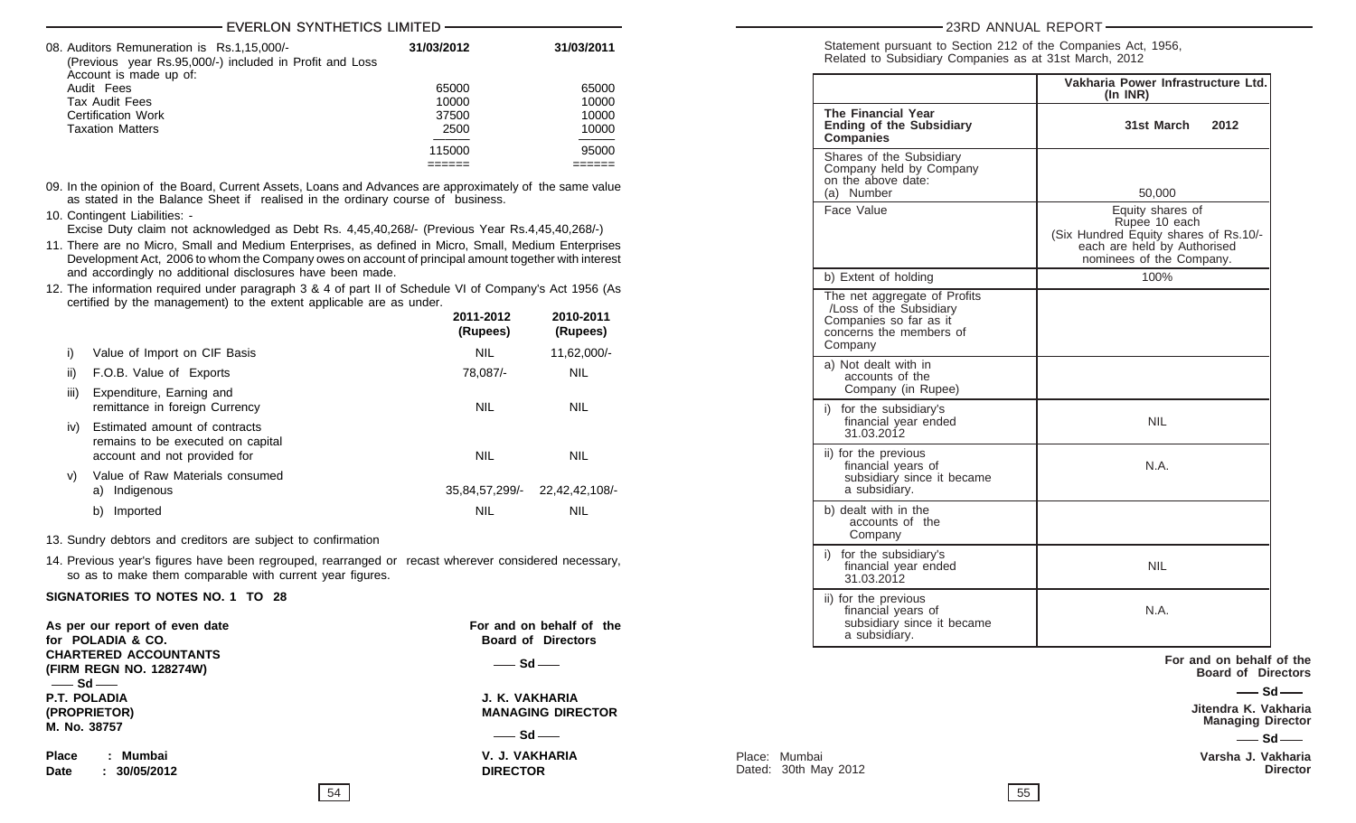08. Auditors Remuneration is Rs.1,15,000/- (Previous year Rs.95,000/-) included in Profit and Loss Account is made up of:

| | 31/03/2012 | 31/03/2011 |
|---|---|---|
| Audit Fees | 65000 | 65000 |
| Tax Audit Fees | 10000 | 10000 |
| Certification Work | 37500 | 10000 |
| Taxation Matters | 2500 | 10000 |
| | 115000 | 95000 |

09. In the opinion of the Board, Current Assets, Loans and Advances are approximately of the same value as stated in the Balance Sheet if realised in the ordinary course of business.

10. Contingent Liabilities: - Excise Duty claim not acknowledged as Debt Rs. 4,45,40,268/- (Previous Year Rs.4,45,40,268/-)

11. There are no Micro, Small and Medium Enterprises, as defined in Micro, Small, Medium Enterprises Development Act, 2006 to whom the Company owes on account of principal amount together with interest and accordingly no additional disclosures have been made.

12. The information required under paragraph 3 & 4 of part II of Schedule VI of Company's Act 1956 (As certified by the management) to the extent applicable are as under.

| | | 2011-2012 (Rupees) | 2010-2011 (Rupees) |
|---|---|---|---|
| i) | Value of Import on CIF Basis | NIL | 11,62,000/- |
| ii) | F.O.B. Value of Exports | 78,087/- | NIL |
| iii) | Expenditure, Earning and remittance in foreign Currency | NIL | NIL |
| iv) | Estimated amount of contracts remains to be executed on capital account and not provided for | NIL | NIL |
| v) | Value of Raw Materials consumed | | |
| | a) Indigenous | 35,84,57,299/- | 22,42,42,108/- |
| | b) Imported | NIL | NIL |

13. Sundry debtors and creditors are subject to confirmation

14. Previous year's figures have been regrouped, rearranged or recast wherever considered necessary, so as to make them comparable with current year figures.

**SIGNATORIES TO NOTES NO. 1 TO 28**

**As per our report of even date**
**for POLADIA & CO.**
**CHARTERED ACCOUNTANTS**
**(FIRM REGN NO. 128274W)**
—— Sd ——
**P.T. POLADIA**
**(PROPRIETOR)**
**M. No. 38757**

**Place : Mumbai**
**Date : 30/05/2012**

**For and on behalf of the Board of Directors**
—— Sd ——
**J. K. VAKHARIA**
**MANAGING DIRECTOR**
—— Sd ——
**V. J. VAKHARIA**
**DIRECTOR**

Statement pursuant to Section 212 of the Companies Act, 1956, Related to Subsidiary Companies as at 31st March, 2012

| | Vakharia Power Infrastructure Ltd. (In INR) |
|---|---|
| **The Financial Year Ending of the Subsidiary Companies** | **31st March 2012** |
| Shares of the Subsidiary Company held by Company on the above date: (a) Number | 50,000 |
| Face Value | Equity shares of Rupee 10 each (Six Hundred Equity shares of Rs.10/- each are held by Authorised nominees of the Company. |
| b) Extent of holding | 100% |
| The net aggregate of Profits /Loss of the Subsidiary Companies so far as it concerns the members of Company | |
| a) Not dealt with in accounts of the Company (in Rupee) | |
| i) for the subsidiary's financial year ended 31.03.2012 | NIL |
| ii) for the previous financial years of subsidiary since it became a subsidiary. | N.A. |
| b) dealt with in the accounts of the Company | |
| i) for the subsidiary's financial year ended 31.03.2012 | NIL |
| ii) for the previous financial years of subsidiary since it became a subsidiary. | N.A. |

**For and on behalf of the Board of Directors**
—— Sd ——
**Jitendra K. Vakharia**
**Managing Director**
—— Sd ——
**Varsha J. Vakharia**
**Director**

Place: Mumbai
Dated: 30th May 2012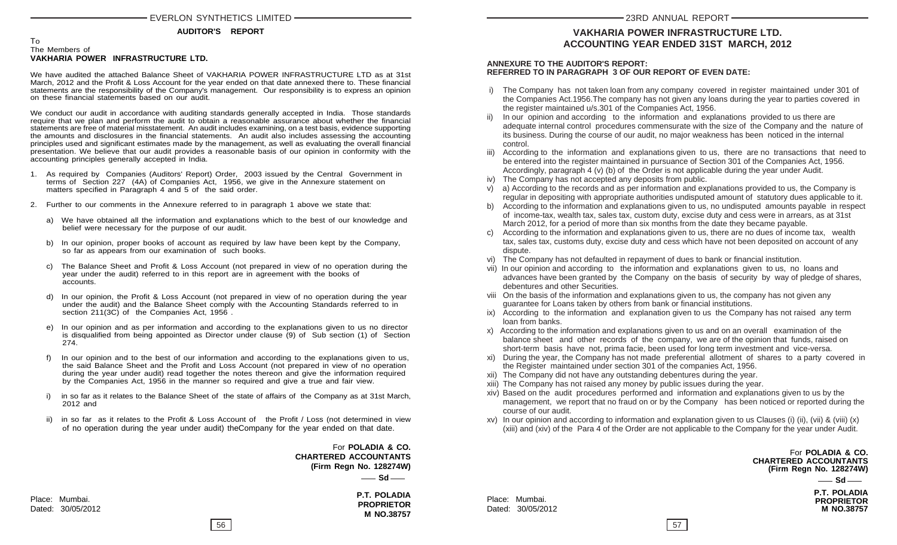## AUDITOR'S REPORT

To
The Members of
**VAKHARIA POWER INFRASTRUCTURE LTD.**

We have audited the attached Balance Sheet of VAKHARIA POWER INFRASTRUCTURE LTD as at 31st March, 2012 and the Profit & Loss Account for the year ended on that date annexed there to. These financial statements are the responsibility of the Company's management. Our responsibility is to express an opinion on these financial statements based on our audit.

We conduct our audit in accordance with auditing standards generally accepted in India. Those standards require that we plan and perform the audit to obtain a reasonable assurance about whether the financial statements are free of material misstatement. An audit includes examining, on a test basis, evidence supporting the amounts and disclosures in the financial statements. An audit also includes assessing the accounting principles used and significant estimates made by the management, as well as evaluating the overall financial presentation. We believe that our audit provides a reasonable basis of our opinion in conformity with the accounting principles generally accepted in India.

1. As required by Companies (Auditors' Report) Order, 2003 issued by the Central Government in terms of Section 227 (4A) of Companies Act, 1956, we give in the Annexure statement on matters specified in Paragraph 4 and 5 of the said order.

2. Further to our comments in the Annexure referred to in paragraph 1 above we state that:

   a) We have obtained all the information and explanations which to the best of our knowledge and belief were necessary for the purpose of our audit.

   b) In our opinion, proper books of account as required by law have been kept by the Company, so far as appears from our examination of such books.

   c) The Balance Sheet and Profit & Loss Account (not prepared in view of no operation during the year under the audit) referred to in this report are in agreement with the books of accounts.

   d) In our opinion, the Profit & Loss Account (not prepared in view of no operation during the year under the audit) and the Balance Sheet comply with the Accounting Standards referred to in section 211(3C) of the Companies Act, 1956 .

   e) In our opinion and as per information and according to the explanations given to us no director is disqualified from being appointed as Director under clause (9) of Sub section (1) of Section 274.

   f) In our opinion and to the best of our information and according to the explanations given to us, the said Balance Sheet and the Profit and Loss Account (not prepared in view of no operation during the year under audit) read together the notes thereon and give the information required by the Companies Act, 1956 in the manner so required and give a true and fair view.

   i) in so far as it relates to the Balance Sheet of the state of affairs of the Company as at 31st March, 2012 and

   ii) in so far as it relates to the Profit & Loss Account of the Profit / Loss (not determined in view of no operation during the year under audit) theCompany for the year ended on that date.

For **POLADIA & CO.**
**CHARTERED ACCOUNTANTS**
**(Firm Regn No. 128274W)**
— **Sd** —

**P.T. POLADIA**
**PROPRIETOR**
**M NO.38757**

Place: Mumbai.
Dated: 30/05/2012

## VAKHARIA POWER INFRASTRUCTURE LTD.
## ACCOUNTING YEAR ENDED 31ST MARCH, 2012

**ANNEXURE TO THE AUDITOR'S REPORT:**
**REFERRED TO IN PARAGRAPH 3 OF OUR REPORT OF EVEN DATE:**

i) The Company has not taken loan from any company covered in register maintained under 301 of the Companies Act.1956.The company has not given any loans during the year to parties covered in the register maintained u/s.301 of the Companies Act, 1956.

ii) In our opinion and according to the information and explanations provided to us there are adequate internal control procedures commensurate with the size of the Company and the nature of its business. During the course of our audit, no major weakness has been noticed in the internal control.

iii) According to the information and explanations given to us, there are no transactions that need to be entered into the register maintained in pursuance of Section 301 of the Companies Act, 1956. Accordingly, paragraph 4 (v) (b) of the Order is not applicable during the year under Audit.

iv) The Company has not accepted any deposits from public.

v) a) According to the records and as per information and explanations provided to us, the Company is regular in depositing with appropriate authorities undisputed amount of statutory dues applicable to it.

b) According to the information and explanations given to us, no undisputed amounts payable in respect of income-tax, wealth tax, sales tax, custom duty, excise duty and cess were in arrears, as at 31st March 2012, for a period of more than six months from the date they became payable.

c) According to the information and explanations given to us, there are no dues of income tax, wealth tax, sales tax, customs duty, excise duty and cess which have not been deposited on account of any dispute.

vi) The Company has not defaulted in repayment of dues to bank or financial institution.

vii) In our opinion and according to the information and explanations given to us, no loans and advances have been granted by the Company on the basis of security by way of pledge of shares, debentures and other Securities.

viii On the basis of the information and explanations given to us, the company has not given any guarantee for Loans taken by others from bank or financial institutions.

ix) According to the information and explanation given to us the Company has not raised any term loan from banks.

x) According to the information and explanations given to us and on an overall examination of the balance sheet and other records of the company, we are of the opinion that funds, raised on short-term basis have not, prima facie, been used for long term investment and vice-versa.

xi) During the year, the Company has not made preferential allotment of shares to a party covered in the Register maintained under section 301 of the companies Act, 1956.

xii) The Company did not have any outstanding debentures during the year.

xiii) The Company has not raised any money by public issues during the year.

xiv) Based on the audit procedures performed and information and explanations given to us by the management, we report that no fraud on or by the Company has been noticed or reported during the course of our audit.

xv) In our opinion and according to information and explanation given to us Clauses (i) (ii), (vii) & (viii) (x) (xiii) and (xiv) of the Para 4 of the Order are not applicable to the Company for the year under Audit.

For **POLADIA & CO.**
**CHARTERED ACCOUNTANTS**
**(Firm Regn No. 128274W)**
— **Sd** —

**P.T. POLADIA**
**PROPRIETOR**
**M NO.38757**

Place: Mumbai.
Dated: 30/05/2012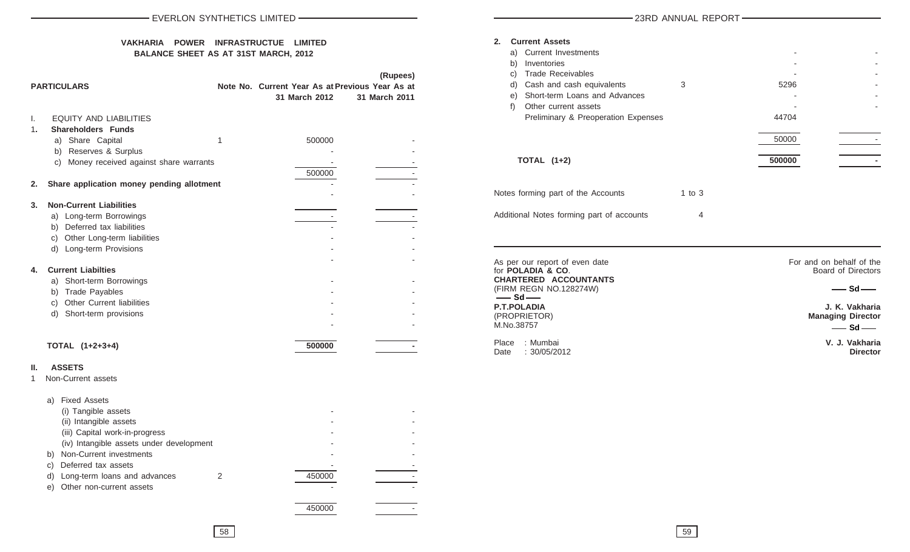## VAKHARIA POWER INFRASTRUCTUE LIMITED

## BALANCE SHEET AS AT 31ST MARCH, 2012

(Rupees)

| PARTICULARS | Note No. | Current Year As at 31 March 2012 | Previous Year As at 31 March 2011 |
|---|---|---|---|
| **I. EQUITY AND LIABILITIES** | | | |
| **1. Shareholders Funds** | | | |
| a) Share Capital | 1 | 500000 | - |
| b) Reserves & Surplus | | - | - |
| c) Money received against share warrants | | - | - |
| | | 500000 | - |
| **2. Share application money pending allotment** | | - | - |
| | | - | - |
| **3. Non-Current Liabilities** | | | |
| a) Long-term Borrowings | | - | - |
| b) Deferred tax liabilities | | - | - |
| c) Other Long-term liabilities | | - | - |
| d) Long-term Provisions | | - | - |
| | | - | - |
| **4. Current Liabilties** | | | |
| a) Short-term Borrowings | | - | - |
| b) Trade Payables | | - | - |
| c) Other Current liabilities | | - | - |
| d) Short-term provisions | | - | - |
| | | - | - |
| **TOTAL (1+2+3+4)** | | **500000** | **-** |
| **II. ASSETS** | | | |
| 1 Non-Current assets | | | |
| a) Fixed Assets | | | |
| (i) Tangible assets | | - | - |
| (ii) Intangible assets | | - | - |
| (iii) Capital work-in-progress | | - | - |
| (iv) Intangible assets under development | | - | - |
| b) Non-Current investments | | - | - |
| c) Deferred tax assets | | - | - |
| d) Long-term loans and advances | 2 | 450000 | - |
| e) Other non-current assets | | - | - |
| | | 450000 | - |
| **2. Current Assets** | | | |
| a) Current Investments | | - | - |
| b) Inventories | | - | - |
| c) Trade Receivables | | - | - |
| d) Cash and cash equivalents | 3 | 5296 | - |
| e) Short-term Loans and Advances | | - | - |
| f) Other current assets | | - | - |
| Preliminary & Preoperation Expenses | | 44704 | |
| | | 50000 | - |
| **TOTAL (1+2)** | | **500000** | **-** |

Notes forming part of the Accounts 1 to 3

Additional Notes forming part of accounts 4

As per our report of even date
for **POLADIA & CO**.
**CHARTERED ACCOUNTANTS**
(FIRM REGN NO.128274W)
—— Sd ——
**P.T.POLADIA**
(PROPRIETOR)
M.No.38757

Place : Mumbai
Date : 30/05/2012

For and on behalf of the Board of Directors

—— Sd ——
**J. K. Vakharia**
**Managing Director**

—— Sd ——
**V. J. Vakharia**
**Director**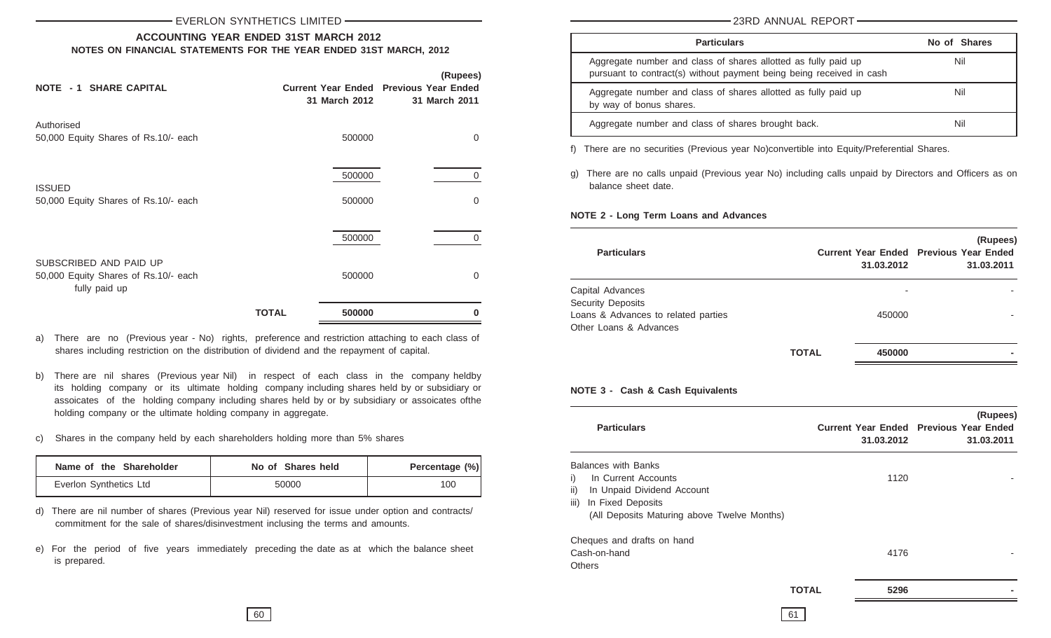## EVERLON SYNTHETICS LIMITED

### ACCOUNTING YEAR ENDED 31ST MARCH 2012

### NOTES ON FINANCIAL STATEMENTS FOR THE YEAR ENDED 31ST MARCH, 2012

(Rupees)

| NOTE - 1 SHARE CAPITAL | | Current Year Ended 31 March 2012 | Previous Year Ended 31 March 2011 |
|---|---|---|---|
| Authorised | | | |
| 50,000 Equity Shares of Rs.10/- each | | 500000 | 0 |
| | | 500000 | 0 |
| ISSUED | | | |
| 50,000 Equity Shares of Rs.10/- each | | 500000 | 0 |
| | | 500000 | 0 |
| SUBSCRIBED AND PAID UP | | | |
| 50,000 Equity Shares of Rs.10/- each fully paid up | | 500000 | 0 |
| | **TOTAL** | **500000** | **0** |

a) There are no (Previous year - No) rights, preference and restriction attaching to each class of shares including restriction on the distribution of dividend and the repayment of capital.

b) There are nil shares (Previous year Nil) in respect of each class in the company heldby its holding company or its ultimate holding company including shares held by or subsidiary or assoicates of the holding company including shares held by or by subsidiary or assoicates ofthe holding company or the ultimate holding company in aggregate.

c) Shares in the company held by each shareholders holding more than 5% shares

| Name of the Shareholder | No of Shares held | Percentage (%) |
|---|---|---|
| Everlon Synthetics Ltd | 50000 | 100 |

d) There are nil number of shares (Previous year Nil) reserved for issue under option and contracts/ commitment for the sale of shares/disinvestment inclusing the terms and amounts.

e) For the period of five years immediately preceding the date as at which the balance sheet is prepared.

| Particulars | No of Shares |
|---|---|
| Aggregate number and class of shares allotted as fully paid up pursuant to contract(s) without payment being being received in cash | Nil |
| Aggregate number and class of shares allotted as fully paid up by way of bonus shares. | Nil |
| Aggregate number and class of shares brought back. | Nil |

f) There are no securities (Previous year No)convertible into Equity/Preferential Shares.

g) There are no calls unpaid (Previous year No) including calls unpaid by Directors and Officers as on balance sheet date.

**NOTE 2 - Long Term Loans and Advances**

(Rupees)

| Particulars | | Current Year Ended 31.03.2012 | Previous Year Ended 31.03.2011 |
|---|---|---|---|
| Capital Advances | | - | - |
| Security Deposits | | | |
| Loans & Advances to related parties | | 450000 | - |
| Other Loans & Advances | | | |
| | **TOTAL** | **450000** | **-** |

**NOTE 3 - Cash & Cash Equivalents**

(Rupees)

| Particulars | | Current Year Ended 31.03.2012 | Previous Year Ended 31.03.2011 |
|---|---|---|---|
| Balances with Banks | | | |
| i) In Current Accounts | | 1120 | - |
| ii) In Unpaid Dividend Account | | | |
| iii) In Fixed Deposits (All Deposits Maturing above Twelve Months) | | | |
| Cheques and drafts on hand | | | |
| Cash-on-hand | | 4176 | - |
| Others | | | |
| | **TOTAL** | **5296** | **-** |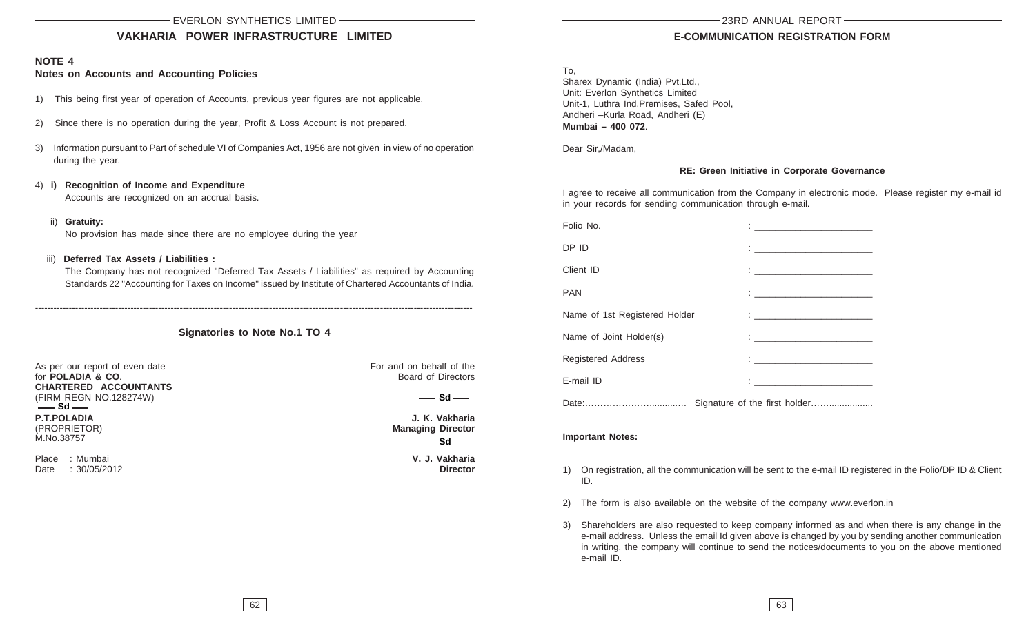## VAKHARIA POWER INFRASTRUCTURE LIMITED

### NOTE 4
### Notes on Accounts and Accounting Policies

1) This being first year of operation of Accounts, previous year figures are not applicable.

2) Since there is no operation during the year, Profit & Loss Account is not prepared.

3) Information pursuant to Part of schedule VI of Companies Act, 1956 are not given in view of no operation during the year.

4) **i) Recognition of Income and Expenditure**
   Accounts are recognized on an accrual basis.

   ii) **Gratuity:**
   No provision has made since there are no employee during the year

   iii) **Deferred Tax Assets / Liabilities :**
   The Company has not recognized "Deferred Tax Assets / Liabilities" as required by Accounting Standards 22 "Accounting for Taxes on Income" issued by Institute of Chartered Accountants of India.

---

**Signatories to Note No.1 TO 4**

As per our report of even date
for **POLADIA & CO**.
**CHARTERED ACCOUNTANTS**
(FIRM REGN NO.128274W)
**— Sd —**
**P.T.POLADIA**
(PROPRIETOR)
M.No.38757

Place : Mumbai
Date : 30/05/2012

For and on behalf of the
Board of Directors

**— Sd —**
**J. K. Vakharia**
**Managing Director**

**— Sd —**
**V. J. Vakharia**
**Director**

## E-COMMUNICATION REGISTRATION FORM

To,
Sharex Dynamic (India) Pvt.Ltd.,
Unit: Everlon Synthetics Limited
Unit-1, Luthra Ind.Premises, Safed Pool,
Andheri –Kurla Road, Andheri (E)
**Mumbai – 400 072**.

Dear Sir,/Madam,

**RE: Green Initiative in Corporate Governance**

I agree to receive all communication from the Company in electronic mode. Please register my e-mail id in your records for sending communication through e-mail.

Folio No. : _______________________

DP ID : _______________________

Client ID : _______________________

PAN : _______________________

Name of 1st Registered Holder : _______________________

Name of Joint Holder(s) : _______________________

Registered Address : _______________________

E-mail ID : _______________________

Date:………………….............. Signature of the first holder……................

**Important Notes:**

1) On registration, all the communication will be sent to the e-mail ID registered in the Folio/DP ID & Client ID.

2) The form is also available on the website of the company www.everlon.in

3) Shareholders are also requested to keep company informed as and when there is any change in the e-mail address. Unless the email Id given above is changed by you by sending another communication in writing, the company will continue to send the notices/documents to you on the above mentioned e-mail ID.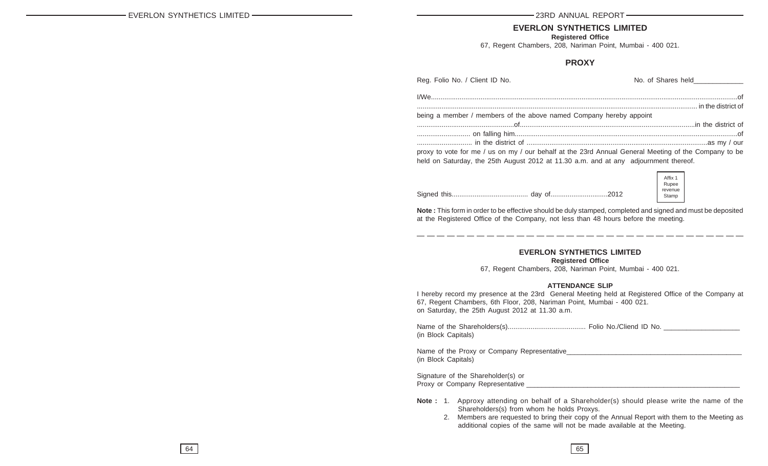## EVERLON SYNTHETICS LIMITED

**Registered Office**

67, Regent Chambers, 208, Nariman Point, Mumbai - 400 021.

### PROXY

Reg. Folio No. / Client ID No. No. of Shares held_____________

I/We...................................................................................................................................................................of

........................................................................................................................................................ in the district of

being a member / members of the above named Company hereby appoint

...................................................of............................................................................................in the district of

............................ on falling him...................................................................................................................of

............................ in the district of ...............................................................................................as my / our

proxy to vote for me / us on my / our behalf at the 23rd Annual General Meeting of the Company to be held on Saturday, the 25th August 2012 at 11.30 a.m. and at any adjournment thereof.

Signed this........................................ day of.............................2012

Affix 1 Rupee revenue Stamp

**Note :** This form in order to be effective should be duly stamped, completed and signed and must be deposited at the Registered Office of the Company, not less than 48 hours before the meeting.

---

## EVERLON SYNTHETICS LIMITED

**Registered Office**

67, Regent Chambers, 208, Nariman Point, Mumbai - 400 021.

### ATTENDANCE SLIP

I hereby record my presence at the 23rd General Meeting held at Registered Office of the Company at 67, Regent Chambers, 6th Floor, 208, Nariman Point, Mumbai - 400 021.
on Saturday, the 25th August 2012 at 11.30 a.m.

Name of the Shareholders(s)........................................ Folio No./Cliend ID No. ____________________
(in Block Capitals)

Name of the Proxy or Company Representative_______________________________________________
(in Block Capitals)

Signature of the Shareholder(s) or
Proxy or Company Representative _________________________________________________________

**Note :**
1. Approxy attending on behalf of a Shareholder(s) should please write the name of the Shareholders(s) from whom he holds Proxys.
2. Members are requested to bring their copy of the Annual Report with them to the Meeting as additional copies of the same will not be made available at the Meeting.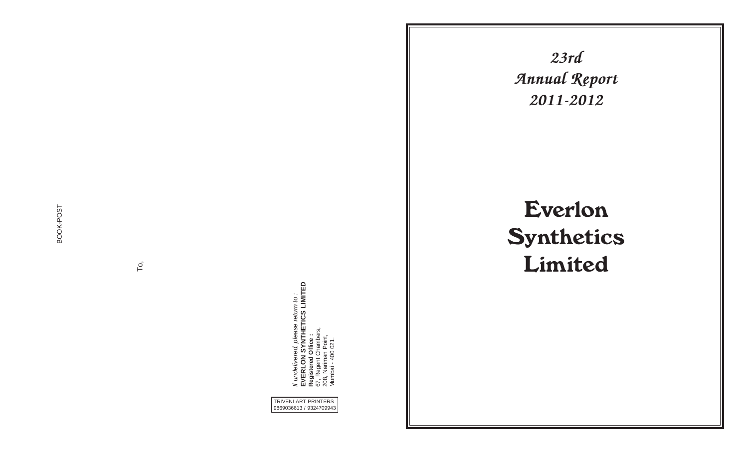BOOK-POST

To,

*If undelivered, please return to :*

**EVERLON SYNTHETICS LIMITED**

**Registered Office :**

67, Regent Chambers,

208, Nariman Point,

Mumbai - 400 021.

TRIVENI ART PRINTERS

9869036613 / 9324709943

*23rd*

*Annual Report*

*2011-2012*

# Everlon Synthetics Limited